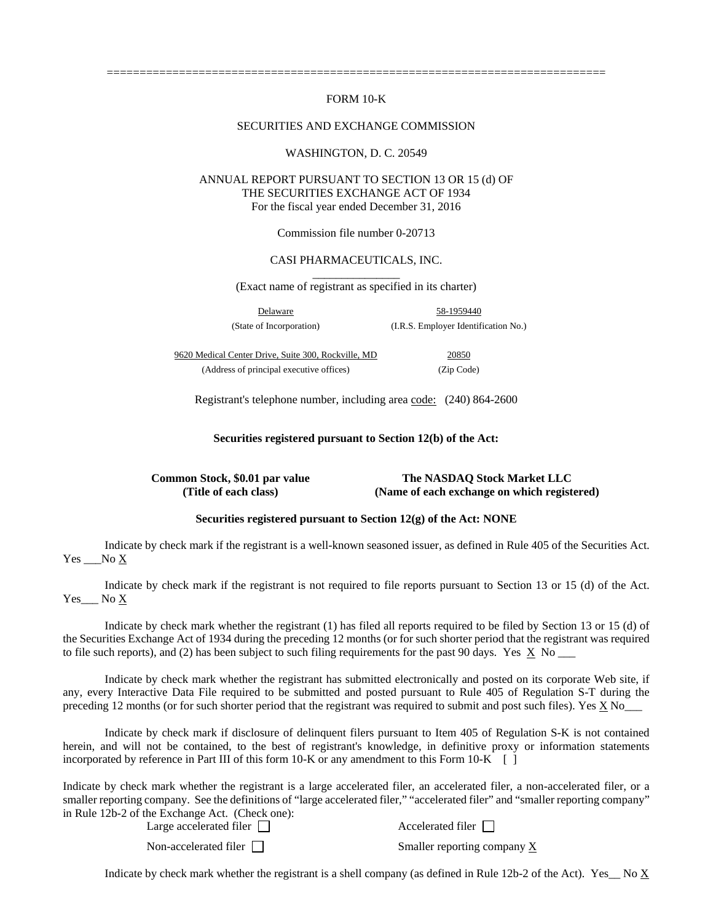===========================================================================

FORM 10-K

SECURITIES AND EXCHANGE COMMISSION

WASHINGTON, D. C. 20549

ANNUAL REPORT PURSUANT TO SECTION 13 OR 15 (d) OF
THE SECURITIES EXCHANGE ACT OF 1934
For the fiscal year ended December 31, 2016

Commission file number 0-20713

CASI PHARMACEUTICALS, INC.

(Exact name of registrant as specified in its charter)

| Delaware | 58-1959440 |
|---|---|
| (State of Incorporation) | (I.R.S. Employer Identification No.) |
| 9620 Medical Center Drive, Suite 300, Rockville, MD | 20850 |
| (Address of principal executive offices) | (Zip Code) |

Registrant's telephone number, including area code: (240) 864-2600

**Securities registered pursuant to Section 12(b) of the Act:**

| **Common Stock, $0.01 par value** | **The NASDAQ Stock Market LLC** |
|---|---|
| **(Title of each class)** | **(Name of each exchange on which registered)** |

**Securities registered pursuant to Section 12(g) of the Act: NONE**

Indicate by check mark if the registrant is a well-known seasoned issuer, as defined in Rule 405 of the Securities Act. Yes ___No X

Indicate by check mark if the registrant is not required to file reports pursuant to Section 13 or 15 (d) of the Act. Yes___ No X

Indicate by check mark whether the registrant (1) has filed all reports required to be filed by Section 13 or 15 (d) of the Securities Exchange Act of 1934 during the preceding 12 months (or for such shorter period that the registrant was required to file such reports), and (2) has been subject to such filing requirements for the past 90 days. Yes X No ___

Indicate by check mark whether the registrant has submitted electronically and posted on its corporate Web site, if any, every Interactive Data File required to be submitted and posted pursuant to Rule 405 of Regulation S-T during the preceding 12 months (or for such shorter period that the registrant was required to submit and post such files). Yes X No___

Indicate by check mark if disclosure of delinquent filers pursuant to Item 405 of Regulation S-K is not contained herein, and will not be contained, to the best of registrant's knowledge, in definitive proxy or information statements incorporated by reference in Part III of this form 10-K or any amendment to this Form 10-K [ ]

Indicate by check mark whether the registrant is a large accelerated filer, an accelerated filer, a non-accelerated filer, or a smaller reporting company. See the definitions of "large accelerated filer," "accelerated filer" and "smaller reporting company" in Rule 12b-2 of the Exchange Act. (Check one):

| Large accelerated filer ☐ | Accelerated filer ☐ |
|---|---|
| Non-accelerated filer ☐ | Smaller reporting company X |

Indicate by check mark whether the registrant is a shell company (as defined in Rule 12b-2 of the Act). Yes__ No X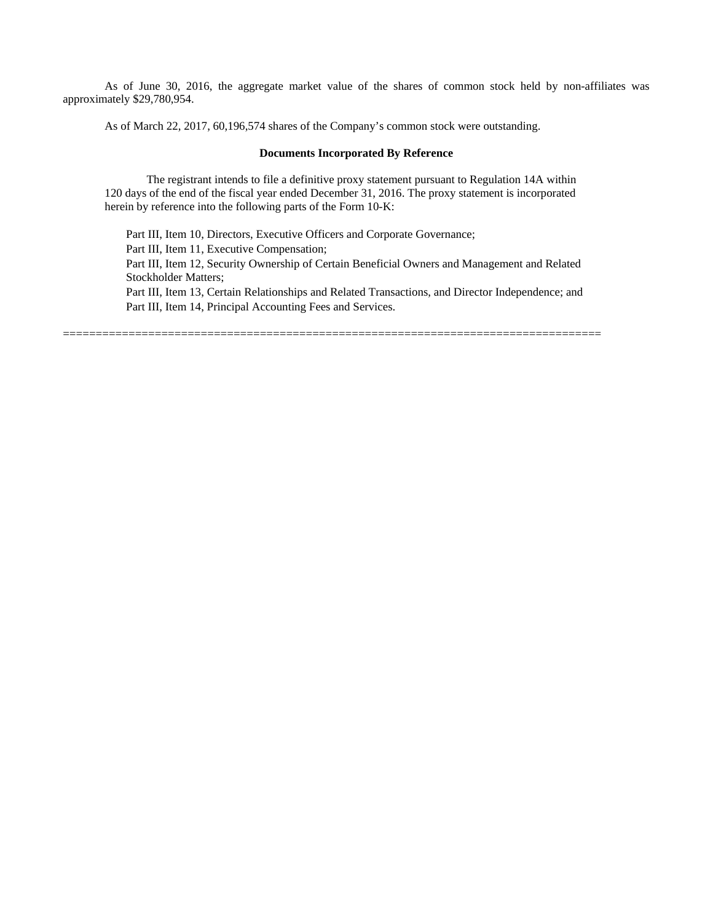As of June 30, 2016, the aggregate market value of the shares of common stock held by non-affiliates was approximately $29,780,954.

As of March 22, 2017, 60,196,574 shares of the Company's common stock were outstanding.

**Documents Incorporated By Reference**

The registrant intends to file a definitive proxy statement pursuant to Regulation 14A within 120 days of the end of the fiscal year ended December 31, 2016. The proxy statement is incorporated herein by reference into the following parts of the Form 10-K:

Part III, Item 10, Directors, Executive Officers and Corporate Governance;
Part III, Item 11, Executive Compensation;
Part III, Item 12, Security Ownership of Certain Beneficial Owners and Management and Related Stockholder Matters;
Part III, Item 13, Certain Relationships and Related Transactions, and Director Independence; and
Part III, Item 14, Principal Accounting Fees and Services.

================================================================================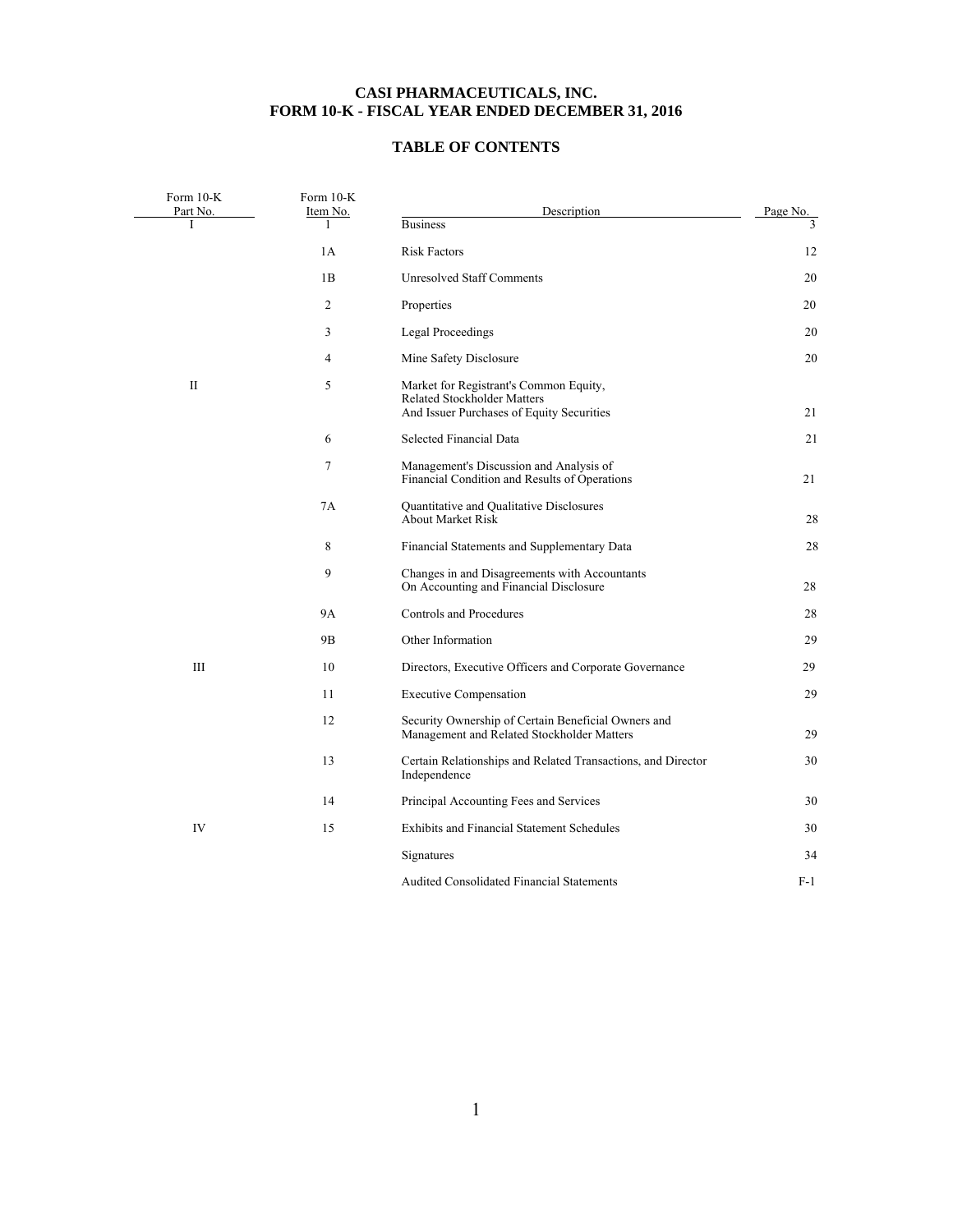**CASI PHARMACEUTICALS, INC.**
**FORM 10-K - FISCAL YEAR ENDED DECEMBER 31, 2016**

**TABLE OF CONTENTS**

| Form 10-K Part No. | Form 10-K Item No. | Description | Page No. |
|---|---|---|---|
| I | 1 | Business | 3 |
| | 1A | Risk Factors | 12 |
| | 1B | Unresolved Staff Comments | 20 |
| | 2 | Properties | 20 |
| | 3 | Legal Proceedings | 20 |
| | 4 | Mine Safety Disclosure | 20 |
| II | 5 | Market for Registrant's Common Equity, Related Stockholder Matters And Issuer Purchases of Equity Securities | 21 |
| | 6 | Selected Financial Data | 21 |
| | 7 | Management's Discussion and Analysis of Financial Condition and Results of Operations | 21 |
| | 7A | Quantitative and Qualitative Disclosures About Market Risk | 28 |
| | 8 | Financial Statements and Supplementary Data | 28 |
| | 9 | Changes in and Disagreements with Accountants On Accounting and Financial Disclosure | 28 |
| | 9A | Controls and Procedures | 28 |
| | 9B | Other Information | 29 |
| III | 10 | Directors, Executive Officers and Corporate Governance | 29 |
| | 11 | Executive Compensation | 29 |
| | 12 | Security Ownership of Certain Beneficial Owners and Management and Related Stockholder Matters | 29 |
| | 13 | Certain Relationships and Related Transactions, and Director Independence | 30 |
| | 14 | Principal Accounting Fees and Services | 30 |
| IV | 15 | Exhibits and Financial Statement Schedules | 30 |
| | | Signatures | 34 |
| | | Audited Consolidated Financial Statements | F-1 |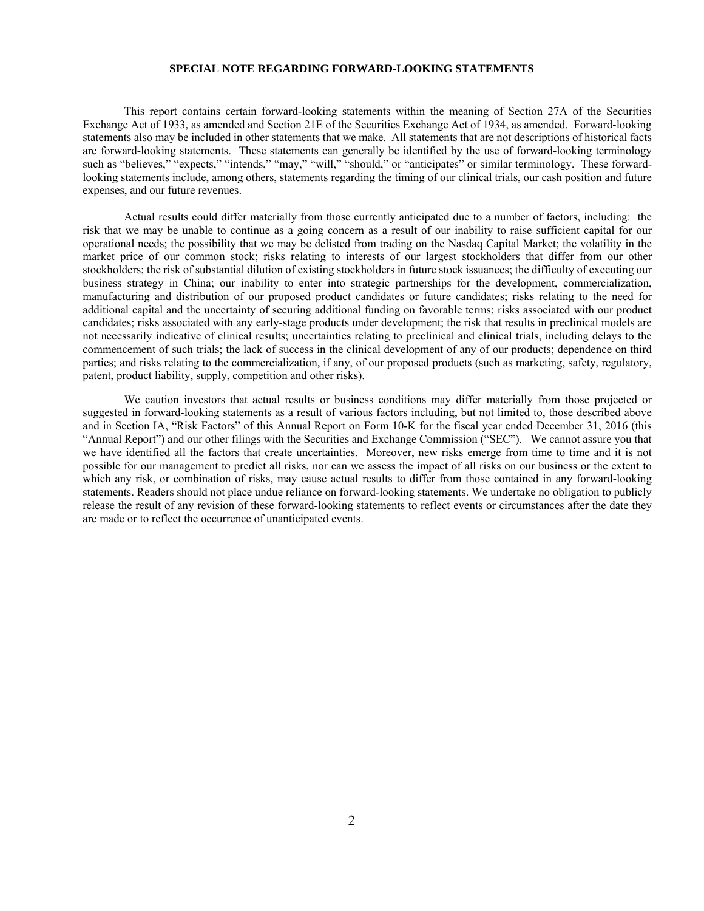## SPECIAL NOTE REGARDING FORWARD-LOOKING STATEMENTS

This report contains certain forward-looking statements within the meaning of Section 27A of the Securities Exchange Act of 1933, as amended and Section 21E of the Securities Exchange Act of 1934, as amended. Forward-looking statements also may be included in other statements that we make. All statements that are not descriptions of historical facts are forward-looking statements. These statements can generally be identified by the use of forward-looking terminology such as "believes," "expects," "intends," "may," "will," "should," or "anticipates" or similar terminology. These forward-looking statements include, among others, statements regarding the timing of our clinical trials, our cash position and future expenses, and our future revenues.

Actual results could differ materially from those currently anticipated due to a number of factors, including: the risk that we may be unable to continue as a going concern as a result of our inability to raise sufficient capital for our operational needs; the possibility that we may be delisted from trading on the Nasdaq Capital Market; the volatility in the market price of our common stock; risks relating to interests of our largest stockholders that differ from our other stockholders; the risk of substantial dilution of existing stockholders in future stock issuances; the difficulty of executing our business strategy in China; our inability to enter into strategic partnerships for the development, commercialization, manufacturing and distribution of our proposed product candidates or future candidates; risks relating to the need for additional capital and the uncertainty of securing additional funding on favorable terms; risks associated with our product candidates; risks associated with any early-stage products under development; the risk that results in preclinical models are not necessarily indicative of clinical results; uncertainties relating to preclinical and clinical trials, including delays to the commencement of such trials; the lack of success in the clinical development of any of our products; dependence on third parties; and risks relating to the commercialization, if any, of our proposed products (such as marketing, safety, regulatory, patent, product liability, supply, competition and other risks).

We caution investors that actual results or business conditions may differ materially from those projected or suggested in forward-looking statements as a result of various factors including, but not limited to, those described above and in Section IA, "Risk Factors" of this Annual Report on Form 10-K for the fiscal year ended December 31, 2016 (this "Annual Report") and our other filings with the Securities and Exchange Commission ("SEC"). We cannot assure you that we have identified all the factors that create uncertainties. Moreover, new risks emerge from time to time and it is not possible for our management to predict all risks, nor can we assess the impact of all risks on our business or the extent to which any risk, or combination of risks, may cause actual results to differ from those contained in any forward-looking statements. Readers should not place undue reliance on forward-looking statements. We undertake no obligation to publicly release the result of any revision of these forward-looking statements to reflect events or circumstances after the date they are made or to reflect the occurrence of unanticipated events.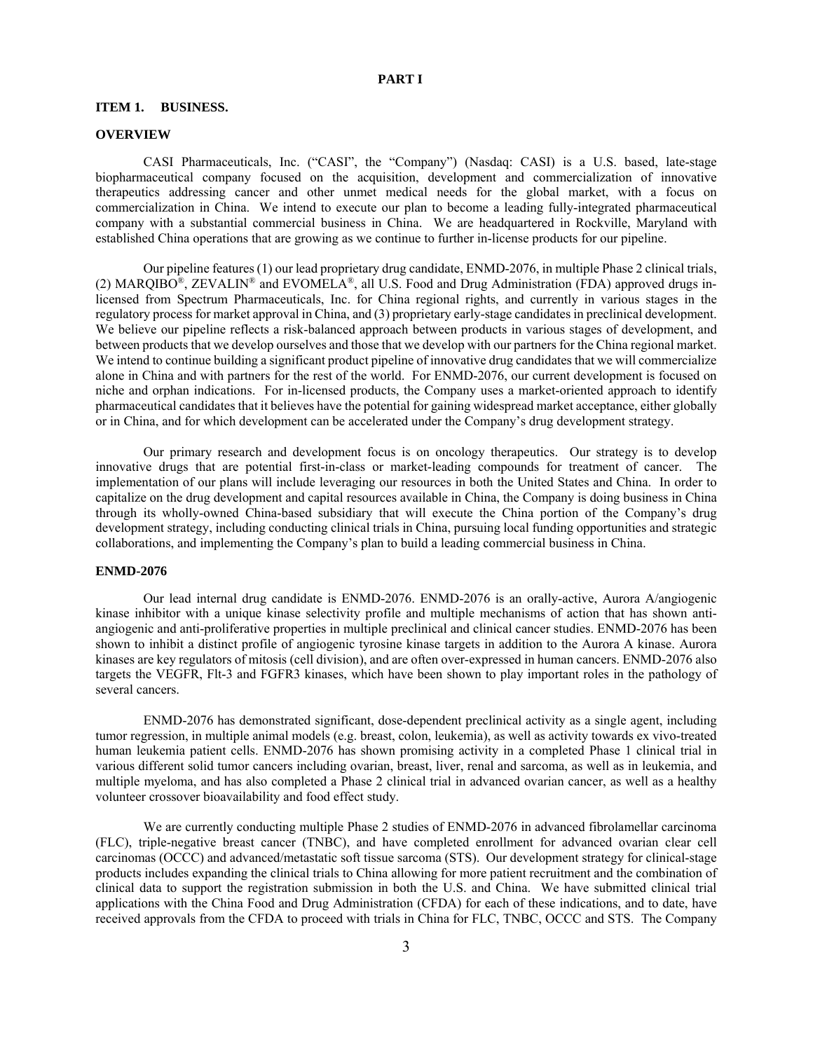# PART I

## ITEM 1. BUSINESS.

### OVERVIEW

CASI Pharmaceuticals, Inc. ("CASI", the "Company") (Nasdaq: CASI) is a U.S. based, late-stage biopharmaceutical company focused on the acquisition, development and commercialization of innovative therapeutics addressing cancer and other unmet medical needs for the global market, with a focus on commercialization in China. We intend to execute our plan to become a leading fully-integrated pharmaceutical company with a substantial commercial business in China. We are headquartered in Rockville, Maryland with established China operations that are growing as we continue to further in-license products for our pipeline.

Our pipeline features (1) our lead proprietary drug candidate, ENMD-2076, in multiple Phase 2 clinical trials, (2) MARQIBO®, ZEVALIN® and EVOMELA®, all U.S. Food and Drug Administration (FDA) approved drugs in-licensed from Spectrum Pharmaceuticals, Inc. for China regional rights, and currently in various stages in the regulatory process for market approval in China, and (3) proprietary early-stage candidates in preclinical development. We believe our pipeline reflects a risk-balanced approach between products in various stages of development, and between products that we develop ourselves and those that we develop with our partners for the China regional market. We intend to continue building a significant product pipeline of innovative drug candidates that we will commercialize alone in China and with partners for the rest of the world. For ENMD-2076, our current development is focused on niche and orphan indications. For in-licensed products, the Company uses a market-oriented approach to identify pharmaceutical candidates that it believes have the potential for gaining widespread market acceptance, either globally or in China, and for which development can be accelerated under the Company's drug development strategy.

Our primary research and development focus is on oncology therapeutics. Our strategy is to develop innovative drugs that are potential first-in-class or market-leading compounds for treatment of cancer. The implementation of our plans will include leveraging our resources in both the United States and China. In order to capitalize on the drug development and capital resources available in China, the Company is doing business in China through its wholly-owned China-based subsidiary that will execute the China portion of the Company's drug development strategy, including conducting clinical trials in China, pursuing local funding opportunities and strategic collaborations, and implementing the Company's plan to build a leading commercial business in China.

### ENMD-2076

Our lead internal drug candidate is ENMD-2076. ENMD-2076 is an orally-active, Aurora A/angiogenic kinase inhibitor with a unique kinase selectivity profile and multiple mechanisms of action that has shown anti-angiogenic and anti-proliferative properties in multiple preclinical and clinical cancer studies. ENMD-2076 has been shown to inhibit a distinct profile of angiogenic tyrosine kinase targets in addition to the Aurora A kinase. Aurora kinases are key regulators of mitosis (cell division), and are often over-expressed in human cancers. ENMD-2076 also targets the VEGFR, Flt-3 and FGFR3 kinases, which have been shown to play important roles in the pathology of several cancers.

ENMD-2076 has demonstrated significant, dose-dependent preclinical activity as a single agent, including tumor regression, in multiple animal models (e.g. breast, colon, leukemia), as well as activity towards ex vivo-treated human leukemia patient cells. ENMD-2076 has shown promising activity in a completed Phase 1 clinical trial in various different solid tumor cancers including ovarian, breast, liver, renal and sarcoma, as well as in leukemia, and multiple myeloma, and has also completed a Phase 2 clinical trial in advanced ovarian cancer, as well as a healthy volunteer crossover bioavailability and food effect study.

We are currently conducting multiple Phase 2 studies of ENMD-2076 in advanced fibrolamellar carcinoma (FLC), triple-negative breast cancer (TNBC), and have completed enrollment for advanced ovarian clear cell carcinomas (OCCC) and advanced/metastatic soft tissue sarcoma (STS). Our development strategy for clinical-stage products includes expanding the clinical trials to China allowing for more patient recruitment and the combination of clinical data to support the registration submission in both the U.S. and China. We have submitted clinical trial applications with the China Food and Drug Administration (CFDA) for each of these indications, and to date, have received approvals from the CFDA to proceed with trials in China for FLC, TNBC, OCCC and STS. The Company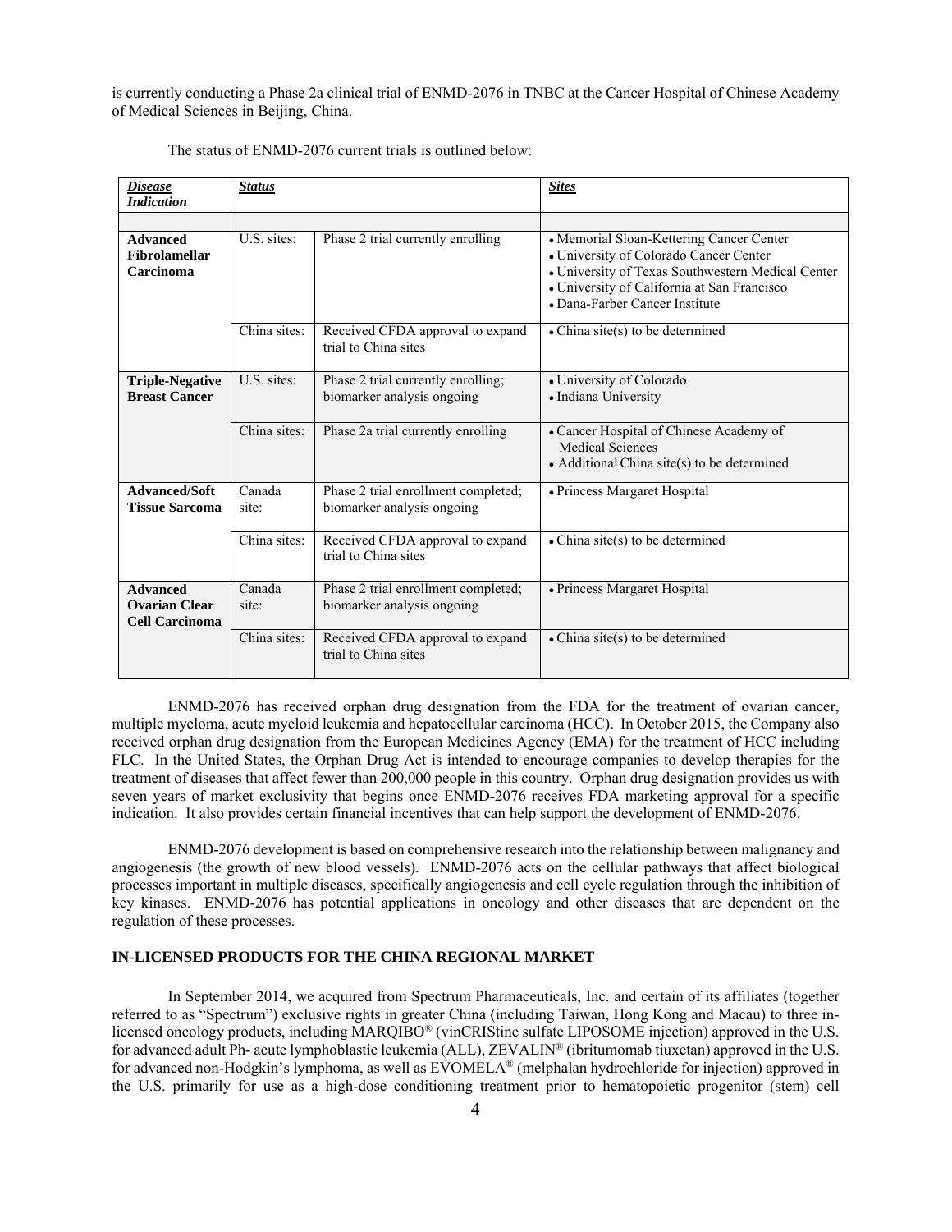is currently conducting a Phase 2a clinical trial of ENMD-2076 in TNBC at the Cancer Hospital of Chinese Academy of Medical Sciences in Beijing, China.

The status of ENMD-2076 current trials is outlined below:

| ***Disease Indication*** | ***Status*** | | ***Sites*** |
|---|---|---|---|
| **Advanced Fibrolamellar Carcinoma** | U.S. sites: | Phase 2 trial currently enrolling | • Memorial Sloan-Kettering Cancer Center<br>• University of Colorado Cancer Center<br>• University of Texas Southwestern Medical Center<br>• University of California at San Francisco<br>• Dana-Farber Cancer Institute |
| | China sites: | Received CFDA approval to expand trial to China sites | • China site(s) to be determined |
| **Triple-Negative Breast Cancer** | U.S. sites: | Phase 2 trial currently enrolling; biomarker analysis ongoing | • University of Colorado<br>• Indiana University |
| | China sites: | Phase 2a trial currently enrolling | • Cancer Hospital of Chinese Academy of Medical Sciences<br>• Additional China site(s) to be determined |
| **Advanced/Soft Tissue Sarcoma** | Canada site: | Phase 2 trial enrollment completed; biomarker analysis ongoing | • Princess Margaret Hospital |
| | China sites: | Received CFDA approval to expand trial to China sites | • China site(s) to be determined |
| **Advanced Ovarian Clear Cell Carcinoma** | Canada site: | Phase 2 trial enrollment completed; biomarker analysis ongoing | • Princess Margaret Hospital |
| | China sites: | Received CFDA approval to expand trial to China sites | • China site(s) to be determined |

ENMD-2076 has received orphan drug designation from the FDA for the treatment of ovarian cancer, multiple myeloma, acute myeloid leukemia and hepatocellular carcinoma (HCC). In October 2015, the Company also received orphan drug designation from the European Medicines Agency (EMA) for the treatment of HCC including FLC. In the United States, the Orphan Drug Act is intended to encourage companies to develop therapies for the treatment of diseases that affect fewer than 200,000 people in this country. Orphan drug designation provides us with seven years of market exclusivity that begins once ENMD-2076 receives FDA marketing approval for a specific indication. It also provides certain financial incentives that can help support the development of ENMD-2076.

ENMD-2076 development is based on comprehensive research into the relationship between malignancy and angiogenesis (the growth of new blood vessels). ENMD-2076 acts on the cellular pathways that affect biological processes important in multiple diseases, specifically angiogenesis and cell cycle regulation through the inhibition of key kinases. ENMD-2076 has potential applications in oncology and other diseases that are dependent on the regulation of these processes.

## IN-LICENSED PRODUCTS FOR THE CHINA REGIONAL MARKET

In September 2014, we acquired from Spectrum Pharmaceuticals, Inc. and certain of its affiliates (together referred to as "Spectrum") exclusive rights in greater China (including Taiwan, Hong Kong and Macau) to three in-licensed oncology products, including MARQIBO® (vinCRIStine sulfate LIPOSOME injection) approved in the U.S. for advanced adult Ph- acute lymphoblastic leukemia (ALL), ZEVALIN® (ibritumomab tiuxetan) approved in the U.S. for advanced non-Hodgkin's lymphoma, as well as EVOMELA® (melphalan hydrochloride for injection) approved in the U.S. primarily for use as a high-dose conditioning treatment prior to hematopoietic progenitor (stem) cell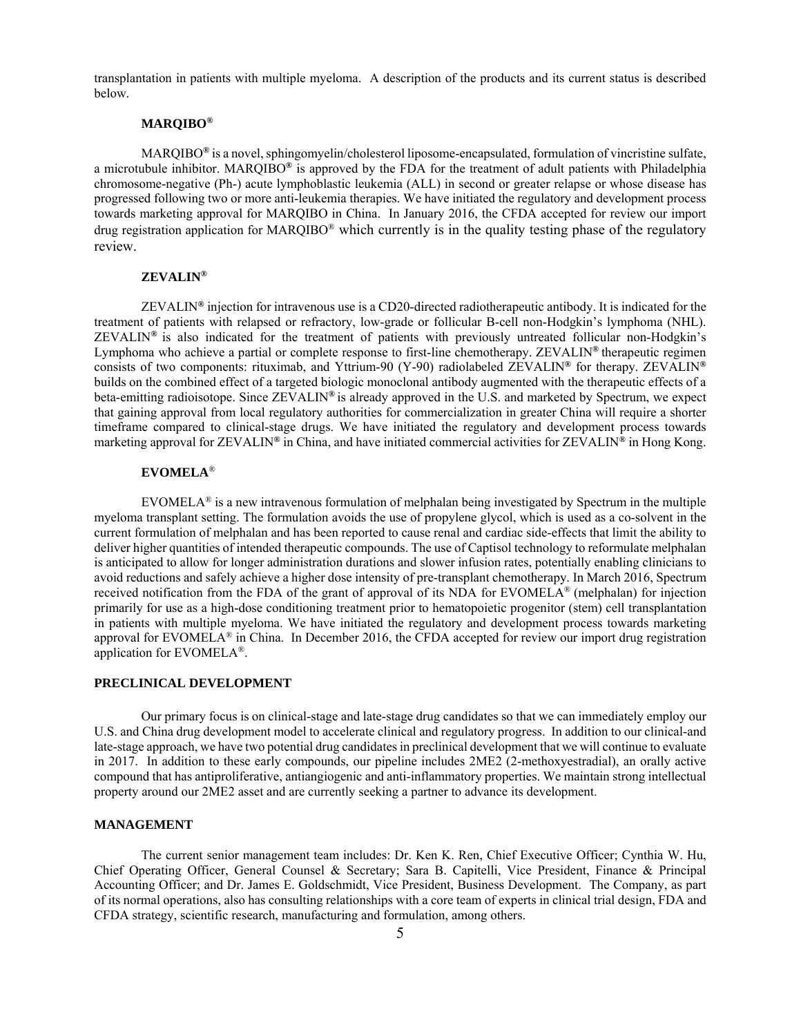transplantation in patients with multiple myeloma. A description of the products and its current status is described below.

### MARQIBO®

MARQIBO® is a novel, sphingomyelin/cholesterol liposome-encapsulated, formulation of vincristine sulfate, a microtubule inhibitor. MARQIBO® is approved by the FDA for the treatment of adult patients with Philadelphia chromosome-negative (Ph-) acute lymphoblastic leukemia (ALL) in second or greater relapse or whose disease has progressed following two or more anti-leukemia therapies. We have initiated the regulatory and development process towards marketing approval for MARQIBO in China. In January 2016, the CFDA accepted for review our import drug registration application for MARQIBO® which currently is in the quality testing phase of the regulatory review.

### ZEVALIN®

ZEVALIN® injection for intravenous use is a CD20-directed radiotherapeutic antibody. It is indicated for the treatment of patients with relapsed or refractory, low-grade or follicular B-cell non-Hodgkin's lymphoma (NHL). ZEVALIN® is also indicated for the treatment of patients with previously untreated follicular non-Hodgkin's Lymphoma who achieve a partial or complete response to first-line chemotherapy. ZEVALIN® therapeutic regimen consists of two components: rituximab, and Yttrium-90 (Y-90) radiolabeled ZEVALIN® for therapy. ZEVALIN® builds on the combined effect of a targeted biologic monoclonal antibody augmented with the therapeutic effects of a beta-emitting radioisotope. Since ZEVALIN® is already approved in the U.S. and marketed by Spectrum, we expect that gaining approval from local regulatory authorities for commercialization in greater China will require a shorter timeframe compared to clinical-stage drugs. We have initiated the regulatory and development process towards marketing approval for ZEVALIN® in China, and have initiated commercial activities for ZEVALIN® in Hong Kong.

### EVOMELA®

EVOMELA® is a new intravenous formulation of melphalan being investigated by Spectrum in the multiple myeloma transplant setting. The formulation avoids the use of propylene glycol, which is used as a co-solvent in the current formulation of melphalan and has been reported to cause renal and cardiac side-effects that limit the ability to deliver higher quantities of intended therapeutic compounds. The use of Captisol technology to reformulate melphalan is anticipated to allow for longer administration durations and slower infusion rates, potentially enabling clinicians to avoid reductions and safely achieve a higher dose intensity of pre-transplant chemotherapy. In March 2016, Spectrum received notification from the FDA of the grant of approval of its NDA for EVOMELA® (melphalan) for injection primarily for use as a high-dose conditioning treatment prior to hematopoietic progenitor (stem) cell transplantation in patients with multiple myeloma. We have initiated the regulatory and development process towards marketing approval for EVOMELA® in China. In December 2016, the CFDA accepted for review our import drug registration application for EVOMELA®.

## PRECLINICAL DEVELOPMENT

Our primary focus is on clinical-stage and late-stage drug candidates so that we can immediately employ our U.S. and China drug development model to accelerate clinical and regulatory progress. In addition to our clinical-and late-stage approach, we have two potential drug candidates in preclinical development that we will continue to evaluate in 2017. In addition to these early compounds, our pipeline includes 2ME2 (2-methoxyestradial), an orally active compound that has antiproliferative, antiangiogenic and anti-inflammatory properties. We maintain strong intellectual property around our 2ME2 asset and are currently seeking a partner to advance its development.

## MANAGEMENT

The current senior management team includes: Dr. Ken K. Ren, Chief Executive Officer; Cynthia W. Hu, Chief Operating Officer, General Counsel & Secretary; Sara B. Capitelli, Vice President, Finance & Principal Accounting Officer; and Dr. James E. Goldschmidt, Vice President, Business Development. The Company, as part of its normal operations, also has consulting relationships with a core team of experts in clinical trial design, FDA and CFDA strategy, scientific research, manufacturing and formulation, among others.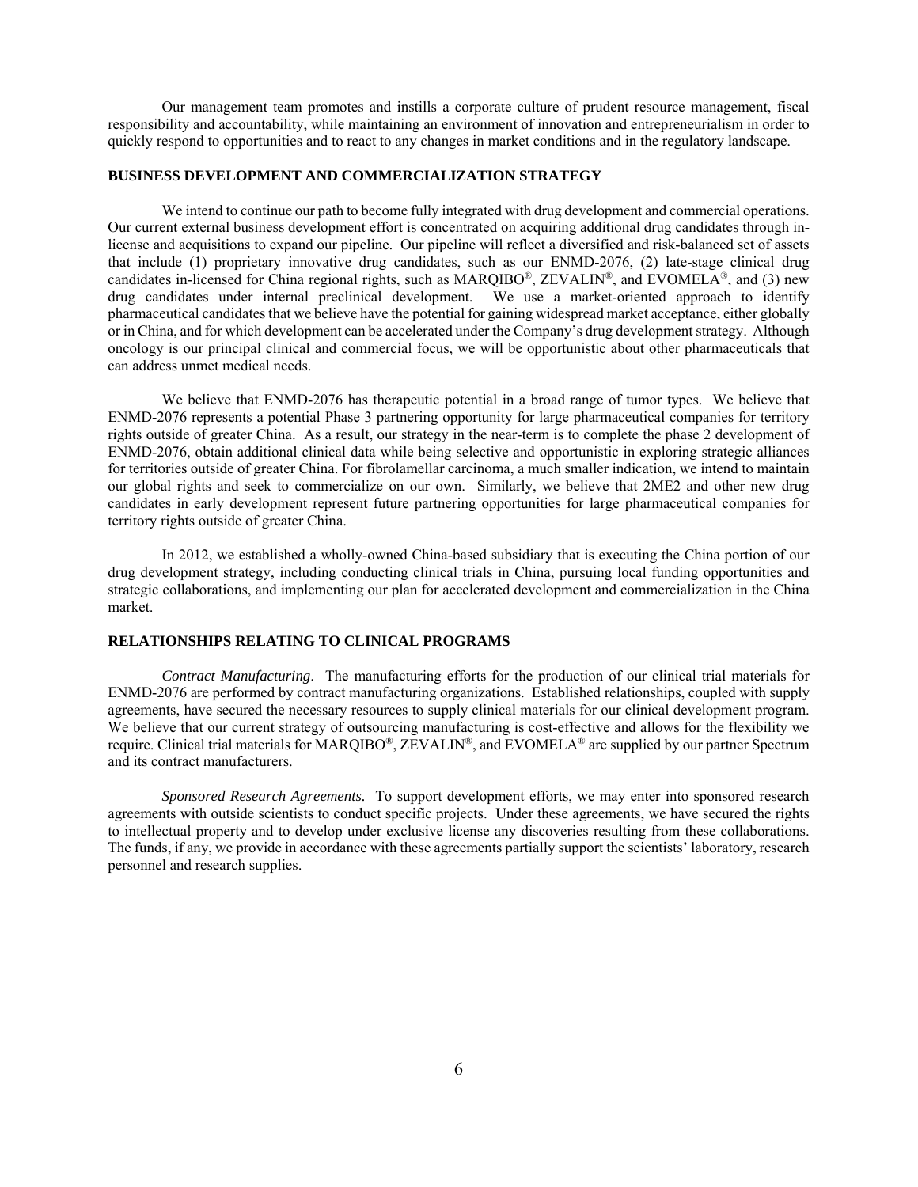Our management team promotes and instills a corporate culture of prudent resource management, fiscal responsibility and accountability, while maintaining an environment of innovation and entrepreneurialism in order to quickly respond to opportunities and to react to any changes in market conditions and in the regulatory landscape.

## BUSINESS DEVELOPMENT AND COMMERCIALIZATION STRATEGY

We intend to continue our path to become fully integrated with drug development and commercial operations. Our current external business development effort is concentrated on acquiring additional drug candidates through in-license and acquisitions to expand our pipeline. Our pipeline will reflect a diversified and risk-balanced set of assets that include (1) proprietary innovative drug candidates, such as our ENMD-2076, (2) late-stage clinical drug candidates in-licensed for China regional rights, such as MARQIBO®, ZEVALIN®, and EVOMELA®, and (3) new drug candidates under internal preclinical development. We use a market-oriented approach to identify pharmaceutical candidates that we believe have the potential for gaining widespread market acceptance, either globally or in China, and for which development can be accelerated under the Company's drug development strategy. Although oncology is our principal clinical and commercial focus, we will be opportunistic about other pharmaceuticals that can address unmet medical needs.

We believe that ENMD-2076 has therapeutic potential in a broad range of tumor types. We believe that ENMD-2076 represents a potential Phase 3 partnering opportunity for large pharmaceutical companies for territory rights outside of greater China. As a result, our strategy in the near-term is to complete the phase 2 development of ENMD-2076, obtain additional clinical data while being selective and opportunistic in exploring strategic alliances for territories outside of greater China. For fibrolamellar carcinoma, a much smaller indication, we intend to maintain our global rights and seek to commercialize on our own. Similarly, we believe that 2ME2 and other new drug candidates in early development represent future partnering opportunities for large pharmaceutical companies for territory rights outside of greater China.

In 2012, we established a wholly-owned China-based subsidiary that is executing the China portion of our drug development strategy, including conducting clinical trials in China, pursuing local funding opportunities and strategic collaborations, and implementing our plan for accelerated development and commercialization in the China market.

## RELATIONSHIPS RELATING TO CLINICAL PROGRAMS

*Contract Manufacturing*. The manufacturing efforts for the production of our clinical trial materials for ENMD-2076 are performed by contract manufacturing organizations. Established relationships, coupled with supply agreements, have secured the necessary resources to supply clinical materials for our clinical development program. We believe that our current strategy of outsourcing manufacturing is cost-effective and allows for the flexibility we require. Clinical trial materials for MARQIBO®, ZEVALIN®, and EVOMELA® are supplied by our partner Spectrum and its contract manufacturers.

*Sponsored Research Agreements.* To support development efforts, we may enter into sponsored research agreements with outside scientists to conduct specific projects. Under these agreements, we have secured the rights to intellectual property and to develop under exclusive license any discoveries resulting from these collaborations. The funds, if any, we provide in accordance with these agreements partially support the scientists' laboratory, research personnel and research supplies.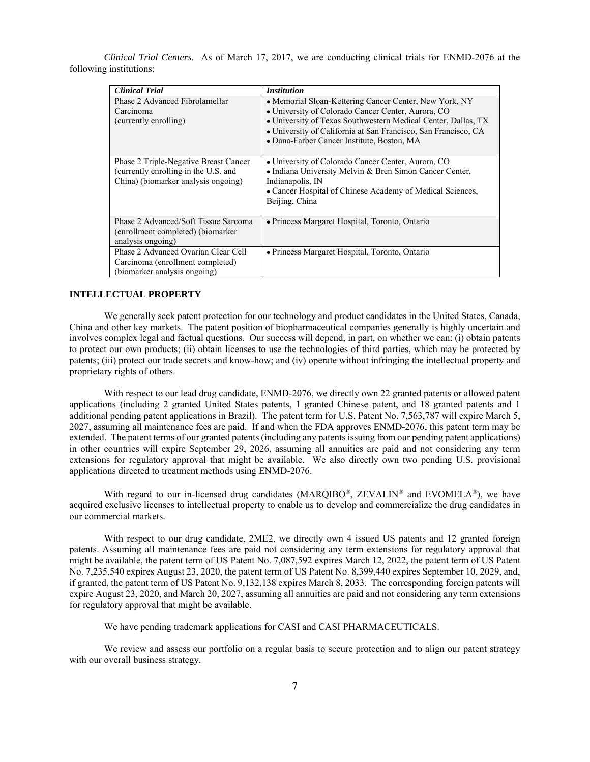*Clinical Trial Centers*. As of March 17, 2017, we are conducting clinical trials for ENMD-2076 at the following institutions:

| ***Clinical Trial*** | ***Institution*** |
|---|---|
| Phase 2 Advanced Fibrolamellar Carcinoma (currently enrolling) | • Memorial Sloan-Kettering Cancer Center, New York, NY<br>• University of Colorado Cancer Center, Aurora, CO<br>• University of Texas Southwestern Medical Center, Dallas, TX<br>• University of California at San Francisco, San Francisco, CA<br>• Dana-Farber Cancer Institute, Boston, MA |
| Phase 2 Triple-Negative Breast Cancer (currently enrolling in the U.S. and China) (biomarker analysis ongoing) | • University of Colorado Cancer Center, Aurora, CO<br>• Indiana University Melvin & Bren Simon Cancer Center, Indianapolis, IN<br>• Cancer Hospital of Chinese Academy of Medical Sciences, Beijing, China |
| Phase 2 Advanced/Soft Tissue Sarcoma (enrollment completed) (biomarker analysis ongoing) | • Princess Margaret Hospital, Toronto, Ontario |
| Phase 2 Advanced Ovarian Clear Cell Carcinoma (enrollment completed) (biomarker analysis ongoing) | • Princess Margaret Hospital, Toronto, Ontario |

## INTELLECTUAL PROPERTY

We generally seek patent protection for our technology and product candidates in the United States, Canada, China and other key markets. The patent position of biopharmaceutical companies generally is highly uncertain and involves complex legal and factual questions. Our success will depend, in part, on whether we can: (i) obtain patents to protect our own products; (ii) obtain licenses to use the technologies of third parties, which may be protected by patents; (iii) protect our trade secrets and know-how; and (iv) operate without infringing the intellectual property and proprietary rights of others.

With respect to our lead drug candidate, ENMD-2076, we directly own 22 granted patents or allowed patent applications (including 2 granted United States patents, 1 granted Chinese patent, and 18 granted patents and 1 additional pending patent applications in Brazil). The patent term for U.S. Patent No. 7,563,787 will expire March 5, 2027, assuming all maintenance fees are paid. If and when the FDA approves ENMD-2076, this patent term may be extended. The patent terms of our granted patents (including any patents issuing from our pending patent applications) in other countries will expire September 29, 2026, assuming all annuities are paid and not considering any term extensions for regulatory approval that might be available. We also directly own two pending U.S. provisional applications directed to treatment methods using ENMD-2076.

With regard to our in-licensed drug candidates (MARQIBO®, ZEVALIN® and EVOMELA®), we have acquired exclusive licenses to intellectual property to enable us to develop and commercialize the drug candidates in our commercial markets.

With respect to our drug candidate, 2ME2, we directly own 4 issued US patents and 12 granted foreign patents. Assuming all maintenance fees are paid not considering any term extensions for regulatory approval that might be available, the patent term of US Patent No. 7,087,592 expires March 12, 2022, the patent term of US Patent No. 7,235,540 expires August 23, 2020, the patent term of US Patent No. 8,399,440 expires September 10, 2029, and, if granted, the patent term of US Patent No. 9,132,138 expires March 8, 2033. The corresponding foreign patents will expire August 23, 2020, and March 20, 2027, assuming all annuities are paid and not considering any term extensions for regulatory approval that might be available.

We have pending trademark applications for CASI and CASI PHARMACEUTICALS.

We review and assess our portfolio on a regular basis to secure protection and to align our patent strategy with our overall business strategy.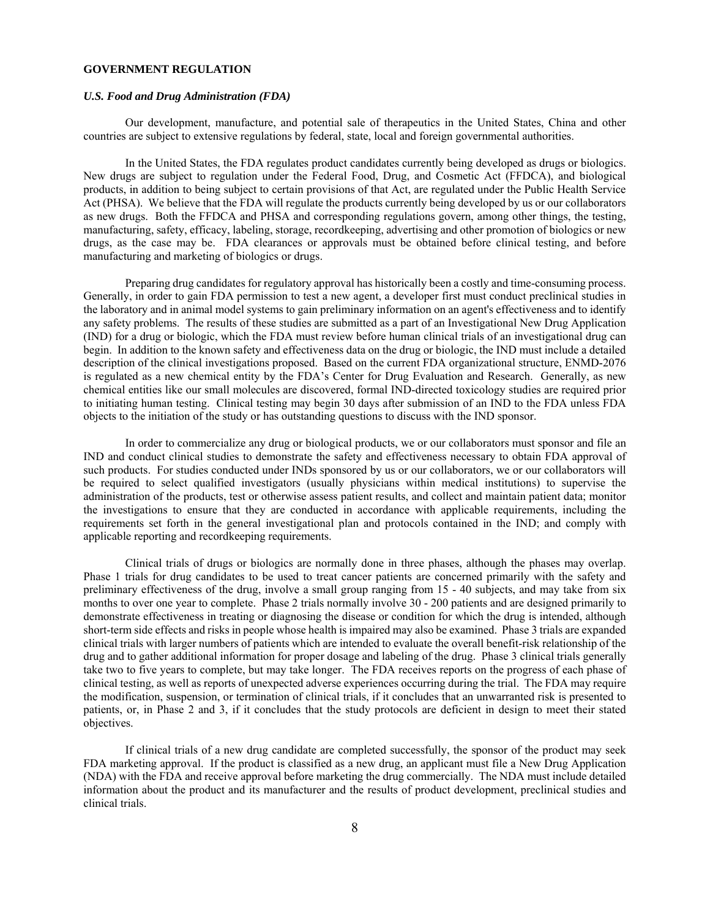**GOVERNMENT REGULATION**

***U.S. Food and Drug Administration (FDA)***

Our development, manufacture, and potential sale of therapeutics in the United States, China and other countries are subject to extensive regulations by federal, state, local and foreign governmental authorities.

In the United States, the FDA regulates product candidates currently being developed as drugs or biologics. New drugs are subject to regulation under the Federal Food, Drug, and Cosmetic Act (FFDCA), and biological products, in addition to being subject to certain provisions of that Act, are regulated under the Public Health Service Act (PHSA). We believe that the FDA will regulate the products currently being developed by us or our collaborators as new drugs. Both the FFDCA and PHSA and corresponding regulations govern, among other things, the testing, manufacturing, safety, efficacy, labeling, storage, recordkeeping, advertising and other promotion of biologics or new drugs, as the case may be. FDA clearances or approvals must be obtained before clinical testing, and before manufacturing and marketing of biologics or drugs.

Preparing drug candidates for regulatory approval has historically been a costly and time-consuming process. Generally, in order to gain FDA permission to test a new agent, a developer first must conduct preclinical studies in the laboratory and in animal model systems to gain preliminary information on an agent's effectiveness and to identify any safety problems. The results of these studies are submitted as a part of an Investigational New Drug Application (IND) for a drug or biologic, which the FDA must review before human clinical trials of an investigational drug can begin. In addition to the known safety and effectiveness data on the drug or biologic, the IND must include a detailed description of the clinical investigations proposed. Based on the current FDA organizational structure, ENMD-2076 is regulated as a new chemical entity by the FDA's Center for Drug Evaluation and Research. Generally, as new chemical entities like our small molecules are discovered, formal IND-directed toxicology studies are required prior to initiating human testing. Clinical testing may begin 30 days after submission of an IND to the FDA unless FDA objects to the initiation of the study or has outstanding questions to discuss with the IND sponsor.

In order to commercialize any drug or biological products, we or our collaborators must sponsor and file an IND and conduct clinical studies to demonstrate the safety and effectiveness necessary to obtain FDA approval of such products. For studies conducted under INDs sponsored by us or our collaborators, we or our collaborators will be required to select qualified investigators (usually physicians within medical institutions) to supervise the administration of the products, test or otherwise assess patient results, and collect and maintain patient data; monitor the investigations to ensure that they are conducted in accordance with applicable requirements, including the requirements set forth in the general investigational plan and protocols contained in the IND; and comply with applicable reporting and recordkeeping requirements.

Clinical trials of drugs or biologics are normally done in three phases, although the phases may overlap. Phase 1 trials for drug candidates to be used to treat cancer patients are concerned primarily with the safety and preliminary effectiveness of the drug, involve a small group ranging from 15 - 40 subjects, and may take from six months to over one year to complete. Phase 2 trials normally involve 30 - 200 patients and are designed primarily to demonstrate effectiveness in treating or diagnosing the disease or condition for which the drug is intended, although short-term side effects and risks in people whose health is impaired may also be examined. Phase 3 trials are expanded clinical trials with larger numbers of patients which are intended to evaluate the overall benefit-risk relationship of the drug and to gather additional information for proper dosage and labeling of the drug. Phase 3 clinical trials generally take two to five years to complete, but may take longer. The FDA receives reports on the progress of each phase of clinical testing, as well as reports of unexpected adverse experiences occurring during the trial. The FDA may require the modification, suspension, or termination of clinical trials, if it concludes that an unwarranted risk is presented to patients, or, in Phase 2 and 3, if it concludes that the study protocols are deficient in design to meet their stated objectives.

If clinical trials of a new drug candidate are completed successfully, the sponsor of the product may seek FDA marketing approval. If the product is classified as a new drug, an applicant must file a New Drug Application (NDA) with the FDA and receive approval before marketing the drug commercially. The NDA must include detailed information about the product and its manufacturer and the results of product development, preclinical studies and clinical trials.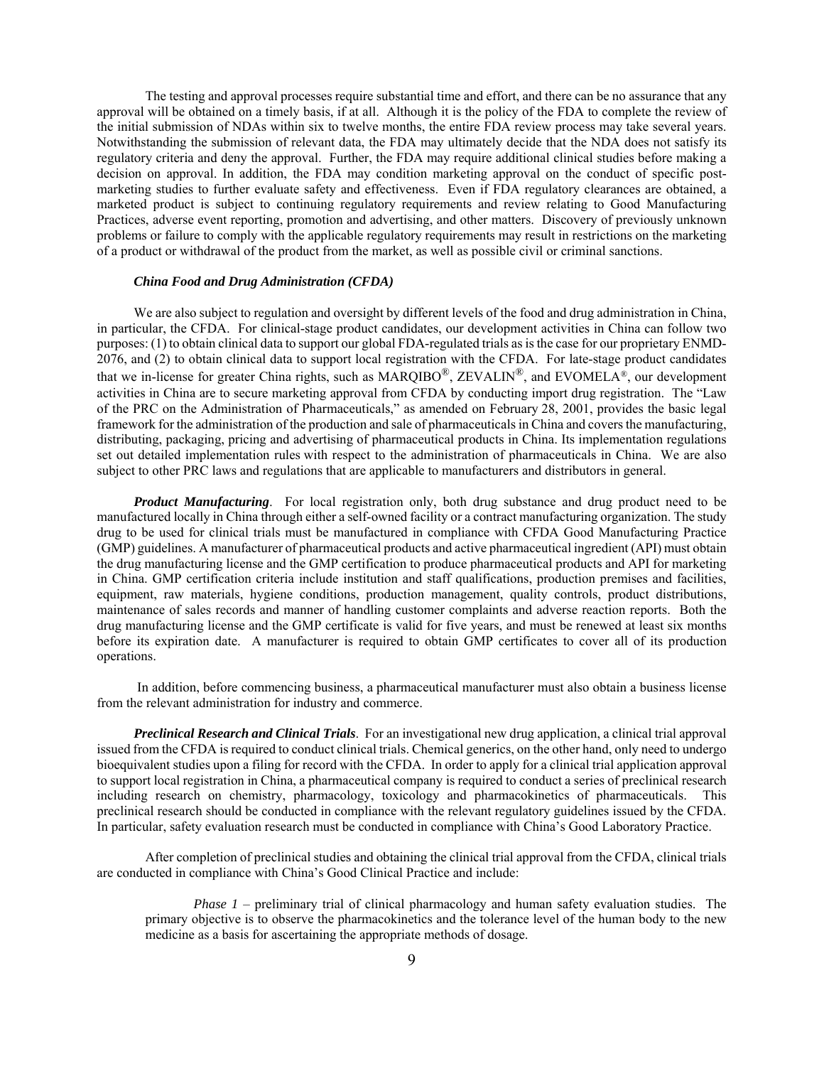The testing and approval processes require substantial time and effort, and there can be no assurance that any approval will be obtained on a timely basis, if at all. Although it is the policy of the FDA to complete the review of the initial submission of NDAs within six to twelve months, the entire FDA review process may take several years. Notwithstanding the submission of relevant data, the FDA may ultimately decide that the NDA does not satisfy its regulatory criteria and deny the approval. Further, the FDA may require additional clinical studies before making a decision on approval. In addition, the FDA may condition marketing approval on the conduct of specific post-marketing studies to further evaluate safety and effectiveness. Even if FDA regulatory clearances are obtained, a marketed product is subject to continuing regulatory requirements and review relating to Good Manufacturing Practices, adverse event reporting, promotion and advertising, and other matters. Discovery of previously unknown problems or failure to comply with the applicable regulatory requirements may result in restrictions on the marketing of a product or withdrawal of the product from the market, as well as possible civil or criminal sanctions.

***China Food and Drug Administration (CFDA)***

We are also subject to regulation and oversight by different levels of the food and drug administration in China, in particular, the CFDA. For clinical-stage product candidates, our development activities in China can follow two purposes: (1) to obtain clinical data to support our global FDA-regulated trials as is the case for our proprietary ENMD-2076, and (2) to obtain clinical data to support local registration with the CFDA. For late-stage product candidates that we in-license for greater China rights, such as MARQIBO®, ZEVALIN®, and EVOMELA®, our development activities in China are to secure marketing approval from CFDA by conducting import drug registration. The "Law of the PRC on the Administration of Pharmaceuticals," as amended on February 28, 2001, provides the basic legal framework for the administration of the production and sale of pharmaceuticals in China and covers the manufacturing, distributing, packaging, pricing and advertising of pharmaceutical products in China. Its implementation regulations set out detailed implementation rules with respect to the administration of pharmaceuticals in China. We are also subject to other PRC laws and regulations that are applicable to manufacturers and distributors in general.

***Product Manufacturing***. For local registration only, both drug substance and drug product need to be manufactured locally in China through either a self-owned facility or a contract manufacturing organization. The study drug to be used for clinical trials must be manufactured in compliance with CFDA Good Manufacturing Practice (GMP) guidelines. A manufacturer of pharmaceutical products and active pharmaceutical ingredient (API) must obtain the drug manufacturing license and the GMP certification to produce pharmaceutical products and API for marketing in China. GMP certification criteria include institution and staff qualifications, production premises and facilities, equipment, raw materials, hygiene conditions, production management, quality controls, product distributions, maintenance of sales records and manner of handling customer complaints and adverse reaction reports. Both the drug manufacturing license and the GMP certificate is valid for five years, and must be renewed at least six months before its expiration date. A manufacturer is required to obtain GMP certificates to cover all of its production operations.

In addition, before commencing business, a pharmaceutical manufacturer must also obtain a business license from the relevant administration for industry and commerce.

***Preclinical Research and Clinical Trials***. For an investigational new drug application, a clinical trial approval issued from the CFDA is required to conduct clinical trials. Chemical generics, on the other hand, only need to undergo bioequivalent studies upon a filing for record with the CFDA. In order to apply for a clinical trial application approval to support local registration in China, a pharmaceutical company is required to conduct a series of preclinical research including research on chemistry, pharmacology, toxicology and pharmacokinetics of pharmaceuticals. This preclinical research should be conducted in compliance with the relevant regulatory guidelines issued by the CFDA. In particular, safety evaluation research must be conducted in compliance with China's Good Laboratory Practice.

After completion of preclinical studies and obtaining the clinical trial approval from the CFDA, clinical trials are conducted in compliance with China's Good Clinical Practice and include:

*Phase 1* – preliminary trial of clinical pharmacology and human safety evaluation studies. The primary objective is to observe the pharmacokinetics and the tolerance level of the human body to the new medicine as a basis for ascertaining the appropriate methods of dosage.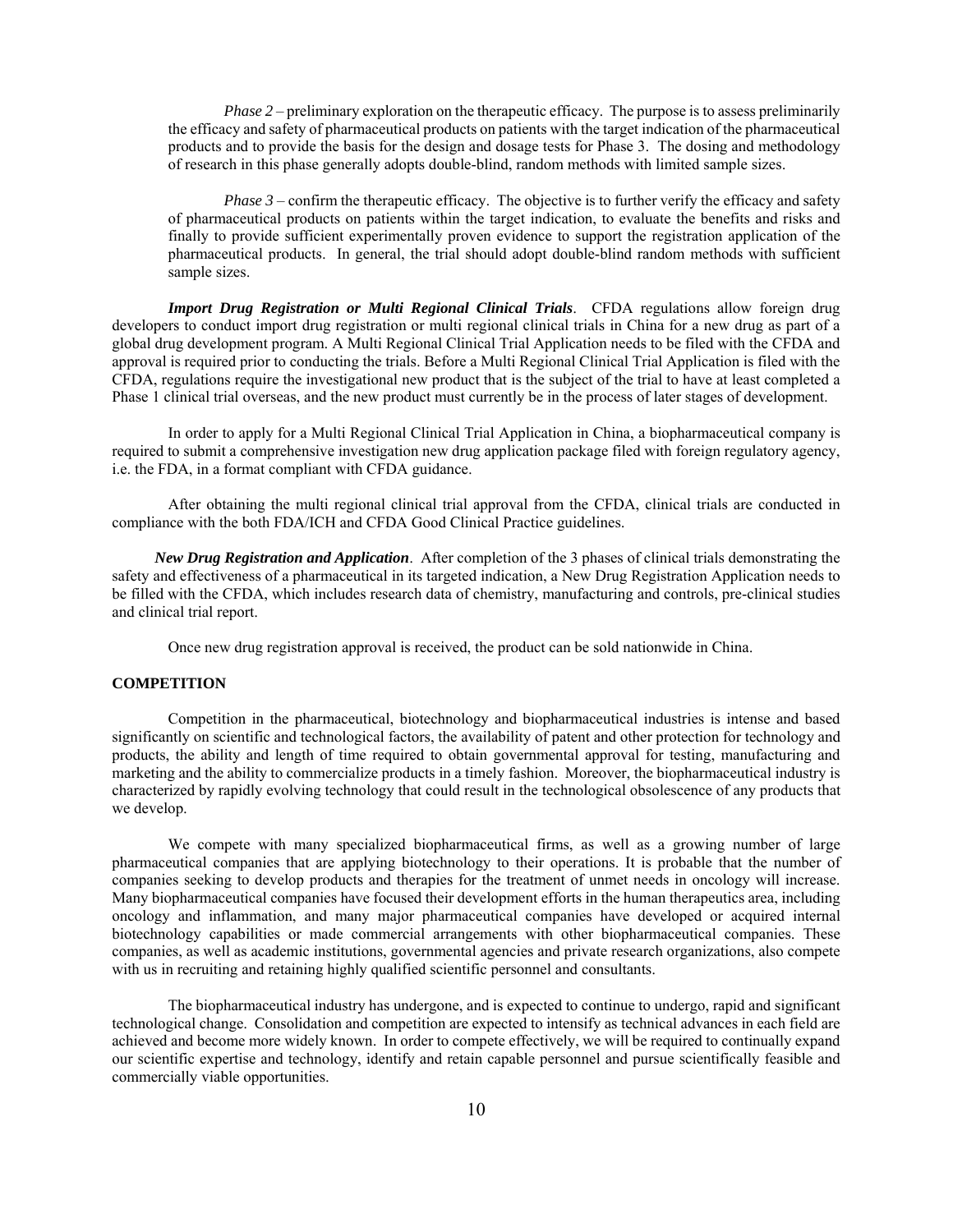*Phase 2* – preliminary exploration on the therapeutic efficacy. The purpose is to assess preliminarily the efficacy and safety of pharmaceutical products on patients with the target indication of the pharmaceutical products and to provide the basis for the design and dosage tests for Phase 3. The dosing and methodology of research in this phase generally adopts double-blind, random methods with limited sample sizes.

*Phase 3* – confirm the therapeutic efficacy. The objective is to further verify the efficacy and safety of pharmaceutical products on patients within the target indication, to evaluate the benefits and risks and finally to provide sufficient experimentally proven evidence to support the registration application of the pharmaceutical products. In general, the trial should adopt double-blind random methods with sufficient sample sizes.

***Import Drug Registration or Multi Regional Clinical Trials***. CFDA regulations allow foreign drug developers to conduct import drug registration or multi regional clinical trials in China for a new drug as part of a global drug development program. A Multi Regional Clinical Trial Application needs to be filed with the CFDA and approval is required prior to conducting the trials. Before a Multi Regional Clinical Trial Application is filed with the CFDA, regulations require the investigational new product that is the subject of the trial to have at least completed a Phase 1 clinical trial overseas, and the new product must currently be in the process of later stages of development.

In order to apply for a Multi Regional Clinical Trial Application in China, a biopharmaceutical company is required to submit a comprehensive investigation new drug application package filed with foreign regulatory agency, i.e. the FDA, in a format compliant with CFDA guidance.

After obtaining the multi regional clinical trial approval from the CFDA, clinical trials are conducted in compliance with the both FDA/ICH and CFDA Good Clinical Practice guidelines.

***New Drug Registration and Application***. After completion of the 3 phases of clinical trials demonstrating the safety and effectiveness of a pharmaceutical in its targeted indication, a New Drug Registration Application needs to be filled with the CFDA, which includes research data of chemistry, manufacturing and controls, pre-clinical studies and clinical trial report.

Once new drug registration approval is received, the product can be sold nationwide in China.

## COMPETITION

Competition in the pharmaceutical, biotechnology and biopharmaceutical industries is intense and based significantly on scientific and technological factors, the availability of patent and other protection for technology and products, the ability and length of time required to obtain governmental approval for testing, manufacturing and marketing and the ability to commercialize products in a timely fashion. Moreover, the biopharmaceutical industry is characterized by rapidly evolving technology that could result in the technological obsolescence of any products that we develop.

We compete with many specialized biopharmaceutical firms, as well as a growing number of large pharmaceutical companies that are applying biotechnology to their operations. It is probable that the number of companies seeking to develop products and therapies for the treatment of unmet needs in oncology will increase. Many biopharmaceutical companies have focused their development efforts in the human therapeutics area, including oncology and inflammation, and many major pharmaceutical companies have developed or acquired internal biotechnology capabilities or made commercial arrangements with other biopharmaceutical companies. These companies, as well as academic institutions, governmental agencies and private research organizations, also compete with us in recruiting and retaining highly qualified scientific personnel and consultants.

The biopharmaceutical industry has undergone, and is expected to continue to undergo, rapid and significant technological change. Consolidation and competition are expected to intensify as technical advances in each field are achieved and become more widely known. In order to compete effectively, we will be required to continually expand our scientific expertise and technology, identify and retain capable personnel and pursue scientifically feasible and commercially viable opportunities.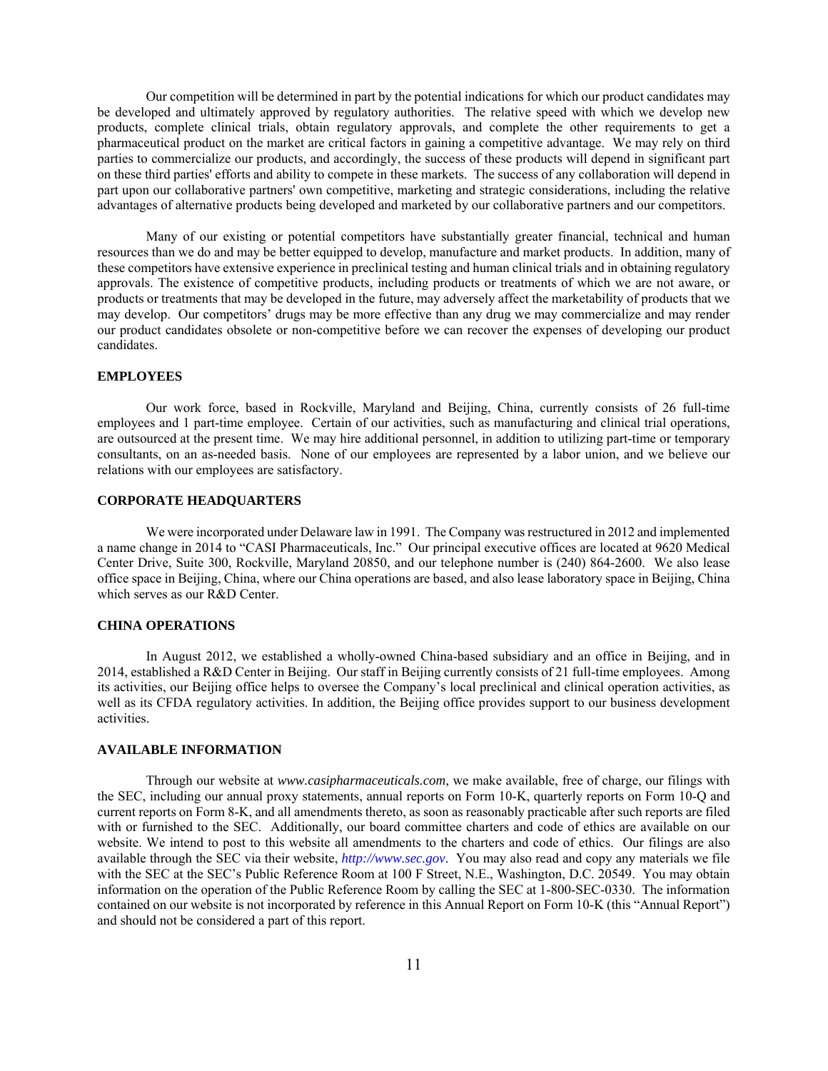Our competition will be determined in part by the potential indications for which our product candidates may be developed and ultimately approved by regulatory authorities. The relative speed with which we develop new products, complete clinical trials, obtain regulatory approvals, and complete the other requirements to get a pharmaceutical product on the market are critical factors in gaining a competitive advantage. We may rely on third parties to commercialize our products, and accordingly, the success of these products will depend in significant part on these third parties' efforts and ability to compete in these markets. The success of any collaboration will depend in part upon our collaborative partners' own competitive, marketing and strategic considerations, including the relative advantages of alternative products being developed and marketed by our collaborative partners and our competitors.

Many of our existing or potential competitors have substantially greater financial, technical and human resources than we do and may be better equipped to develop, manufacture and market products. In addition, many of these competitors have extensive experience in preclinical testing and human clinical trials and in obtaining regulatory approvals. The existence of competitive products, including products or treatments of which we are not aware, or products or treatments that may be developed in the future, may adversely affect the marketability of products that we may develop. Our competitors' drugs may be more effective than any drug we may commercialize and may render our product candidates obsolete or non-competitive before we can recover the expenses of developing our product candidates.

**EMPLOYEES**

Our work force, based in Rockville, Maryland and Beijing, China, currently consists of 26 full-time employees and 1 part-time employee. Certain of our activities, such as manufacturing and clinical trial operations, are outsourced at the present time. We may hire additional personnel, in addition to utilizing part-time or temporary consultants, on an as-needed basis. None of our employees are represented by a labor union, and we believe our relations with our employees are satisfactory.

**CORPORATE HEADQUARTERS**

We were incorporated under Delaware law in 1991. The Company was restructured in 2012 and implemented a name change in 2014 to "CASI Pharmaceuticals, Inc." Our principal executive offices are located at 9620 Medical Center Drive, Suite 300, Rockville, Maryland 20850, and our telephone number is (240) 864-2600. We also lease office space in Beijing, China, where our China operations are based, and also lease laboratory space in Beijing, China which serves as our R&D Center.

**CHINA OPERATIONS**

In August 2012, we established a wholly-owned China-based subsidiary and an office in Beijing, and in 2014, established a R&D Center in Beijing. Our staff in Beijing currently consists of 21 full-time employees. Among its activities, our Beijing office helps to oversee the Company's local preclinical and clinical operation activities, as well as its CFDA regulatory activities. In addition, the Beijing office provides support to our business development activities.

**AVAILABLE INFORMATION**

Through our website at *www.casipharmaceuticals.com*, we make available, free of charge, our filings with the SEC, including our annual proxy statements, annual reports on Form 10-K, quarterly reports on Form 10-Q and current reports on Form 8-K, and all amendments thereto, as soon as reasonably practicable after such reports are filed with or furnished to the SEC. Additionally, our board committee charters and code of ethics are available on our website. We intend to post to this website all amendments to the charters and code of ethics. Our filings are also available through the SEC via their website, *http://www.sec.gov*. You may also read and copy any materials we file with the SEC at the SEC's Public Reference Room at 100 F Street, N.E., Washington, D.C. 20549. You may obtain information on the operation of the Public Reference Room by calling the SEC at 1-800-SEC-0330. The information contained on our website is not incorporated by reference in this Annual Report on Form 10-K (this "Annual Report") and should not be considered a part of this report.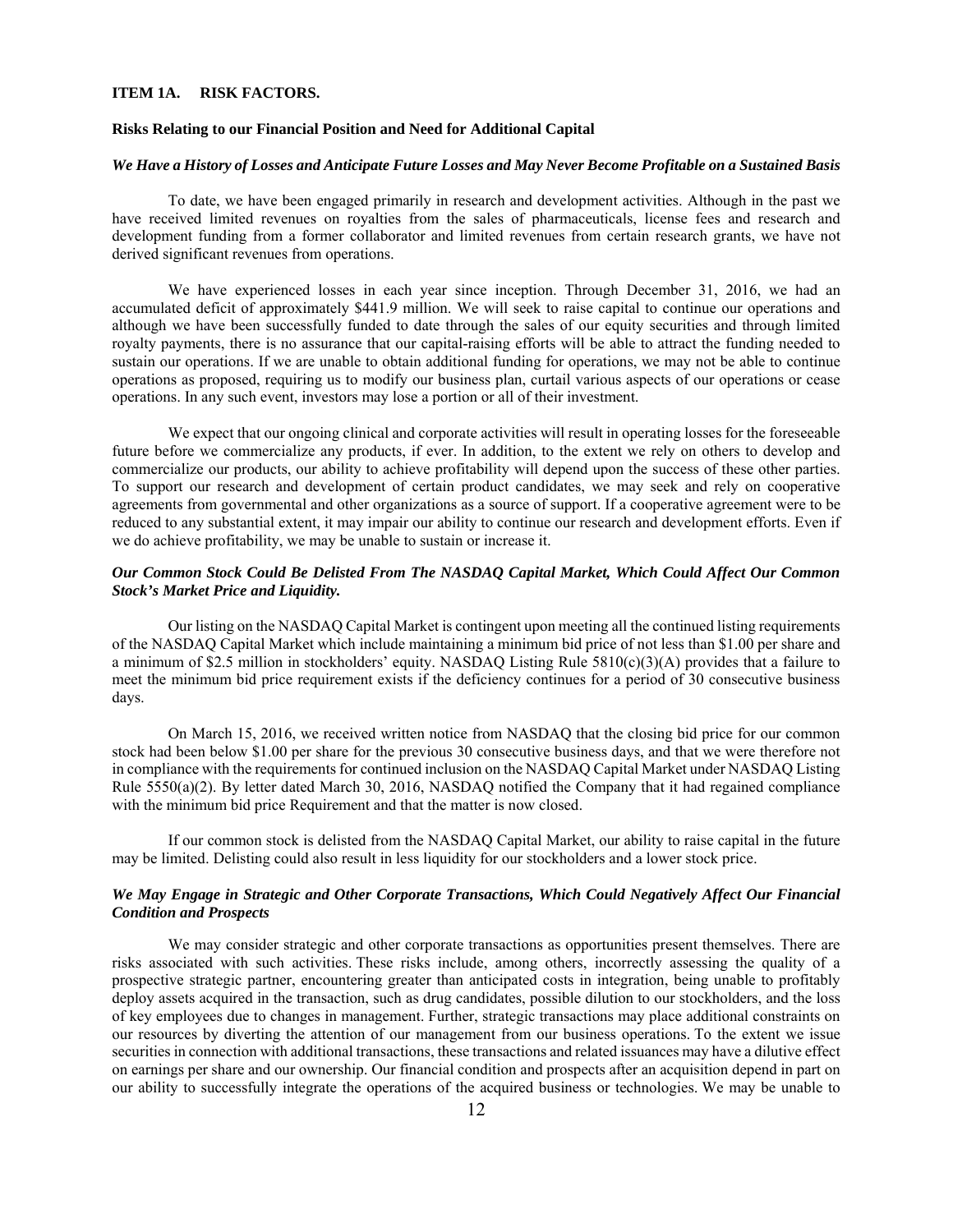## ITEM 1A. RISK FACTORS.

### Risks Relating to our Financial Position and Need for Additional Capital

***We Have a History of Losses and Anticipate Future Losses and May Never Become Profitable on a Sustained Basis***

To date, we have been engaged primarily in research and development activities. Although in the past we have received limited revenues on royalties from the sales of pharmaceuticals, license fees and research and development funding from a former collaborator and limited revenues from certain research grants, we have not derived significant revenues from operations.

We have experienced losses in each year since inception. Through December 31, 2016, we had an accumulated deficit of approximately $441.9 million. We will seek to raise capital to continue our operations and although we have been successfully funded to date through the sales of our equity securities and through limited royalty payments, there is no assurance that our capital-raising efforts will be able to attract the funding needed to sustain our operations. If we are unable to obtain additional funding for operations, we may not be able to continue operations as proposed, requiring us to modify our business plan, curtail various aspects of our operations or cease operations. In any such event, investors may lose a portion or all of their investment.

We expect that our ongoing clinical and corporate activities will result in operating losses for the foreseeable future before we commercialize any products, if ever. In addition, to the extent we rely on others to develop and commercialize our products, our ability to achieve profitability will depend upon the success of these other parties. To support our research and development of certain product candidates, we may seek and rely on cooperative agreements from governmental and other organizations as a source of support. If a cooperative agreement were to be reduced to any substantial extent, it may impair our ability to continue our research and development efforts. Even if we do achieve profitability, we may be unable to sustain or increase it.

***Our Common Stock Could Be Delisted From The NASDAQ Capital Market, Which Could Affect Our Common Stock's Market Price and Liquidity.***

Our listing on the NASDAQ Capital Market is contingent upon meeting all the continued listing requirements of the NASDAQ Capital Market which include maintaining a minimum bid price of not less than $1.00 per share and a minimum of $2.5 million in stockholders' equity. NASDAQ Listing Rule 5810(c)(3)(A) provides that a failure to meet the minimum bid price requirement exists if the deficiency continues for a period of 30 consecutive business days.

On March 15, 2016, we received written notice from NASDAQ that the closing bid price for our common stock had been below $1.00 per share for the previous 30 consecutive business days, and that we were therefore not in compliance with the requirements for continued inclusion on the NASDAQ Capital Market under NASDAQ Listing Rule 5550(a)(2). By letter dated March 30, 2016, NASDAQ notified the Company that it had regained compliance with the minimum bid price Requirement and that the matter is now closed.

If our common stock is delisted from the NASDAQ Capital Market, our ability to raise capital in the future may be limited. Delisting could also result in less liquidity for our stockholders and a lower stock price.

***We May Engage in Strategic and Other Corporate Transactions, Which Could Negatively Affect Our Financial Condition and Prospects***

We may consider strategic and other corporate transactions as opportunities present themselves. There are risks associated with such activities. These risks include, among others, incorrectly assessing the quality of a prospective strategic partner, encountering greater than anticipated costs in integration, being unable to profitably deploy assets acquired in the transaction, such as drug candidates, possible dilution to our stockholders, and the loss of key employees due to changes in management. Further, strategic transactions may place additional constraints on our resources by diverting the attention of our management from our business operations. To the extent we issue securities in connection with additional transactions, these transactions and related issuances may have a dilutive effect on earnings per share and our ownership. Our financial condition and prospects after an acquisition depend in part on our ability to successfully integrate the operations of the acquired business or technologies. We may be unable to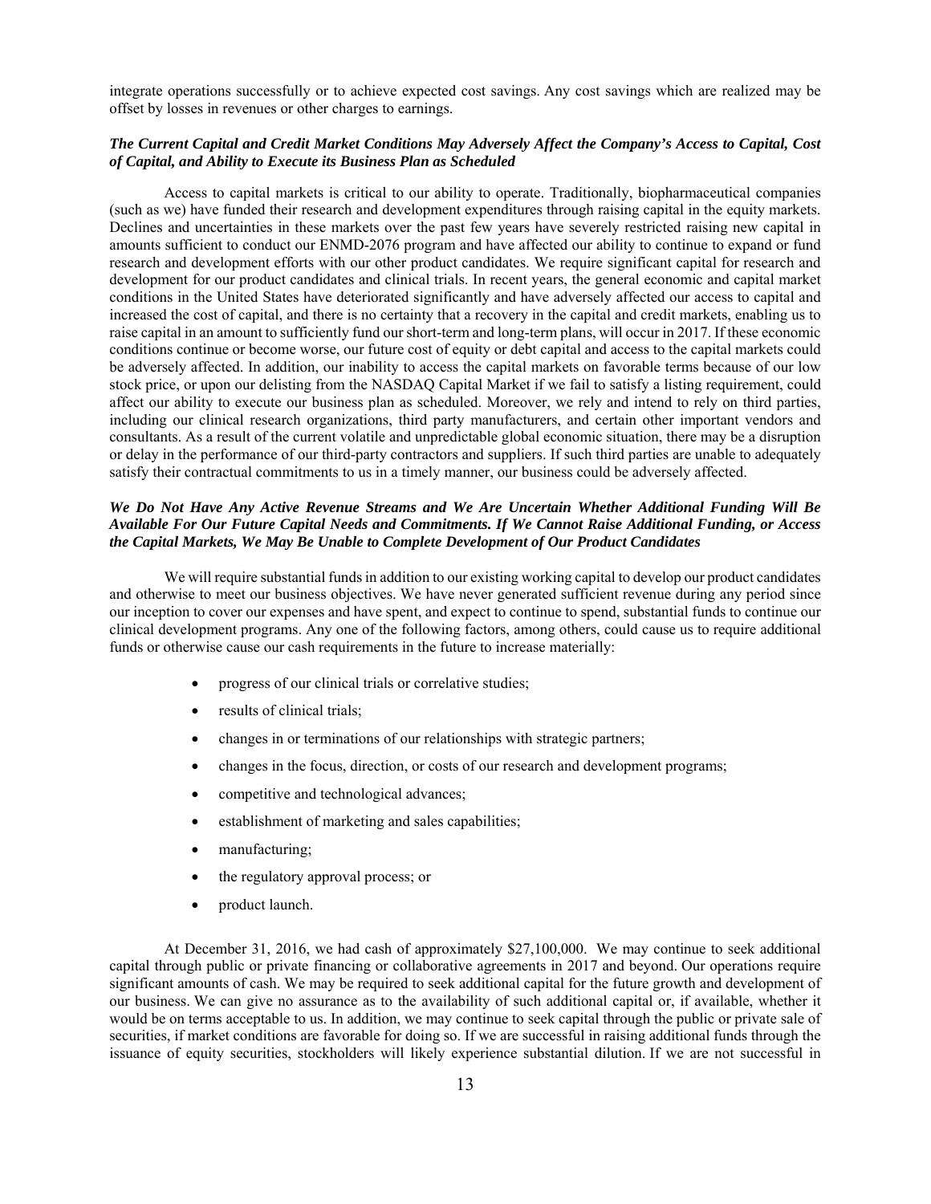integrate operations successfully or to achieve expected cost savings. Any cost savings which are realized may be offset by losses in revenues or other charges to earnings.

***The Current Capital and Credit Market Conditions May Adversely Affect the Company's Access to Capital, Cost of Capital, and Ability to Execute its Business Plan as Scheduled***

Access to capital markets is critical to our ability to operate. Traditionally, biopharmaceutical companies (such as we) have funded their research and development expenditures through raising capital in the equity markets. Declines and uncertainties in these markets over the past few years have severely restricted raising new capital in amounts sufficient to conduct our ENMD-2076 program and have affected our ability to continue to expand or fund research and development efforts with our other product candidates. We require significant capital for research and development for our product candidates and clinical trials. In recent years, the general economic and capital market conditions in the United States have deteriorated significantly and have adversely affected our access to capital and increased the cost of capital, and there is no certainty that a recovery in the capital and credit markets, enabling us to raise capital in an amount to sufficiently fund our short-term and long-term plans, will occur in 2017. If these economic conditions continue or become worse, our future cost of equity or debt capital and access to the capital markets could be adversely affected. In addition, our inability to access the capital markets on favorable terms because of our low stock price, or upon our delisting from the NASDAQ Capital Market if we fail to satisfy a listing requirement, could affect our ability to execute our business plan as scheduled. Moreover, we rely and intend to rely on third parties, including our clinical research organizations, third party manufacturers, and certain other important vendors and consultants. As a result of the current volatile and unpredictable global economic situation, there may be a disruption or delay in the performance of our third-party contractors and suppliers. If such third parties are unable to adequately satisfy their contractual commitments to us in a timely manner, our business could be adversely affected.

***We Do Not Have Any Active Revenue Streams and We Are Uncertain Whether Additional Funding Will Be Available For Our Future Capital Needs and Commitments. If We Cannot Raise Additional Funding, or Access the Capital Markets, We May Be Unable to Complete Development of Our Product Candidates***

We will require substantial funds in addition to our existing working capital to develop our product candidates and otherwise to meet our business objectives. We have never generated sufficient revenue during any period since our inception to cover our expenses and have spent, and expect to continue to spend, substantial funds to continue our clinical development programs. Any one of the following factors, among others, could cause us to require additional funds or otherwise cause our cash requirements in the future to increase materially:

- progress of our clinical trials or correlative studies;
- results of clinical trials;
- changes in or terminations of our relationships with strategic partners;
- changes in the focus, direction, or costs of our research and development programs;
- competitive and technological advances;
- establishment of marketing and sales capabilities;
- manufacturing;
- the regulatory approval process; or
- product launch.

At December 31, 2016, we had cash of approximately $27,100,000. We may continue to seek additional capital through public or private financing or collaborative agreements in 2017 and beyond. Our operations require significant amounts of cash. We may be required to seek additional capital for the future growth and development of our business. We can give no assurance as to the availability of such additional capital or, if available, whether it would be on terms acceptable to us. In addition, we may continue to seek capital through the public or private sale of securities, if market conditions are favorable for doing so. If we are successful in raising additional funds through the issuance of equity securities, stockholders will likely experience substantial dilution. If we are not successful in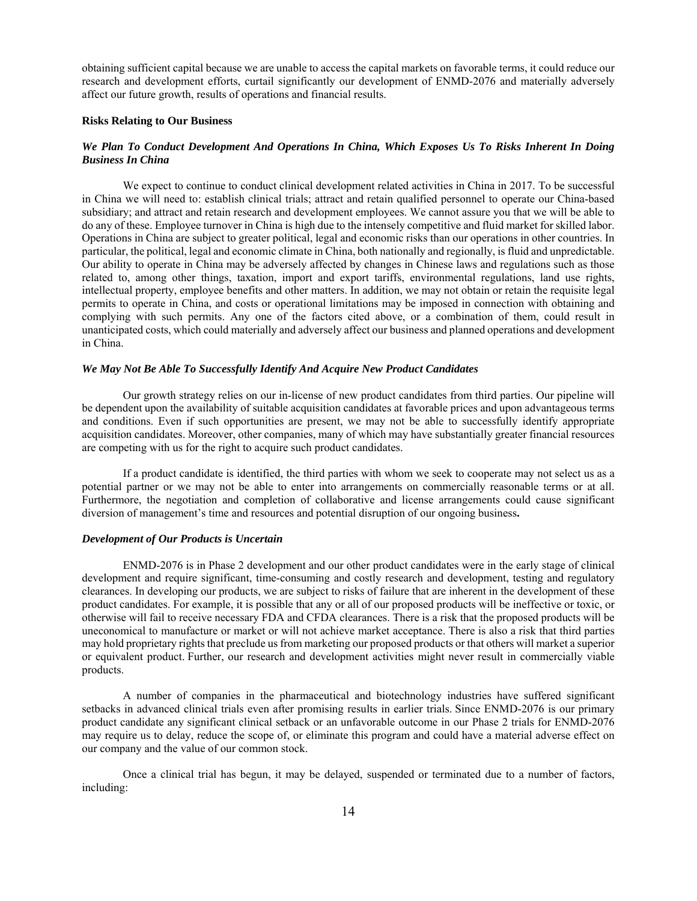obtaining sufficient capital because we are unable to access the capital markets on favorable terms, it could reduce our research and development efforts, curtail significantly our development of ENMD-2076 and materially adversely affect our future growth, results of operations and financial results.

**Risks Relating to Our Business**

***We Plan To Conduct Development And Operations In China, Which Exposes Us To Risks Inherent In Doing Business In China***

We expect to continue to conduct clinical development related activities in China in 2017. To be successful in China we will need to: establish clinical trials; attract and retain qualified personnel to operate our China-based subsidiary; and attract and retain research and development employees. We cannot assure you that we will be able to do any of these. Employee turnover in China is high due to the intensely competitive and fluid market for skilled labor. Operations in China are subject to greater political, legal and economic risks than our operations in other countries. In particular, the political, legal and economic climate in China, both nationally and regionally, is fluid and unpredictable. Our ability to operate in China may be adversely affected by changes in Chinese laws and regulations such as those related to, among other things, taxation, import and export tariffs, environmental regulations, land use rights, intellectual property, employee benefits and other matters. In addition, we may not obtain or retain the requisite legal permits to operate in China, and costs or operational limitations may be imposed in connection with obtaining and complying with such permits. Any one of the factors cited above, or a combination of them, could result in unanticipated costs, which could materially and adversely affect our business and planned operations and development in China.

***We May Not Be Able To Successfully Identify And Acquire New Product Candidates***

Our growth strategy relies on our in-license of new product candidates from third parties. Our pipeline will be dependent upon the availability of suitable acquisition candidates at favorable prices and upon advantageous terms and conditions. Even if such opportunities are present, we may not be able to successfully identify appropriate acquisition candidates. Moreover, other companies, many of which may have substantially greater financial resources are competing with us for the right to acquire such product candidates.

If a product candidate is identified, the third parties with whom we seek to cooperate may not select us as a potential partner or we may not be able to enter into arrangements on commercially reasonable terms or at all. Furthermore, the negotiation and completion of collaborative and license arrangements could cause significant diversion of management's time and resources and potential disruption of our ongoing business**.**

***Development of Our Products is Uncertain***

ENMD-2076 is in Phase 2 development and our other product candidates were in the early stage of clinical development and require significant, time-consuming and costly research and development, testing and regulatory clearances. In developing our products, we are subject to risks of failure that are inherent in the development of these product candidates. For example, it is possible that any or all of our proposed products will be ineffective or toxic, or otherwise will fail to receive necessary FDA and CFDA clearances. There is a risk that the proposed products will be uneconomical to manufacture or market or will not achieve market acceptance. There is also a risk that third parties may hold proprietary rights that preclude us from marketing our proposed products or that others will market a superior or equivalent product. Further, our research and development activities might never result in commercially viable products.

A number of companies in the pharmaceutical and biotechnology industries have suffered significant setbacks in advanced clinical trials even after promising results in earlier trials. Since ENMD-2076 is our primary product candidate any significant clinical setback or an unfavorable outcome in our Phase 2 trials for ENMD-2076 may require us to delay, reduce the scope of, or eliminate this program and could have a material adverse effect on our company and the value of our common stock.

Once a clinical trial has begun, it may be delayed, suspended or terminated due to a number of factors, including: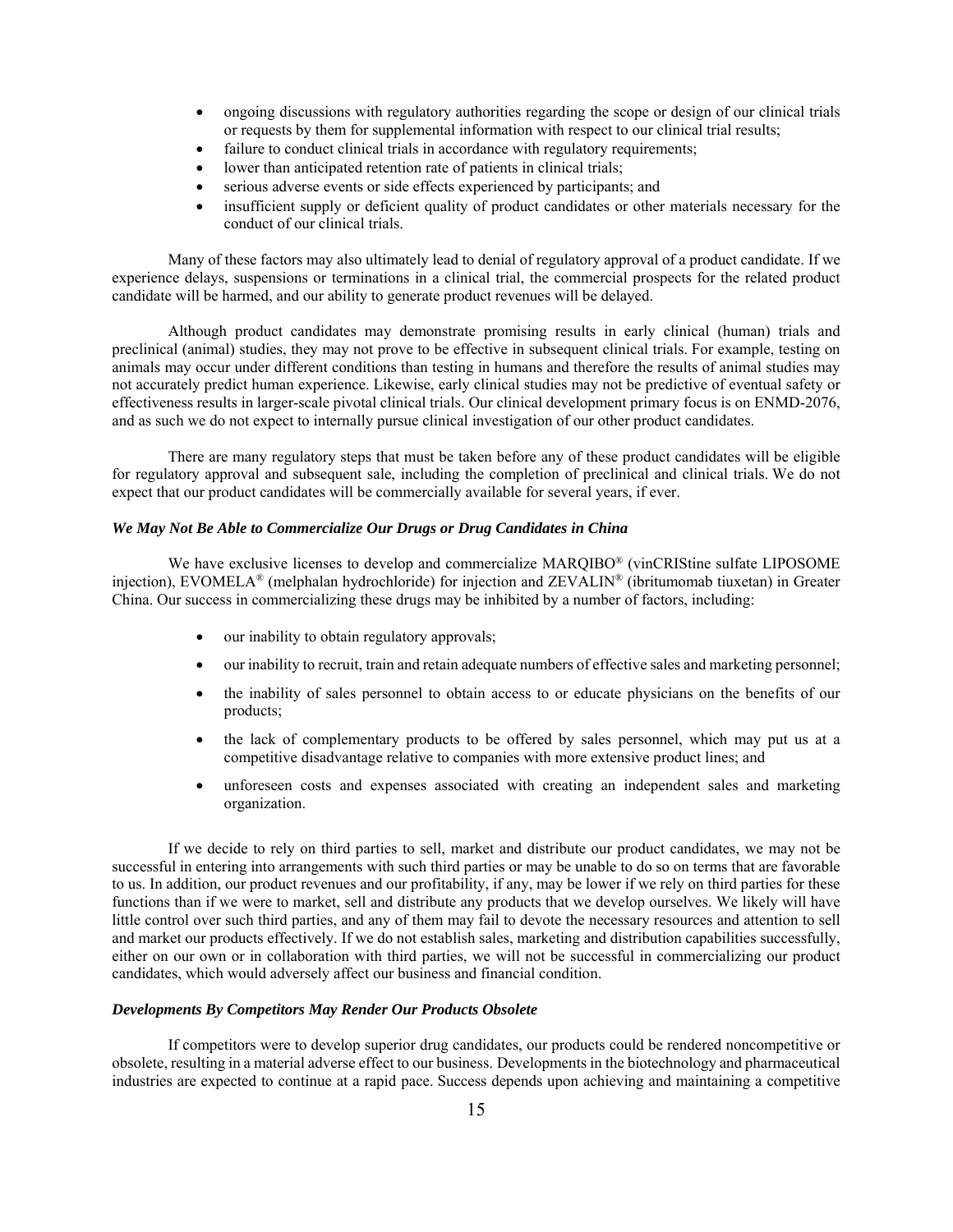- ongoing discussions with regulatory authorities regarding the scope or design of our clinical trials or requests by them for supplemental information with respect to our clinical trial results;
- failure to conduct clinical trials in accordance with regulatory requirements;
- lower than anticipated retention rate of patients in clinical trials;
- serious adverse events or side effects experienced by participants; and
- insufficient supply or deficient quality of product candidates or other materials necessary for the conduct of our clinical trials.

Many of these factors may also ultimately lead to denial of regulatory approval of a product candidate. If we experience delays, suspensions or terminations in a clinical trial, the commercial prospects for the related product candidate will be harmed, and our ability to generate product revenues will be delayed.

Although product candidates may demonstrate promising results in early clinical (human) trials and preclinical (animal) studies, they may not prove to be effective in subsequent clinical trials. For example, testing on animals may occur under different conditions than testing in humans and therefore the results of animal studies may not accurately predict human experience. Likewise, early clinical studies may not be predictive of eventual safety or effectiveness results in larger-scale pivotal clinical trials. Our clinical development primary focus is on ENMD-2076, and as such we do not expect to internally pursue clinical investigation of our other product candidates.

There are many regulatory steps that must be taken before any of these product candidates will be eligible for regulatory approval and subsequent sale, including the completion of preclinical and clinical trials. We do not expect that our product candidates will be commercially available for several years, if ever.

***We May Not Be Able to Commercialize Our Drugs or Drug Candidates in China***

We have exclusive licenses to develop and commercialize MARQIBO® (vinCRIStine sulfate LIPOSOME injection), EVOMELA® (melphalan hydrochloride) for injection and ZEVALIN® (ibritumomab tiuxetan) in Greater China. Our success in commercializing these drugs may be inhibited by a number of factors, including:

- our inability to obtain regulatory approvals;
- our inability to recruit, train and retain adequate numbers of effective sales and marketing personnel;
- the inability of sales personnel to obtain access to or educate physicians on the benefits of our products;
- the lack of complementary products to be offered by sales personnel, which may put us at a competitive disadvantage relative to companies with more extensive product lines; and
- unforeseen costs and expenses associated with creating an independent sales and marketing organization.

If we decide to rely on third parties to sell, market and distribute our product candidates, we may not be successful in entering into arrangements with such third parties or may be unable to do so on terms that are favorable to us. In addition, our product revenues and our profitability, if any, may be lower if we rely on third parties for these functions than if we were to market, sell and distribute any products that we develop ourselves. We likely will have little control over such third parties, and any of them may fail to devote the necessary resources and attention to sell and market our products effectively. If we do not establish sales, marketing and distribution capabilities successfully, either on our own or in collaboration with third parties, we will not be successful in commercializing our product candidates, which would adversely affect our business and financial condition.

***Developments By Competitors May Render Our Products Obsolete***

If competitors were to develop superior drug candidates, our products could be rendered noncompetitive or obsolete, resulting in a material adverse effect to our business. Developments in the biotechnology and pharmaceutical industries are expected to continue at a rapid pace. Success depends upon achieving and maintaining a competitive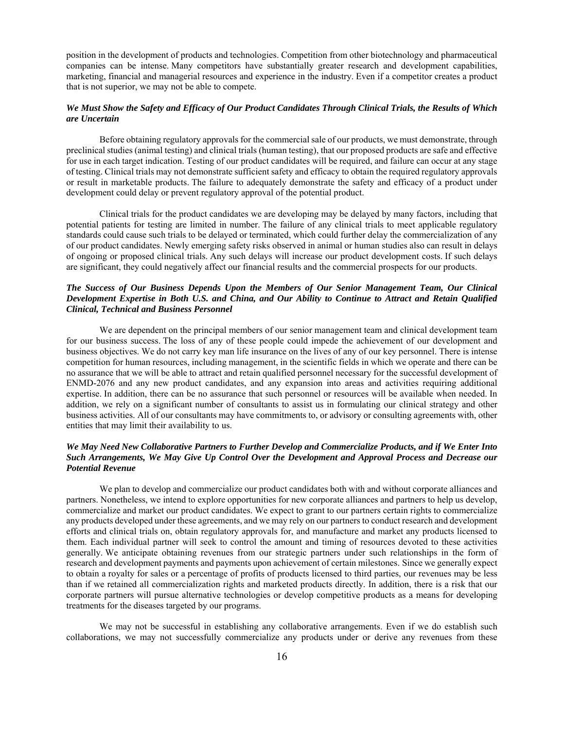position in the development of products and technologies. Competition from other biotechnology and pharmaceutical companies can be intense. Many competitors have substantially greater research and development capabilities, marketing, financial and managerial resources and experience in the industry. Even if a competitor creates a product that is not superior, we may not be able to compete.

### *We Must Show the Safety and Efficacy of Our Product Candidates Through Clinical Trials, the Results of Which are Uncertain*

Before obtaining regulatory approvals for the commercial sale of our products, we must demonstrate, through preclinical studies (animal testing) and clinical trials (human testing), that our proposed products are safe and effective for use in each target indication. Testing of our product candidates will be required, and failure can occur at any stage of testing. Clinical trials may not demonstrate sufficient safety and efficacy to obtain the required regulatory approvals or result in marketable products. The failure to adequately demonstrate the safety and efficacy of a product under development could delay or prevent regulatory approval of the potential product.

Clinical trials for the product candidates we are developing may be delayed by many factors, including that potential patients for testing are limited in number. The failure of any clinical trials to meet applicable regulatory standards could cause such trials to be delayed or terminated, which could further delay the commercialization of any of our product candidates. Newly emerging safety risks observed in animal or human studies also can result in delays of ongoing or proposed clinical trials. Any such delays will increase our product development costs. If such delays are significant, they could negatively affect our financial results and the commercial prospects for our products.

### *The Success of Our Business Depends Upon the Members of Our Senior Management Team, Our Clinical Development Expertise in Both U.S. and China, and Our Ability to Continue to Attract and Retain Qualified Clinical, Technical and Business Personnel*

We are dependent on the principal members of our senior management team and clinical development team for our business success. The loss of any of these people could impede the achievement of our development and business objectives. We do not carry key man life insurance on the lives of any of our key personnel. There is intense competition for human resources, including management, in the scientific fields in which we operate and there can be no assurance that we will be able to attract and retain qualified personnel necessary for the successful development of ENMD-2076 and any new product candidates, and any expansion into areas and activities requiring additional expertise. In addition, there can be no assurance that such personnel or resources will be available when needed. In addition, we rely on a significant number of consultants to assist us in formulating our clinical strategy and other business activities. All of our consultants may have commitments to, or advisory or consulting agreements with, other entities that may limit their availability to us.

### *We May Need New Collaborative Partners to Further Develop and Commercialize Products, and if We Enter Into Such Arrangements, We May Give Up Control Over the Development and Approval Process and Decrease our Potential Revenue*

We plan to develop and commercialize our product candidates both with and without corporate alliances and partners. Nonetheless, we intend to explore opportunities for new corporate alliances and partners to help us develop, commercialize and market our product candidates. We expect to grant to our partners certain rights to commercialize any products developed under these agreements, and we may rely on our partners to conduct research and development efforts and clinical trials on, obtain regulatory approvals for, and manufacture and market any products licensed to them. Each individual partner will seek to control the amount and timing of resources devoted to these activities generally. We anticipate obtaining revenues from our strategic partners under such relationships in the form of research and development payments and payments upon achievement of certain milestones. Since we generally expect to obtain a royalty for sales or a percentage of profits of products licensed to third parties, our revenues may be less than if we retained all commercialization rights and marketed products directly. In addition, there is a risk that our corporate partners will pursue alternative technologies or develop competitive products as a means for developing treatments for the diseases targeted by our programs.

We may not be successful in establishing any collaborative arrangements. Even if we do establish such collaborations, we may not successfully commercialize any products under or derive any revenues from these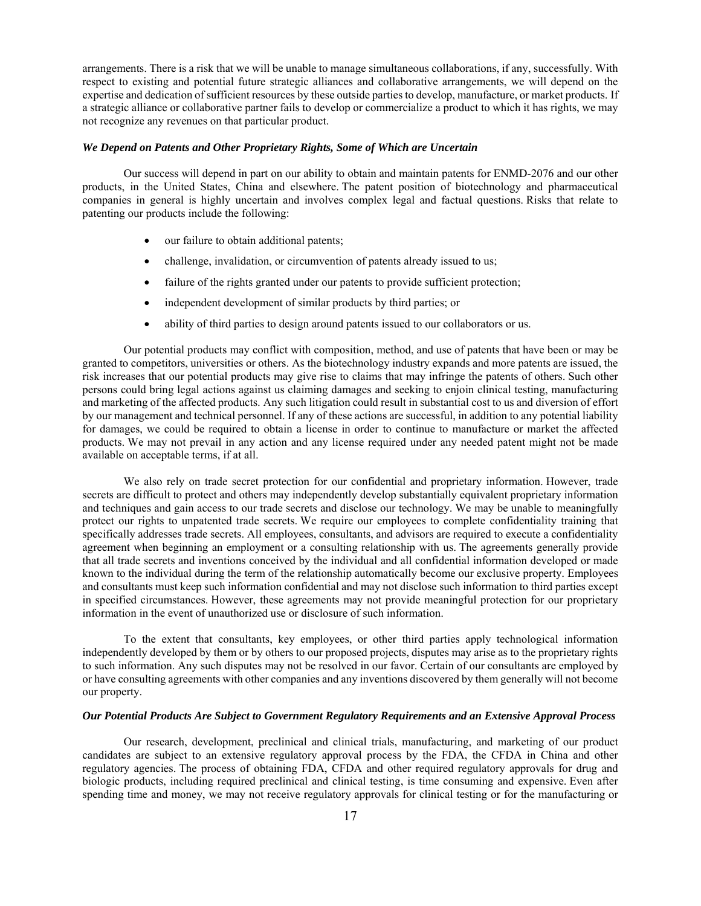arrangements. There is a risk that we will be unable to manage simultaneous collaborations, if any, successfully. With respect to existing and potential future strategic alliances and collaborative arrangements, we will depend on the expertise and dedication of sufficient resources by these outside parties to develop, manufacture, or market products. If a strategic alliance or collaborative partner fails to develop or commercialize a product to which it has rights, we may not recognize any revenues on that particular product.

***We Depend on Patents and Other Proprietary Rights, Some of Which are Uncertain***

Our success will depend in part on our ability to obtain and maintain patents for ENMD-2076 and our other products, in the United States, China and elsewhere. The patent position of biotechnology and pharmaceutical companies in general is highly uncertain and involves complex legal and factual questions. Risks that relate to patenting our products include the following:

- our failure to obtain additional patents;
- challenge, invalidation, or circumvention of patents already issued to us;
- failure of the rights granted under our patents to provide sufficient protection;
- independent development of similar products by third parties; or
- ability of third parties to design around patents issued to our collaborators or us.

Our potential products may conflict with composition, method, and use of patents that have been or may be granted to competitors, universities or others. As the biotechnology industry expands and more patents are issued, the risk increases that our potential products may give rise to claims that may infringe the patents of others. Such other persons could bring legal actions against us claiming damages and seeking to enjoin clinical testing, manufacturing and marketing of the affected products. Any such litigation could result in substantial cost to us and diversion of effort by our management and technical personnel. If any of these actions are successful, in addition to any potential liability for damages, we could be required to obtain a license in order to continue to manufacture or market the affected products. We may not prevail in any action and any license required under any needed patent might not be made available on acceptable terms, if at all.

We also rely on trade secret protection for our confidential and proprietary information. However, trade secrets are difficult to protect and others may independently develop substantially equivalent proprietary information and techniques and gain access to our trade secrets and disclose our technology. We may be unable to meaningfully protect our rights to unpatented trade secrets. We require our employees to complete confidentiality training that specifically addresses trade secrets. All employees, consultants, and advisors are required to execute a confidentiality agreement when beginning an employment or a consulting relationship with us. The agreements generally provide that all trade secrets and inventions conceived by the individual and all confidential information developed or made known to the individual during the term of the relationship automatically become our exclusive property. Employees and consultants must keep such information confidential and may not disclose such information to third parties except in specified circumstances. However, these agreements may not provide meaningful protection for our proprietary information in the event of unauthorized use or disclosure of such information.

To the extent that consultants, key employees, or other third parties apply technological information independently developed by them or by others to our proposed projects, disputes may arise as to the proprietary rights to such information. Any such disputes may not be resolved in our favor. Certain of our consultants are employed by or have consulting agreements with other companies and any inventions discovered by them generally will not become our property.

***Our Potential Products Are Subject to Government Regulatory Requirements and an Extensive Approval Process***

Our research, development, preclinical and clinical trials, manufacturing, and marketing of our product candidates are subject to an extensive regulatory approval process by the FDA, the CFDA in China and other regulatory agencies. The process of obtaining FDA, CFDA and other required regulatory approvals for drug and biologic products, including required preclinical and clinical testing, is time consuming and expensive. Even after spending time and money, we may not receive regulatory approvals for clinical testing or for the manufacturing or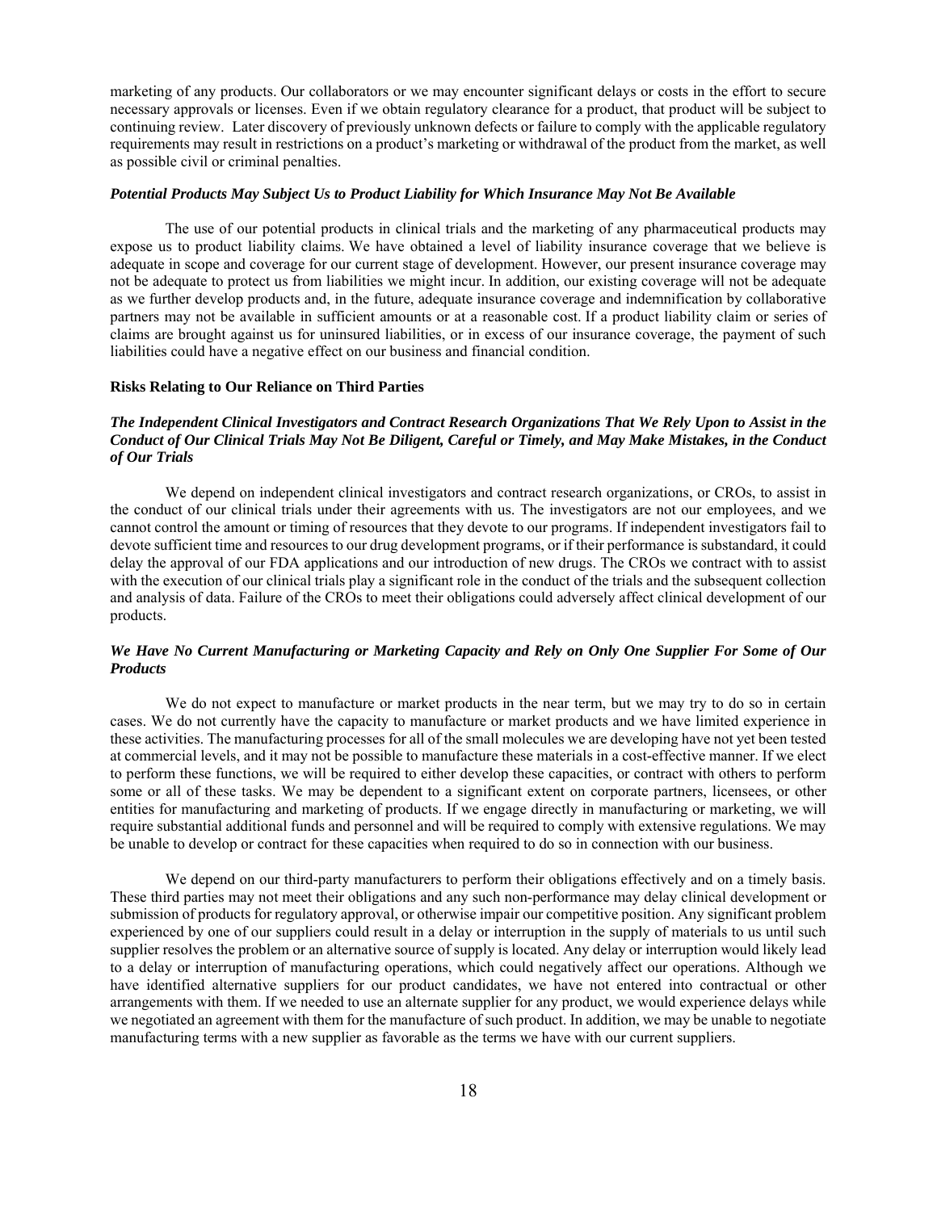marketing of any products. Our collaborators or we may encounter significant delays or costs in the effort to secure necessary approvals or licenses. Even if we obtain regulatory clearance for a product, that product will be subject to continuing review. Later discovery of previously unknown defects or failure to comply with the applicable regulatory requirements may result in restrictions on a product's marketing or withdrawal of the product from the market, as well as possible civil or criminal penalties.

***Potential Products May Subject Us to Product Liability for Which Insurance May Not Be Available***

The use of our potential products in clinical trials and the marketing of any pharmaceutical products may expose us to product liability claims. We have obtained a level of liability insurance coverage that we believe is adequate in scope and coverage for our current stage of development. However, our present insurance coverage may not be adequate to protect us from liabilities we might incur. In addition, our existing coverage will not be adequate as we further develop products and, in the future, adequate insurance coverage and indemnification by collaborative partners may not be available in sufficient amounts or at a reasonable cost. If a product liability claim or series of claims are brought against us for uninsured liabilities, or in excess of our insurance coverage, the payment of such liabilities could have a negative effect on our business and financial condition.

**Risks Relating to Our Reliance on Third Parties**

***The Independent Clinical Investigators and Contract Research Organizations That We Rely Upon to Assist in the Conduct of Our Clinical Trials May Not Be Diligent, Careful or Timely, and May Make Mistakes, in the Conduct of Our Trials***

We depend on independent clinical investigators and contract research organizations, or CROs, to assist in the conduct of our clinical trials under their agreements with us. The investigators are not our employees, and we cannot control the amount or timing of resources that they devote to our programs. If independent investigators fail to devote sufficient time and resources to our drug development programs, or if their performance is substandard, it could delay the approval of our FDA applications and our introduction of new drugs. The CROs we contract with to assist with the execution of our clinical trials play a significant role in the conduct of the trials and the subsequent collection and analysis of data. Failure of the CROs to meet their obligations could adversely affect clinical development of our products.

***We Have No Current Manufacturing or Marketing Capacity and Rely on Only One Supplier For Some of Our Products***

We do not expect to manufacture or market products in the near term, but we may try to do so in certain cases. We do not currently have the capacity to manufacture or market products and we have limited experience in these activities. The manufacturing processes for all of the small molecules we are developing have not yet been tested at commercial levels, and it may not be possible to manufacture these materials in a cost-effective manner. If we elect to perform these functions, we will be required to either develop these capacities, or contract with others to perform some or all of these tasks. We may be dependent to a significant extent on corporate partners, licensees, or other entities for manufacturing and marketing of products. If we engage directly in manufacturing or marketing, we will require substantial additional funds and personnel and will be required to comply with extensive regulations. We may be unable to develop or contract for these capacities when required to do so in connection with our business.

We depend on our third-party manufacturers to perform their obligations effectively and on a timely basis. These third parties may not meet their obligations and any such non-performance may delay clinical development or submission of products for regulatory approval, or otherwise impair our competitive position. Any significant problem experienced by one of our suppliers could result in a delay or interruption in the supply of materials to us until such supplier resolves the problem or an alternative source of supply is located. Any delay or interruption would likely lead to a delay or interruption of manufacturing operations, which could negatively affect our operations. Although we have identified alternative suppliers for our product candidates, we have not entered into contractual or other arrangements with them. If we needed to use an alternate supplier for any product, we would experience delays while we negotiated an agreement with them for the manufacture of such product. In addition, we may be unable to negotiate manufacturing terms with a new supplier as favorable as the terms we have with our current suppliers.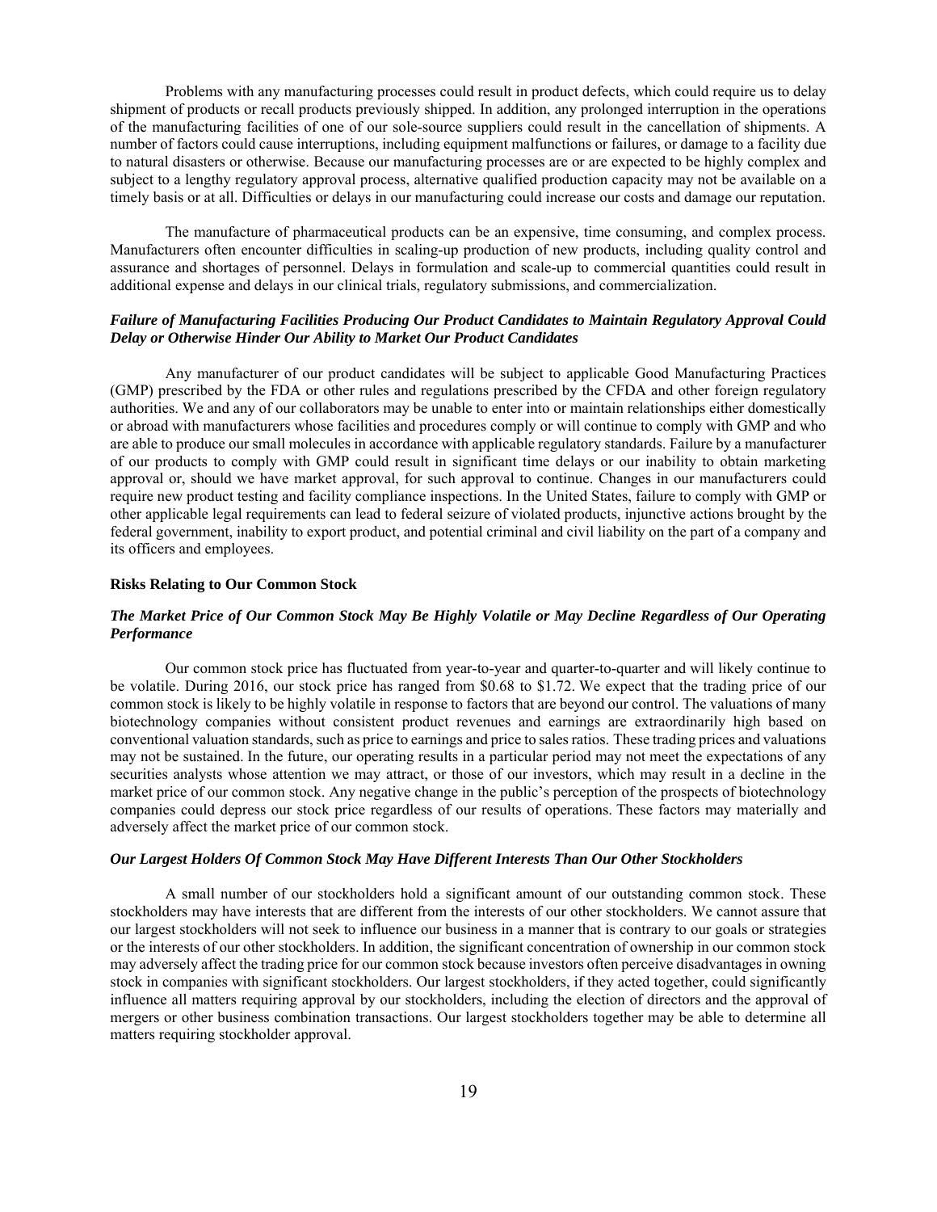Problems with any manufacturing processes could result in product defects, which could require us to delay shipment of products or recall products previously shipped. In addition, any prolonged interruption in the operations of the manufacturing facilities of one of our sole-source suppliers could result in the cancellation of shipments. A number of factors could cause interruptions, including equipment malfunctions or failures, or damage to a facility due to natural disasters or otherwise. Because our manufacturing processes are or are expected to be highly complex and subject to a lengthy regulatory approval process, alternative qualified production capacity may not be available on a timely basis or at all. Difficulties or delays in our manufacturing could increase our costs and damage our reputation.

The manufacture of pharmaceutical products can be an expensive, time consuming, and complex process. Manufacturers often encounter difficulties in scaling-up production of new products, including quality control and assurance and shortages of personnel. Delays in formulation and scale-up to commercial quantities could result in additional expense and delays in our clinical trials, regulatory submissions, and commercialization.

***Failure of Manufacturing Facilities Producing Our Product Candidates to Maintain Regulatory Approval Could Delay or Otherwise Hinder Our Ability to Market Our Product Candidates***

Any manufacturer of our product candidates will be subject to applicable Good Manufacturing Practices (GMP) prescribed by the FDA or other rules and regulations prescribed by the CFDA and other foreign regulatory authorities. We and any of our collaborators may be unable to enter into or maintain relationships either domestically or abroad with manufacturers whose facilities and procedures comply or will continue to comply with GMP and who are able to produce our small molecules in accordance with applicable regulatory standards. Failure by a manufacturer of our products to comply with GMP could result in significant time delays or our inability to obtain marketing approval or, should we have market approval, for such approval to continue. Changes in our manufacturers could require new product testing and facility compliance inspections. In the United States, failure to comply with GMP or other applicable legal requirements can lead to federal seizure of violated products, injunctive actions brought by the federal government, inability to export product, and potential criminal and civil liability on the part of a company and its officers and employees.

**Risks Relating to Our Common Stock**

***The Market Price of Our Common Stock May Be Highly Volatile or May Decline Regardless of Our Operating Performance***

Our common stock price has fluctuated from year-to-year and quarter-to-quarter and will likely continue to be volatile. During 2016, our stock price has ranged from \$0.68 to \$1.72. We expect that the trading price of our common stock is likely to be highly volatile in response to factors that are beyond our control. The valuations of many biotechnology companies without consistent product revenues and earnings are extraordinarily high based on conventional valuation standards, such as price to earnings and price to sales ratios. These trading prices and valuations may not be sustained. In the future, our operating results in a particular period may not meet the expectations of any securities analysts whose attention we may attract, or those of our investors, which may result in a decline in the market price of our common stock. Any negative change in the public's perception of the prospects of biotechnology companies could depress our stock price regardless of our results of operations. These factors may materially and adversely affect the market price of our common stock.

***Our Largest Holders Of Common Stock May Have Different Interests Than Our Other Stockholders***

A small number of our stockholders hold a significant amount of our outstanding common stock. These stockholders may have interests that are different from the interests of our other stockholders. We cannot assure that our largest stockholders will not seek to influence our business in a manner that is contrary to our goals or strategies or the interests of our other stockholders. In addition, the significant concentration of ownership in our common stock may adversely affect the trading price for our common stock because investors often perceive disadvantages in owning stock in companies with significant stockholders. Our largest stockholders, if they acted together, could significantly influence all matters requiring approval by our stockholders, including the election of directors and the approval of mergers or other business combination transactions. Our largest stockholders together may be able to determine all matters requiring stockholder approval.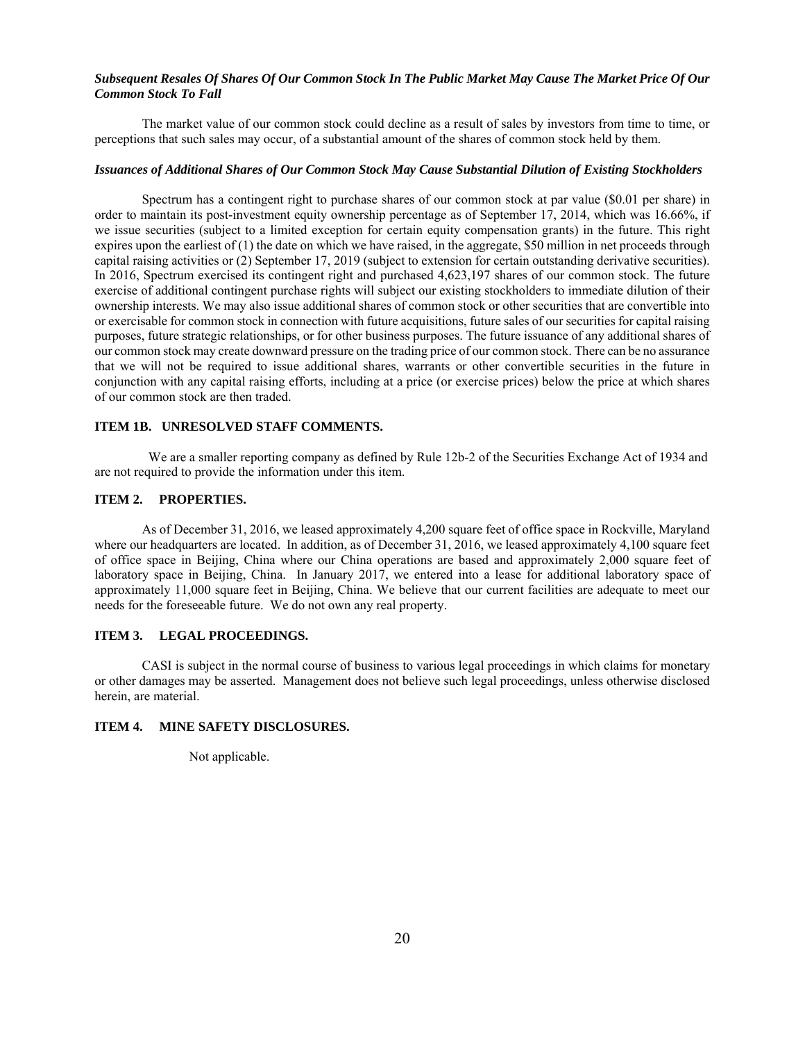***Subsequent Resales Of Shares Of Our Common Stock In The Public Market May Cause The Market Price Of Our Common Stock To Fall***

The market value of our common stock could decline as a result of sales by investors from time to time, or perceptions that such sales may occur, of a substantial amount of the shares of common stock held by them.

***Issuances of Additional Shares of Our Common Stock May Cause Substantial Dilution of Existing Stockholders***

Spectrum has a contingent right to purchase shares of our common stock at par value ($0.01 per share) in order to maintain its post-investment equity ownership percentage as of September 17, 2014, which was 16.66%, if we issue securities (subject to a limited exception for certain equity compensation grants) in the future. This right expires upon the earliest of (1) the date on which we have raised, in the aggregate, $50 million in net proceeds through capital raising activities or (2) September 17, 2019 (subject to extension for certain outstanding derivative securities). In 2016, Spectrum exercised its contingent right and purchased 4,623,197 shares of our common stock. The future exercise of additional contingent purchase rights will subject our existing stockholders to immediate dilution of their ownership interests. We may also issue additional shares of common stock or other securities that are convertible into or exercisable for common stock in connection with future acquisitions, future sales of our securities for capital raising purposes, future strategic relationships, or for other business purposes. The future issuance of any additional shares of our common stock may create downward pressure on the trading price of our common stock. There can be no assurance that we will not be required to issue additional shares, warrants or other convertible securities in the future in conjunction with any capital raising efforts, including at a price (or exercise prices) below the price at which shares of our common stock are then traded.

## ITEM 1B. UNRESOLVED STAFF COMMENTS.

We are a smaller reporting company as defined by Rule 12b-2 of the Securities Exchange Act of 1934 and are not required to provide the information under this item.

## ITEM 2. PROPERTIES.

As of December 31, 2016, we leased approximately 4,200 square feet of office space in Rockville, Maryland where our headquarters are located. In addition, as of December 31, 2016, we leased approximately 4,100 square feet of office space in Beijing, China where our China operations are based and approximately 2,000 square feet of laboratory space in Beijing, China. In January 2017, we entered into a lease for additional laboratory space of approximately 11,000 square feet in Beijing, China. We believe that our current facilities are adequate to meet our needs for the foreseeable future. We do not own any real property.

## ITEM 3. LEGAL PROCEEDINGS.

CASI is subject in the normal course of business to various legal proceedings in which claims for monetary or other damages may be asserted. Management does not believe such legal proceedings, unless otherwise disclosed herein, are material.

## ITEM 4. MINE SAFETY DISCLOSURES.

Not applicable.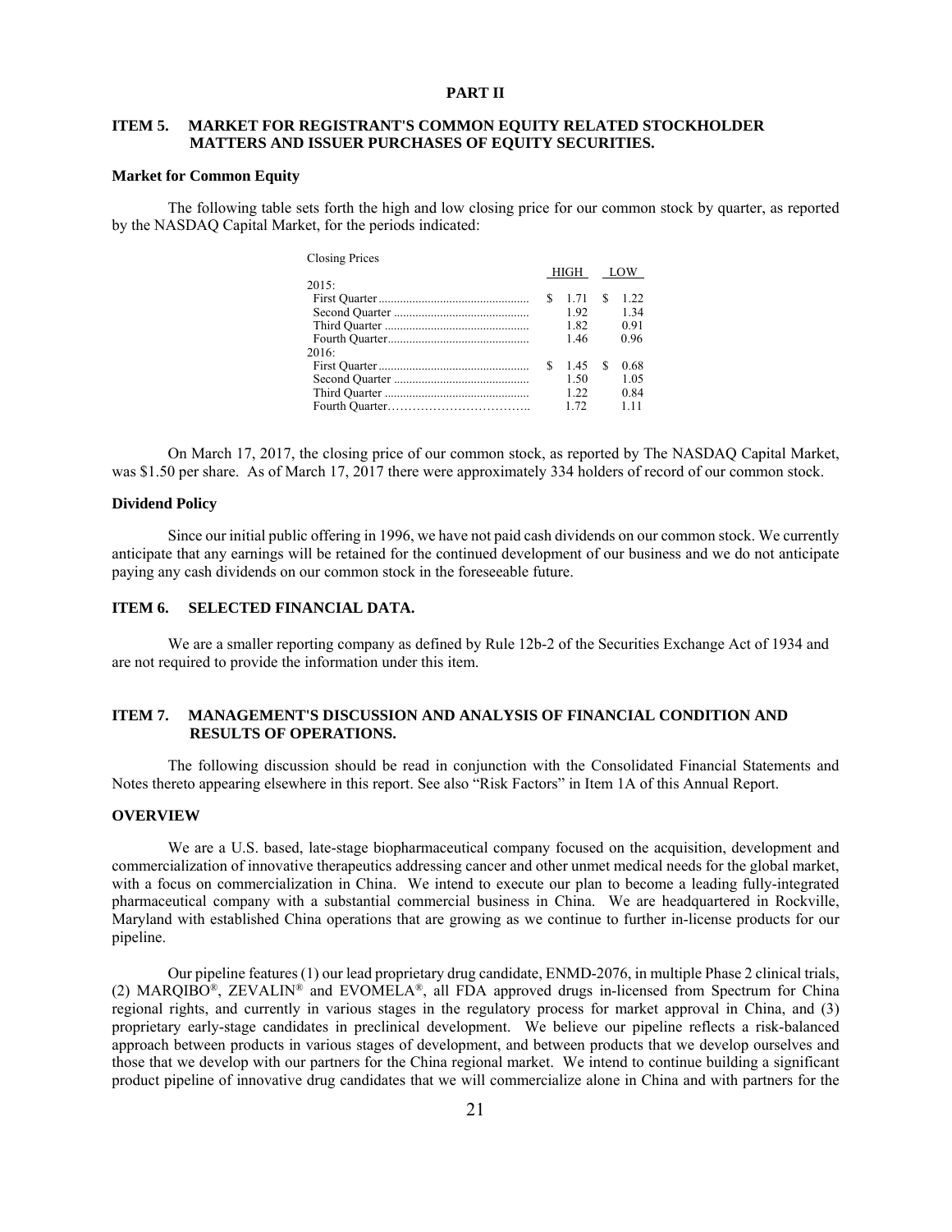## PART II

## ITEM 5. MARKET FOR REGISTRANT'S COMMON EQUITY RELATED STOCKHOLDER MATTERS AND ISSUER PURCHASES OF EQUITY SECURITIES.

### Market for Common Equity

The following table sets forth the high and low closing price for our common stock by quarter, as reported by the NASDAQ Capital Market, for the periods indicated:

| Closing Prices | HIGH | LOW |
|---|---|---|
| 2015: | | |
| First Quarter | $ 1.71 | $ 1.22 |
| Second Quarter | 1.92 | 1.34 |
| Third Quarter | 1.82 | 0.91 |
| Fourth Quarter | 1.46 | 0.96 |
| 2016: | | |
| First Quarter | $ 1.45 | $ 0.68 |
| Second Quarter | 1.50 | 1.05 |
| Third Quarter | 1.22 | 0.84 |
| Fourth Quarter | 1.72 | 1.11 |

On March 17, 2017, the closing price of our common stock, as reported by The NASDAQ Capital Market, was $1.50 per share. As of March 17, 2017 there were approximately 334 holders of record of our common stock.

### Dividend Policy

Since our initial public offering in 1996, we have not paid cash dividends on our common stock. We currently anticipate that any earnings will be retained for the continued development of our business and we do not anticipate paying any cash dividends on our common stock in the foreseeable future.

## ITEM 6. SELECTED FINANCIAL DATA.

We are a smaller reporting company as defined by Rule 12b-2 of the Securities Exchange Act of 1934 and are not required to provide the information under this item.

## ITEM 7. MANAGEMENT'S DISCUSSION AND ANALYSIS OF FINANCIAL CONDITION AND RESULTS OF OPERATIONS.

The following discussion should be read in conjunction with the Consolidated Financial Statements and Notes thereto appearing elsewhere in this report. See also "Risk Factors" in Item 1A of this Annual Report.

### OVERVIEW

We are a U.S. based, late-stage biopharmaceutical company focused on the acquisition, development and commercialization of innovative therapeutics addressing cancer and other unmet medical needs for the global market, with a focus on commercialization in China. We intend to execute our plan to become a leading fully-integrated pharmaceutical company with a substantial commercial business in China. We are headquartered in Rockville, Maryland with established China operations that are growing as we continue to further in-license products for our pipeline.

Our pipeline features (1) our lead proprietary drug candidate, ENMD-2076, in multiple Phase 2 clinical trials, (2) MARQIBO®, ZEVALIN® and EVOMELA®, all FDA approved drugs in-licensed from Spectrum for China regional rights, and currently in various stages in the regulatory process for market approval in China, and (3) proprietary early-stage candidates in preclinical development. We believe our pipeline reflects a risk-balanced approach between products in various stages of development, and between products that we develop ourselves and those that we develop with our partners for the China regional market. We intend to continue building a significant product pipeline of innovative drug candidates that we will commercialize alone in China and with partners for the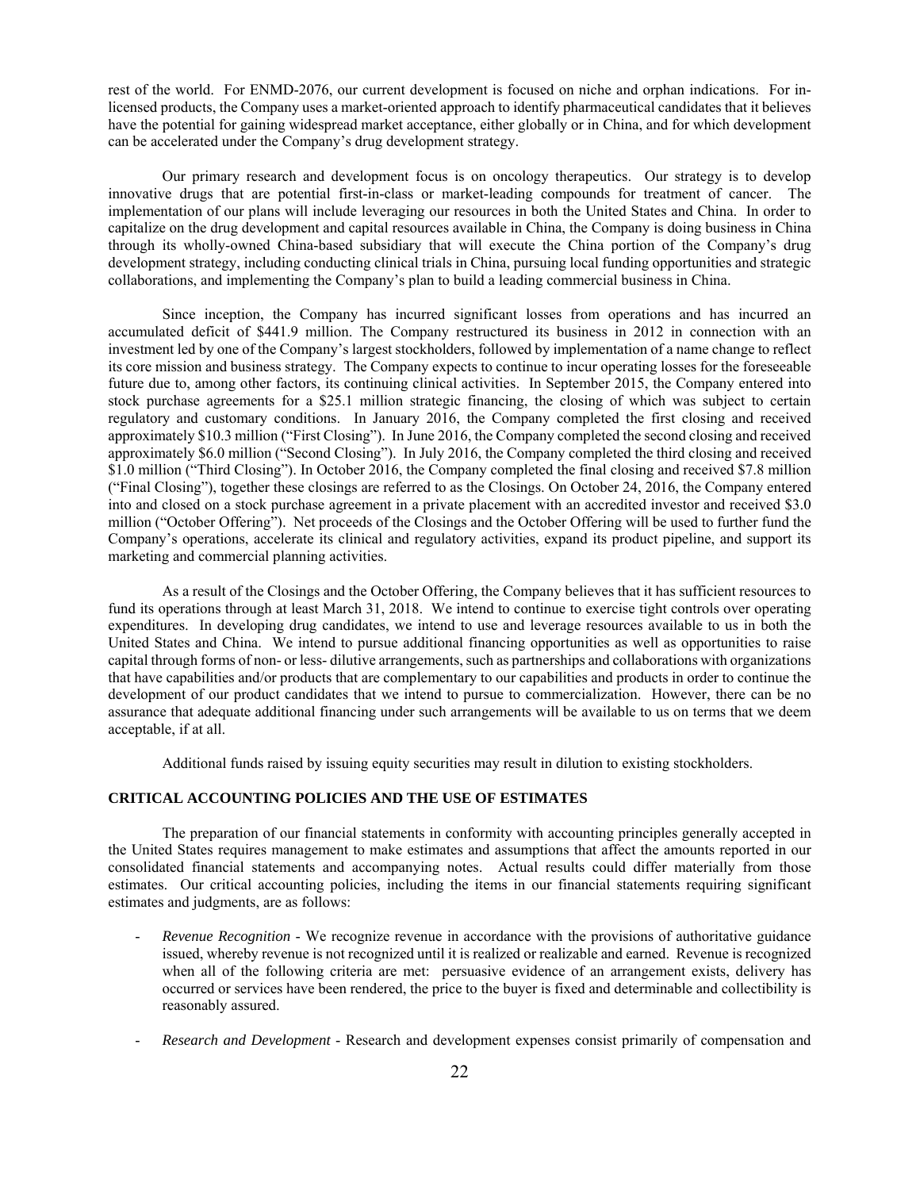rest of the world. For ENMD-2076, our current development is focused on niche and orphan indications. For in-licensed products, the Company uses a market-oriented approach to identify pharmaceutical candidates that it believes have the potential for gaining widespread market acceptance, either globally or in China, and for which development can be accelerated under the Company's drug development strategy.

Our primary research and development focus is on oncology therapeutics. Our strategy is to develop innovative drugs that are potential first-in-class or market-leading compounds for treatment of cancer. The implementation of our plans will include leveraging our resources in both the United States and China. In order to capitalize on the drug development and capital resources available in China, the Company is doing business in China through its wholly-owned China-based subsidiary that will execute the China portion of the Company's drug development strategy, including conducting clinical trials in China, pursuing local funding opportunities and strategic collaborations, and implementing the Company's plan to build a leading commercial business in China.

Since inception, the Company has incurred significant losses from operations and has incurred an accumulated deficit of $441.9 million. The Company restructured its business in 2012 in connection with an investment led by one of the Company's largest stockholders, followed by implementation of a name change to reflect its core mission and business strategy. The Company expects to continue to incur operating losses for the foreseeable future due to, among other factors, its continuing clinical activities. In September 2015, the Company entered into stock purchase agreements for a $25.1 million strategic financing, the closing of which was subject to certain regulatory and customary conditions. In January 2016, the Company completed the first closing and received approximately $10.3 million ("First Closing"). In June 2016, the Company completed the second closing and received approximately $6.0 million ("Second Closing"). In July 2016, the Company completed the third closing and received $1.0 million ("Third Closing"). In October 2016, the Company completed the final closing and received $7.8 million ("Final Closing"), together these closings are referred to as the Closings. On October 24, 2016, the Company entered into and closed on a stock purchase agreement in a private placement with an accredited investor and received $3.0 million ("October Offering"). Net proceeds of the Closings and the October Offering will be used to further fund the Company's operations, accelerate its clinical and regulatory activities, expand its product pipeline, and support its marketing and commercial planning activities.

As a result of the Closings and the October Offering, the Company believes that it has sufficient resources to fund its operations through at least March 31, 2018. We intend to continue to exercise tight controls over operating expenditures. In developing drug candidates, we intend to use and leverage resources available to us in both the United States and China. We intend to pursue additional financing opportunities as well as opportunities to raise capital through forms of non- or less- dilutive arrangements, such as partnerships and collaborations with organizations that have capabilities and/or products that are complementary to our capabilities and products in order to continue the development of our product candidates that we intend to pursue to commercialization. However, there can be no assurance that adequate additional financing under such arrangements will be available to us on terms that we deem acceptable, if at all.

Additional funds raised by issuing equity securities may result in dilution to existing stockholders.

## CRITICAL ACCOUNTING POLICIES AND THE USE OF ESTIMATES

The preparation of our financial statements in conformity with accounting principles generally accepted in the United States requires management to make estimates and assumptions that affect the amounts reported in our consolidated financial statements and accompanying notes. Actual results could differ materially from those estimates. Our critical accounting policies, including the items in our financial statements requiring significant estimates and judgments, are as follows:

- *Revenue Recognition* - We recognize revenue in accordance with the provisions of authoritative guidance issued, whereby revenue is not recognized until it is realized or realizable and earned. Revenue is recognized when all of the following criteria are met: persuasive evidence of an arrangement exists, delivery has occurred or services have been rendered, the price to the buyer is fixed and determinable and collectibility is reasonably assured.

- *Research and Development* - Research and development expenses consist primarily of compensation and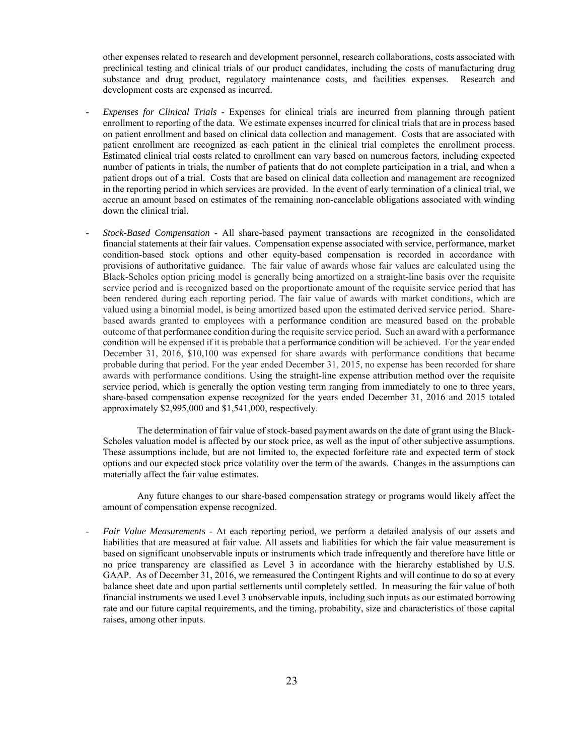other expenses related to research and development personnel, research collaborations, costs associated with preclinical testing and clinical trials of our product candidates, including the costs of manufacturing drug substance and drug product, regulatory maintenance costs, and facilities expenses. Research and development costs are expensed as incurred.

- *Expenses for Clinical Trials* - Expenses for clinical trials are incurred from planning through patient enrollment to reporting of the data. We estimate expenses incurred for clinical trials that are in process based on patient enrollment and based on clinical data collection and management. Costs that are associated with patient enrollment are recognized as each patient in the clinical trial completes the enrollment process. Estimated clinical trial costs related to enrollment can vary based on numerous factors, including expected number of patients in trials, the number of patients that do not complete participation in a trial, and when a patient drops out of a trial. Costs that are based on clinical data collection and management are recognized in the reporting period in which services are provided. In the event of early termination of a clinical trial, we accrue an amount based on estimates of the remaining non-cancelable obligations associated with winding down the clinical trial.

- *Stock-Based Compensation* - All share-based payment transactions are recognized in the consolidated financial statements at their fair values. Compensation expense associated with service, performance, market condition-based stock options and other equity-based compensation is recorded in accordance with provisions of authoritative guidance. The fair value of awards whose fair values are calculated using the Black-Scholes option pricing model is generally being amortized on a straight-line basis over the requisite service period and is recognized based on the proportionate amount of the requisite service period that has been rendered during each reporting period. The fair value of awards with market conditions, which are valued using a binomial model, is being amortized based upon the estimated derived service period. Share-based awards granted to employees with a performance condition are measured based on the probable outcome of that performance condition during the requisite service period. Such an award with a performance condition will be expensed if it is probable that a performance condition will be achieved. For the year ended December 31, 2016, $10,100 was expensed for share awards with performance conditions that became probable during that period. For the year ended December 31, 2015, no expense has been recorded for share awards with performance conditions. Using the straight-line expense attribution method over the requisite service period, which is generally the option vesting term ranging from immediately to one to three years, share-based compensation expense recognized for the years ended December 31, 2016 and 2015 totaled approximately $2,995,000 and $1,541,000, respectively.

  The determination of fair value of stock-based payment awards on the date of grant using the Black-Scholes valuation model is affected by our stock price, as well as the input of other subjective assumptions. These assumptions include, but are not limited to, the expected forfeiture rate and expected term of stock options and our expected stock price volatility over the term of the awards. Changes in the assumptions can materially affect the fair value estimates.

  Any future changes to our share-based compensation strategy or programs would likely affect the amount of compensation expense recognized.

- *Fair Value Measurements* - At each reporting period, we perform a detailed analysis of our assets and liabilities that are measured at fair value. All assets and liabilities for which the fair value measurement is based on significant unobservable inputs or instruments which trade infrequently and therefore have little or no price transparency are classified as Level 3 in accordance with the hierarchy established by U.S. GAAP. As of December 31, 2016, we remeasured the Contingent Rights and will continue to do so at every balance sheet date and upon partial settlements until completely settled. In measuring the fair value of both financial instruments we used Level 3 unobservable inputs, including such inputs as our estimated borrowing rate and our future capital requirements, and the timing, probability, size and characteristics of those capital raises, among other inputs.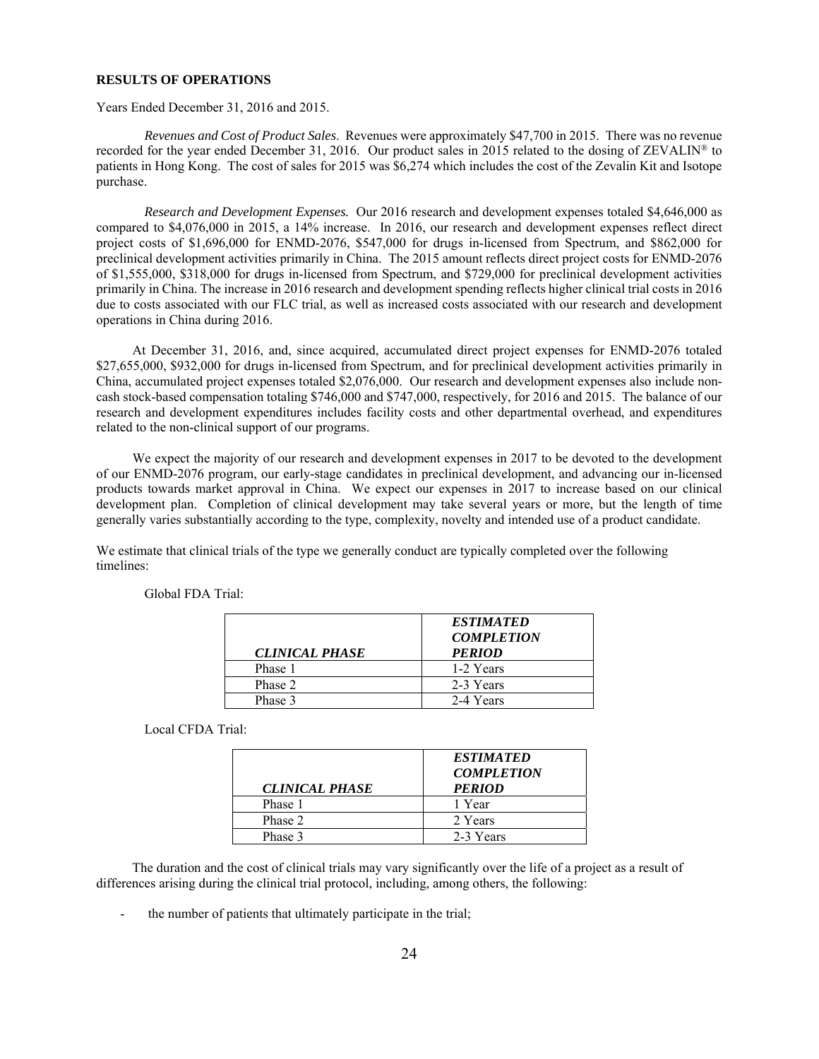**RESULTS OF OPERATIONS**

Years Ended December 31, 2016 and 2015.

*Revenues and Cost of Product Sales*. Revenues were approximately $47,700 in 2015. There was no revenue recorded for the year ended December 31, 2016. Our product sales in 2015 related to the dosing of ZEVALIN® to patients in Hong Kong. The cost of sales for 2015 was $6,274 which includes the cost of the Zevalin Kit and Isotope purchase.

*Research and Development Expenses.* Our 2016 research and development expenses totaled $4,646,000 as compared to $4,076,000 in 2015, a 14% increase. In 2016, our research and development expenses reflect direct project costs of $1,696,000 for ENMD-2076, $547,000 for drugs in-licensed from Spectrum, and $862,000 for preclinical development activities primarily in China. The 2015 amount reflects direct project costs for ENMD-2076 of $1,555,000, $318,000 for drugs in-licensed from Spectrum, and $729,000 for preclinical development activities primarily in China. The increase in 2016 research and development spending reflects higher clinical trial costs in 2016 due to costs associated with our FLC trial, as well as increased costs associated with our research and development operations in China during 2016.

At December 31, 2016, and, since acquired, accumulated direct project expenses for ENMD-2076 totaled $27,655,000, $932,000 for drugs in-licensed from Spectrum, and for preclinical development activities primarily in China, accumulated project expenses totaled $2,076,000. Our research and development expenses also include non-cash stock-based compensation totaling $746,000 and $747,000, respectively, for 2016 and 2015. The balance of our research and development expenditures includes facility costs and other departmental overhead, and expenditures related to the non-clinical support of our programs.

We expect the majority of our research and development expenses in 2017 to be devoted to the development of our ENMD-2076 program, our early-stage candidates in preclinical development, and advancing our in-licensed products towards market approval in China. We expect our expenses in 2017 to increase based on our clinical development plan. Completion of clinical development may take several years or more, but the length of time generally varies substantially according to the type, complexity, novelty and intended use of a product candidate.

We estimate that clinical trials of the type we generally conduct are typically completed over the following timelines:

Global FDA Trial:

| *CLINICAL PHASE* | *ESTIMATED COMPLETION PERIOD* |
|---|---|
| Phase 1 | 1-2 Years |
| Phase 2 | 2-3 Years |
| Phase 3 | 2-4 Years |

Local CFDA Trial:

| *CLINICAL PHASE* | *ESTIMATED COMPLETION PERIOD* |
|---|---|
| Phase 1 | 1 Year |
| Phase 2 | 2 Years |
| Phase 3 | 2-3 Years |

The duration and the cost of clinical trials may vary significantly over the life of a project as a result of differences arising during the clinical trial protocol, including, among others, the following:

- the number of patients that ultimately participate in the trial;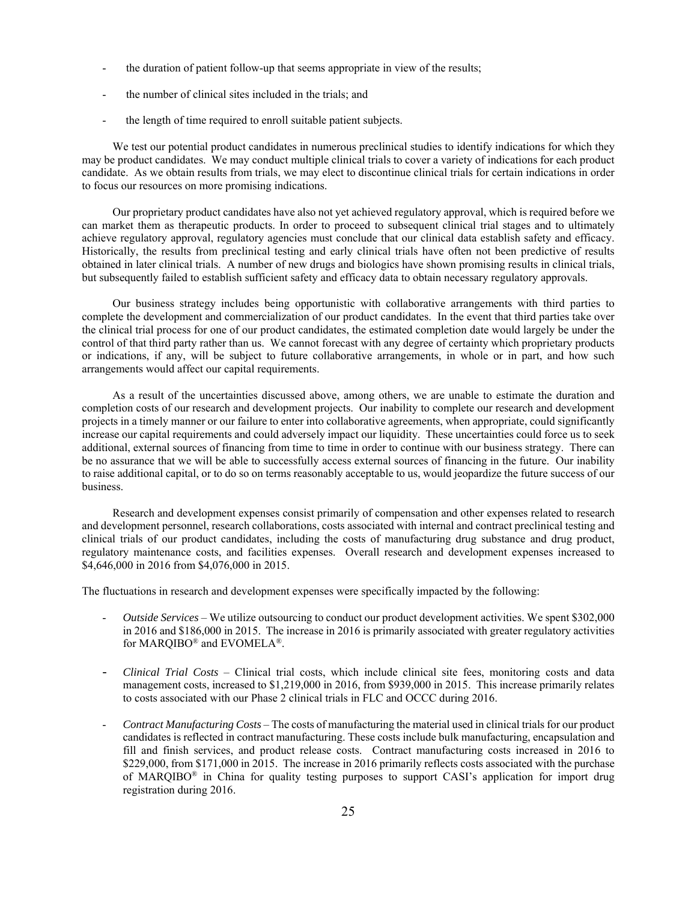- the duration of patient follow-up that seems appropriate in view of the results;
- the number of clinical sites included in the trials; and
- the length of time required to enroll suitable patient subjects.

We test our potential product candidates in numerous preclinical studies to identify indications for which they may be product candidates. We may conduct multiple clinical trials to cover a variety of indications for each product candidate. As we obtain results from trials, we may elect to discontinue clinical trials for certain indications in order to focus our resources on more promising indications.

Our proprietary product candidates have also not yet achieved regulatory approval, which is required before we can market them as therapeutic products. In order to proceed to subsequent clinical trial stages and to ultimately achieve regulatory approval, regulatory agencies must conclude that our clinical data establish safety and efficacy. Historically, the results from preclinical testing and early clinical trials have often not been predictive of results obtained in later clinical trials. A number of new drugs and biologics have shown promising results in clinical trials, but subsequently failed to establish sufficient safety and efficacy data to obtain necessary regulatory approvals.

Our business strategy includes being opportunistic with collaborative arrangements with third parties to complete the development and commercialization of our product candidates. In the event that third parties take over the clinical trial process for one of our product candidates, the estimated completion date would largely be under the control of that third party rather than us. We cannot forecast with any degree of certainty which proprietary products or indications, if any, will be subject to future collaborative arrangements, in whole or in part, and how such arrangements would affect our capital requirements.

As a result of the uncertainties discussed above, among others, we are unable to estimate the duration and completion costs of our research and development projects. Our inability to complete our research and development projects in a timely manner or our failure to enter into collaborative agreements, when appropriate, could significantly increase our capital requirements and could adversely impact our liquidity. These uncertainties could force us to seek additional, external sources of financing from time to time in order to continue with our business strategy. There can be no assurance that we will be able to successfully access external sources of financing in the future. Our inability to raise additional capital, or to do so on terms reasonably acceptable to us, would jeopardize the future success of our business.

Research and development expenses consist primarily of compensation and other expenses related to research and development personnel, research collaborations, costs associated with internal and contract preclinical testing and clinical trials of our product candidates, including the costs of manufacturing drug substance and drug product, regulatory maintenance costs, and facilities expenses. Overall research and development expenses increased to $4,646,000 in 2016 from $4,076,000 in 2015.

The fluctuations in research and development expenses were specifically impacted by the following:

- *Outside Services* – We utilize outsourcing to conduct our product development activities. We spent $302,000 in 2016 and $186,000 in 2015. The increase in 2016 is primarily associated with greater regulatory activities for MARQIBO® and EVOMELA®.
- *Clinical Trial Costs* – Clinical trial costs, which include clinical site fees, monitoring costs and data management costs, increased to $1,219,000 in 2016, from $939,000 in 2015. This increase primarily relates to costs associated with our Phase 2 clinical trials in FLC and OCCC during 2016.
- *Contract Manufacturing Costs* – The costs of manufacturing the material used in clinical trials for our product candidates is reflected in contract manufacturing. These costs include bulk manufacturing, encapsulation and fill and finish services, and product release costs. Contract manufacturing costs increased in 2016 to $229,000, from $171,000 in 2015. The increase in 2016 primarily reflects costs associated with the purchase of MARQIBO® in China for quality testing purposes to support CASI's application for import drug registration during 2016.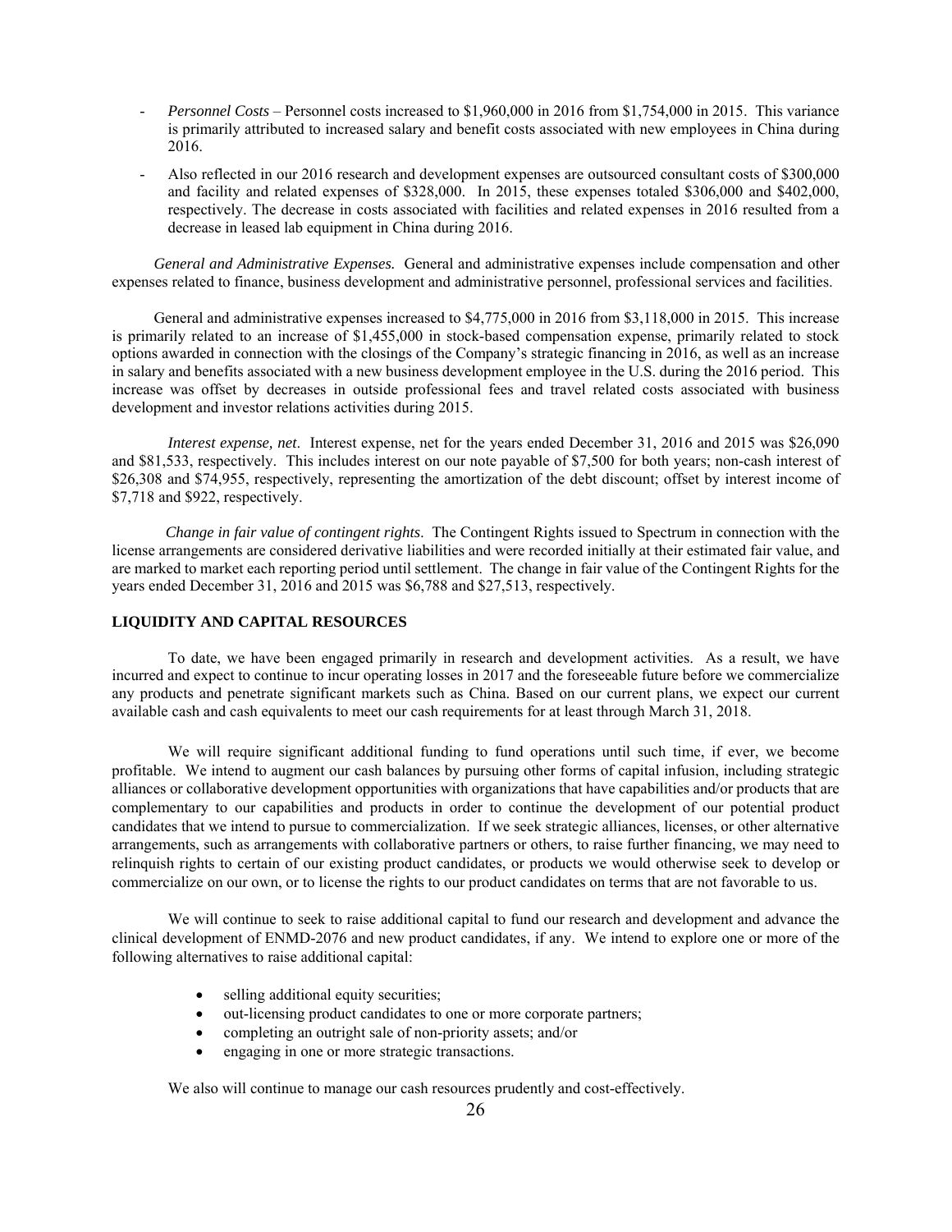- *Personnel Costs* – Personnel costs increased to $1,960,000 in 2016 from $1,754,000 in 2015. This variance is primarily attributed to increased salary and benefit costs associated with new employees in China during 2016.
- Also reflected in our 2016 research and development expenses are outsourced consultant costs of $300,000 and facility and related expenses of $328,000. In 2015, these expenses totaled $306,000 and $402,000, respectively. The decrease in costs associated with facilities and related expenses in 2016 resulted from a decrease in leased lab equipment in China during 2016.

*General and Administrative Expenses.* General and administrative expenses include compensation and other expenses related to finance, business development and administrative personnel, professional services and facilities.

General and administrative expenses increased to $4,775,000 in 2016 from $3,118,000 in 2015. This increase is primarily related to an increase of $1,455,000 in stock-based compensation expense, primarily related to stock options awarded in connection with the closings of the Company's strategic financing in 2016, as well as an increase in salary and benefits associated with a new business development employee in the U.S. during the 2016 period. This increase was offset by decreases in outside professional fees and travel related costs associated with business development and investor relations activities during 2015.

*Interest expense, net*. Interest expense, net for the years ended December 31, 2016 and 2015 was $26,090 and $81,533, respectively. This includes interest on our note payable of $7,500 for both years; non-cash interest of $26,308 and $74,955, respectively, representing the amortization of the debt discount; offset by interest income of $7,718 and $922, respectively.

*Change in fair value of contingent rights*. The Contingent Rights issued to Spectrum in connection with the license arrangements are considered derivative liabilities and were recorded initially at their estimated fair value, and are marked to market each reporting period until settlement. The change in fair value of the Contingent Rights for the years ended December 31, 2016 and 2015 was $6,788 and $27,513, respectively.

**LIQUIDITY AND CAPITAL RESOURCES**

To date, we have been engaged primarily in research and development activities. As a result, we have incurred and expect to continue to incur operating losses in 2017 and the foreseeable future before we commercialize any products and penetrate significant markets such as China. Based on our current plans, we expect our current available cash and cash equivalents to meet our cash requirements for at least through March 31, 2018.

We will require significant additional funding to fund operations until such time, if ever, we become profitable. We intend to augment our cash balances by pursuing other forms of capital infusion, including strategic alliances or collaborative development opportunities with organizations that have capabilities and/or products that are complementary to our capabilities and products in order to continue the development of our potential product candidates that we intend to pursue to commercialization. If we seek strategic alliances, licenses, or other alternative arrangements, such as arrangements with collaborative partners or others, to raise further financing, we may need to relinquish rights to certain of our existing product candidates, or products we would otherwise seek to develop or commercialize on our own, or to license the rights to our product candidates on terms that are not favorable to us.

We will continue to seek to raise additional capital to fund our research and development and advance the clinical development of ENMD-2076 and new product candidates, if any. We intend to explore one or more of the following alternatives to raise additional capital:

- selling additional equity securities;
- out-licensing product candidates to one or more corporate partners;
- completing an outright sale of non-priority assets; and/or
- engaging in one or more strategic transactions.

We also will continue to manage our cash resources prudently and cost-effectively.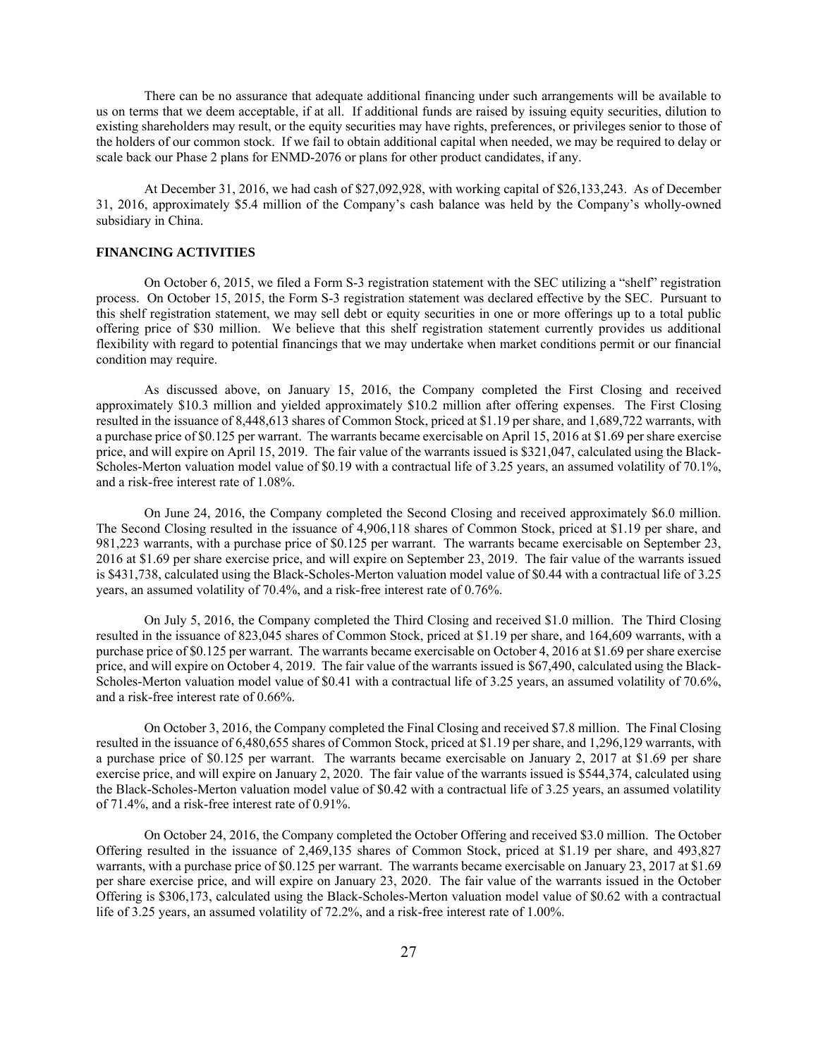There can be no assurance that adequate additional financing under such arrangements will be available to us on terms that we deem acceptable, if at all. If additional funds are raised by issuing equity securities, dilution to existing shareholders may result, or the equity securities may have rights, preferences, or privileges senior to those of the holders of our common stock. If we fail to obtain additional capital when needed, we may be required to delay or scale back our Phase 2 plans for ENMD-2076 or plans for other product candidates, if any.

At December 31, 2016, we had cash of $27,092,928, with working capital of $26,133,243. As of December 31, 2016, approximately $5.4 million of the Company's cash balance was held by the Company's wholly-owned subsidiary in China.

## FINANCING ACTIVITIES

On October 6, 2015, we filed a Form S-3 registration statement with the SEC utilizing a "shelf" registration process. On October 15, 2015, the Form S-3 registration statement was declared effective by the SEC. Pursuant to this shelf registration statement, we may sell debt or equity securities in one or more offerings up to a total public offering price of $30 million. We believe that this shelf registration statement currently provides us additional flexibility with regard to potential financings that we may undertake when market conditions permit or our financial condition may require.

As discussed above, on January 15, 2016, the Company completed the First Closing and received approximately $10.3 million and yielded approximately $10.2 million after offering expenses. The First Closing resulted in the issuance of 8,448,613 shares of Common Stock, priced at $1.19 per share, and 1,689,722 warrants, with a purchase price of $0.125 per warrant. The warrants became exercisable on April 15, 2016 at $1.69 per share exercise price, and will expire on April 15, 2019. The fair value of the warrants issued is $321,047, calculated using the Black-Scholes-Merton valuation model value of $0.19 with a contractual life of 3.25 years, an assumed volatility of 70.1%, and a risk-free interest rate of 1.08%.

On June 24, 2016, the Company completed the Second Closing and received approximately $6.0 million. The Second Closing resulted in the issuance of 4,906,118 shares of Common Stock, priced at $1.19 per share, and 981,223 warrants, with a purchase price of $0.125 per warrant. The warrants became exercisable on September 23, 2016 at $1.69 per share exercise price, and will expire on September 23, 2019. The fair value of the warrants issued is $431,738, calculated using the Black-Scholes-Merton valuation model value of $0.44 with a contractual life of 3.25 years, an assumed volatility of 70.4%, and a risk-free interest rate of 0.76%.

On July 5, 2016, the Company completed the Third Closing and received $1.0 million. The Third Closing resulted in the issuance of 823,045 shares of Common Stock, priced at $1.19 per share, and 164,609 warrants, with a purchase price of $0.125 per warrant. The warrants became exercisable on October 4, 2016 at $1.69 per share exercise price, and will expire on October 4, 2019. The fair value of the warrants issued is $67,490, calculated using the Black-Scholes-Merton valuation model value of $0.41 with a contractual life of 3.25 years, an assumed volatility of 70.6%, and a risk-free interest rate of 0.66%.

On October 3, 2016, the Company completed the Final Closing and received $7.8 million. The Final Closing resulted in the issuance of 6,480,655 shares of Common Stock, priced at $1.19 per share, and 1,296,129 warrants, with a purchase price of $0.125 per warrant. The warrants became exercisable on January 2, 2017 at $1.69 per share exercise price, and will expire on January 2, 2020. The fair value of the warrants issued is $544,374, calculated using the Black-Scholes-Merton valuation model value of $0.42 with a contractual life of 3.25 years, an assumed volatility of 71.4%, and a risk-free interest rate of 0.91%.

On October 24, 2016, the Company completed the October Offering and received $3.0 million. The October Offering resulted in the issuance of 2,469,135 shares of Common Stock, priced at $1.19 per share, and 493,827 warrants, with a purchase price of $0.125 per warrant. The warrants became exercisable on January 23, 2017 at $1.69 per share exercise price, and will expire on January 23, 2020. The fair value of the warrants issued in the October Offering is $306,173, calculated using the Black-Scholes-Merton valuation model value of $0.62 with a contractual life of 3.25 years, an assumed volatility of 72.2%, and a risk-free interest rate of 1.00%.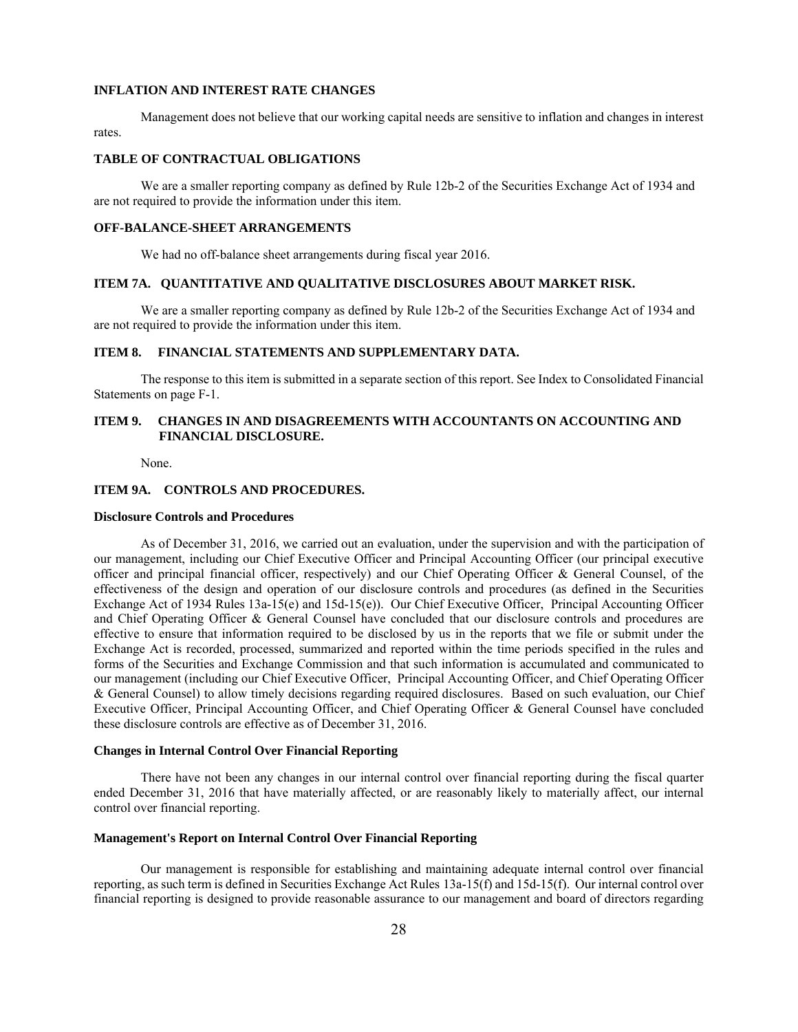### INFLATION AND INTEREST RATE CHANGES

Management does not believe that our working capital needs are sensitive to inflation and changes in interest rates.

### TABLE OF CONTRACTUAL OBLIGATIONS

We are a smaller reporting company as defined by Rule 12b-2 of the Securities Exchange Act of 1934 and are not required to provide the information under this item.

### OFF-BALANCE-SHEET ARRANGEMENTS

We had no off-balance sheet arrangements during fiscal year 2016.

## ITEM 7A. QUANTITATIVE AND QUALITATIVE DISCLOSURES ABOUT MARKET RISK.

We are a smaller reporting company as defined by Rule 12b-2 of the Securities Exchange Act of 1934 and are not required to provide the information under this item.

## ITEM 8. FINANCIAL STATEMENTS AND SUPPLEMENTARY DATA.

The response to this item is submitted in a separate section of this report. See Index to Consolidated Financial Statements on page F-1.

## ITEM 9. CHANGES IN AND DISAGREEMENTS WITH ACCOUNTANTS ON ACCOUNTING AND FINANCIAL DISCLOSURE.

None.

## ITEM 9A. CONTROLS AND PROCEDURES.

### Disclosure Controls and Procedures

As of December 31, 2016, we carried out an evaluation, under the supervision and with the participation of our management, including our Chief Executive Officer and Principal Accounting Officer (our principal executive officer and principal financial officer, respectively) and our Chief Operating Officer & General Counsel, of the effectiveness of the design and operation of our disclosure controls and procedures (as defined in the Securities Exchange Act of 1934 Rules 13a-15(e) and 15d-15(e)). Our Chief Executive Officer, Principal Accounting Officer and Chief Operating Officer & General Counsel have concluded that our disclosure controls and procedures are effective to ensure that information required to be disclosed by us in the reports that we file or submit under the Exchange Act is recorded, processed, summarized and reported within the time periods specified in the rules and forms of the Securities and Exchange Commission and that such information is accumulated and communicated to our management (including our Chief Executive Officer, Principal Accounting Officer, and Chief Operating Officer & General Counsel) to allow timely decisions regarding required disclosures. Based on such evaluation, our Chief Executive Officer, Principal Accounting Officer, and Chief Operating Officer & General Counsel have concluded these disclosure controls are effective as of December 31, 2016.

### Changes in Internal Control Over Financial Reporting

There have not been any changes in our internal control over financial reporting during the fiscal quarter ended December 31, 2016 that have materially affected, or are reasonably likely to materially affect, our internal control over financial reporting.

### Management's Report on Internal Control Over Financial Reporting

Our management is responsible for establishing and maintaining adequate internal control over financial reporting, as such term is defined in Securities Exchange Act Rules 13a-15(f) and 15d-15(f). Our internal control over financial reporting is designed to provide reasonable assurance to our management and board of directors regarding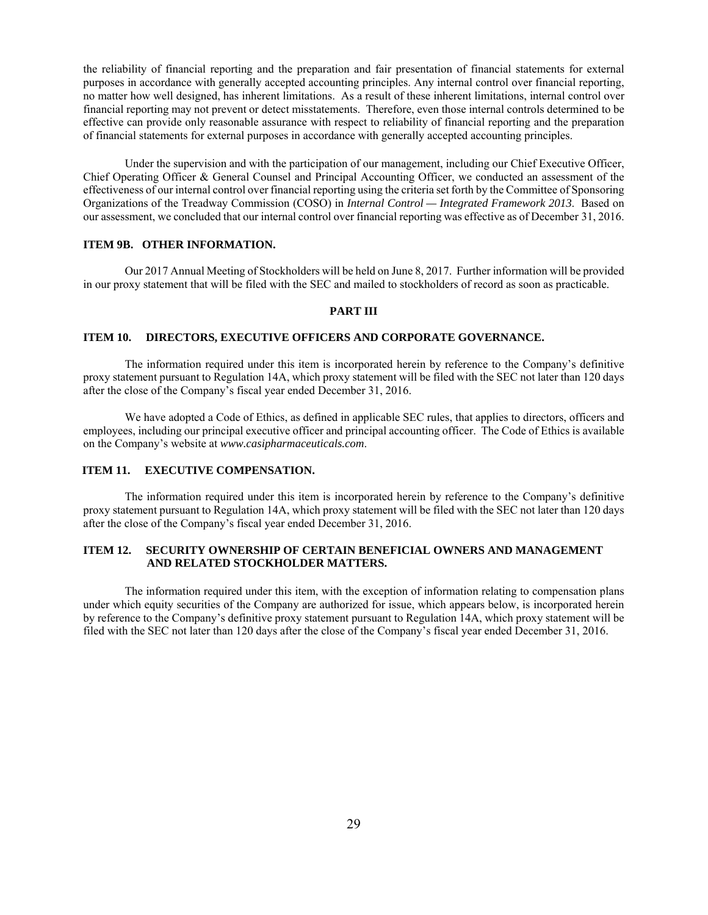the reliability of financial reporting and the preparation and fair presentation of financial statements for external purposes in accordance with generally accepted accounting principles. Any internal control over financial reporting, no matter how well designed, has inherent limitations. As a result of these inherent limitations, internal control over financial reporting may not prevent or detect misstatements. Therefore, even those internal controls determined to be effective can provide only reasonable assurance with respect to reliability of financial reporting and the preparation of financial statements for external purposes in accordance with generally accepted accounting principles.

Under the supervision and with the participation of our management, including our Chief Executive Officer, Chief Operating Officer & General Counsel and Principal Accounting Officer, we conducted an assessment of the effectiveness of our internal control over financial reporting using the criteria set forth by the Committee of Sponsoring Organizations of the Treadway Commission (COSO) in *Internal Control — Integrated Framework 2013*. Based on our assessment, we concluded that our internal control over financial reporting was effective as of December 31, 2016.

### ITEM 9B. OTHER INFORMATION.

Our 2017 Annual Meeting of Stockholders will be held on June 8, 2017. Further information will be provided in our proxy statement that will be filed with the SEC and mailed to stockholders of record as soon as practicable.

## PART III

### ITEM 10. DIRECTORS, EXECUTIVE OFFICERS AND CORPORATE GOVERNANCE.

The information required under this item is incorporated herein by reference to the Company's definitive proxy statement pursuant to Regulation 14A, which proxy statement will be filed with the SEC not later than 120 days after the close of the Company's fiscal year ended December 31, 2016.

We have adopted a Code of Ethics, as defined in applicable SEC rules, that applies to directors, officers and employees, including our principal executive officer and principal accounting officer. The Code of Ethics is available on the Company's website at *www.casipharmaceuticals.com*.

### ITEM 11. EXECUTIVE COMPENSATION.

The information required under this item is incorporated herein by reference to the Company's definitive proxy statement pursuant to Regulation 14A, which proxy statement will be filed with the SEC not later than 120 days after the close of the Company's fiscal year ended December 31, 2016.

### ITEM 12. SECURITY OWNERSHIP OF CERTAIN BENEFICIAL OWNERS AND MANAGEMENT AND RELATED STOCKHOLDER MATTERS.

The information required under this item, with the exception of information relating to compensation plans under which equity securities of the Company are authorized for issue, which appears below, is incorporated herein by reference to the Company's definitive proxy statement pursuant to Regulation 14A, which proxy statement will be filed with the SEC not later than 120 days after the close of the Company's fiscal year ended December 31, 2016.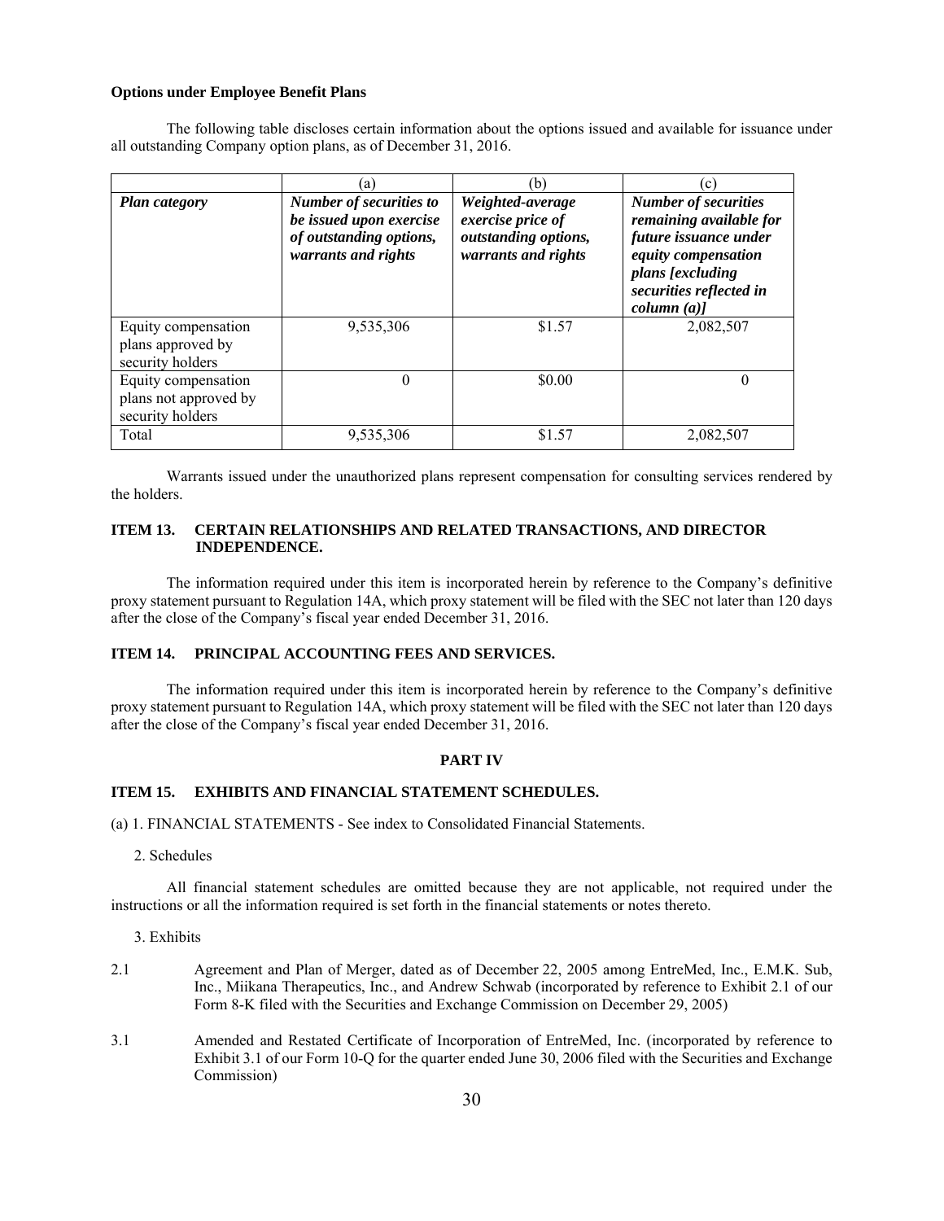**Options under Employee Benefit Plans**

The following table discloses certain information about the options issued and available for issuance under all outstanding Company option plans, as of December 31, 2016.

| | (a) | (b) | (c) |
|---|---|---|---|
| ***Plan category*** | ***Number of securities to be issued upon exercise of outstanding options, warrants and rights*** | ***Weighted-average exercise price of outstanding options, warrants and rights*** | ***Number of securities remaining available for future issuance under equity compensation plans [excluding securities reflected in column (a)]*** |
| Equity compensation plans approved by security holders | 9,535,306 | $1.57 | 2,082,507 |
| Equity compensation plans not approved by security holders | 0 | $0.00 | 0 |
| Total | 9,535,306 | $1.57 | 2,082,507 |

Warrants issued under the unauthorized plans represent compensation for consulting services rendered by the holders.

### ITEM 13. CERTAIN RELATIONSHIPS AND RELATED TRANSACTIONS, AND DIRECTOR INDEPENDENCE.

The information required under this item is incorporated herein by reference to the Company's definitive proxy statement pursuant to Regulation 14A, which proxy statement will be filed with the SEC not later than 120 days after the close of the Company's fiscal year ended December 31, 2016.

### ITEM 14. PRINCIPAL ACCOUNTING FEES AND SERVICES.

The information required under this item is incorporated herein by reference to the Company's definitive proxy statement pursuant to Regulation 14A, which proxy statement will be filed with the SEC not later than 120 days after the close of the Company's fiscal year ended December 31, 2016.

## PART IV

### ITEM 15. EXHIBITS AND FINANCIAL STATEMENT SCHEDULES.

(a) 1. FINANCIAL STATEMENTS - See index to Consolidated Financial Statements.

2. Schedules

All financial statement schedules are omitted because they are not applicable, not required under the instructions or all the information required is set forth in the financial statements or notes thereto.

3. Exhibits

2.1 Agreement and Plan of Merger, dated as of December 22, 2005 among EntreMed, Inc., E.M.K. Sub, Inc., Miikana Therapeutics, Inc., and Andrew Schwab (incorporated by reference to Exhibit 2.1 of our Form 8-K filed with the Securities and Exchange Commission on December 29, 2005)

3.1 Amended and Restated Certificate of Incorporation of EntreMed, Inc. (incorporated by reference to Exhibit 3.1 of our Form 10-Q for the quarter ended June 30, 2006 filed with the Securities and Exchange Commission)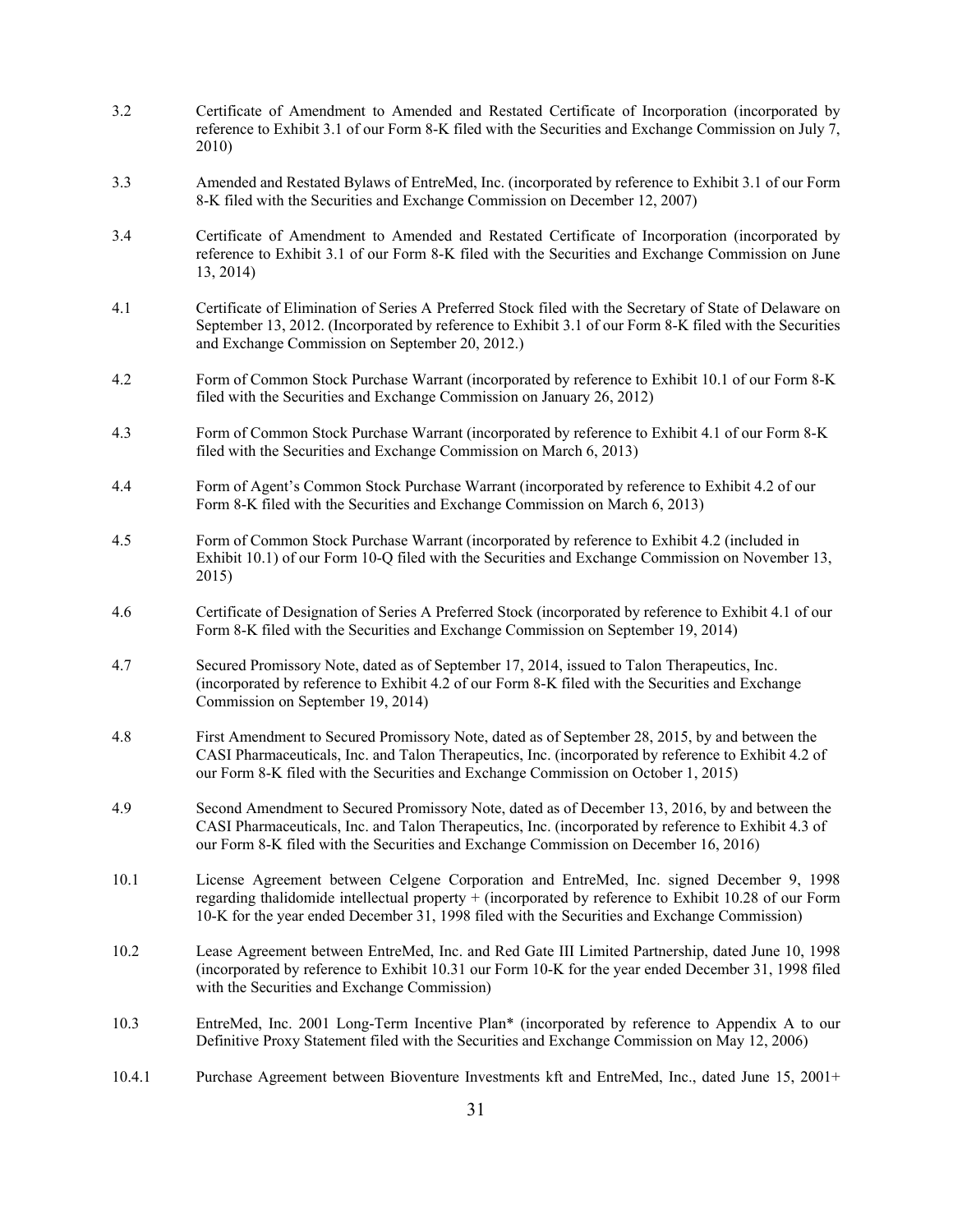| | |
|---|---|
| 3.2 | Certificate of Amendment to Amended and Restated Certificate of Incorporation (incorporated by reference to Exhibit 3.1 of our Form 8-K filed with the Securities and Exchange Commission on July 7, 2010) |
| 3.3 | Amended and Restated Bylaws of EntreMed, Inc. (incorporated by reference to Exhibit 3.1 of our Form 8-K filed with the Securities and Exchange Commission on December 12, 2007) |
| 3.4 | Certificate of Amendment to Amended and Restated Certificate of Incorporation (incorporated by reference to Exhibit 3.1 of our Form 8-K filed with the Securities and Exchange Commission on June 13, 2014) |
| 4.1 | Certificate of Elimination of Series A Preferred Stock filed with the Secretary of State of Delaware on September 13, 2012. (Incorporated by reference to Exhibit 3.1 of our Form 8-K filed with the Securities and Exchange Commission on September 20, 2012.) |
| 4.2 | Form of Common Stock Purchase Warrant (incorporated by reference to Exhibit 10.1 of our Form 8-K filed with the Securities and Exchange Commission on January 26, 2012) |
| 4.3 | Form of Common Stock Purchase Warrant (incorporated by reference to Exhibit 4.1 of our Form 8-K filed with the Securities and Exchange Commission on March 6, 2013) |
| 4.4 | Form of Agent's Common Stock Purchase Warrant (incorporated by reference to Exhibit 4.2 of our Form 8-K filed with the Securities and Exchange Commission on March 6, 2013) |
| 4.5 | Form of Common Stock Purchase Warrant (incorporated by reference to Exhibit 4.2 (included in Exhibit 10.1) of our Form 10-Q filed with the Securities and Exchange Commission on November 13, 2015) |
| 4.6 | Certificate of Designation of Series A Preferred Stock (incorporated by reference to Exhibit 4.1 of our Form 8-K filed with the Securities and Exchange Commission on September 19, 2014) |
| 4.7 | Secured Promissory Note, dated as of September 17, 2014, issued to Talon Therapeutics, Inc. (incorporated by reference to Exhibit 4.2 of our Form 8-K filed with the Securities and Exchange Commission on September 19, 2014) |
| 4.8 | First Amendment to Secured Promissory Note, dated as of September 28, 2015, by and between the CASI Pharmaceuticals, Inc. and Talon Therapeutics, Inc. (incorporated by reference to Exhibit 4.2 of our Form 8-K filed with the Securities and Exchange Commission on October 1, 2015) |
| 4.9 | Second Amendment to Secured Promissory Note, dated as of December 13, 2016, by and between the CASI Pharmaceuticals, Inc. and Talon Therapeutics, Inc. (incorporated by reference to Exhibit 4.3 of our Form 8-K filed with the Securities and Exchange Commission on December 16, 2016) |
| 10.1 | License Agreement between Celgene Corporation and EntreMed, Inc. signed December 9, 1998 regarding thalidomide intellectual property + (incorporated by reference to Exhibit 10.28 of our Form 10-K for the year ended December 31, 1998 filed with the Securities and Exchange Commission) |
| 10.2 | Lease Agreement between EntreMed, Inc. and Red Gate III Limited Partnership, dated June 10, 1998 (incorporated by reference to Exhibit 10.31 our Form 10-K for the year ended December 31, 1998 filed with the Securities and Exchange Commission) |
| 10.3 | EntreMed, Inc. 2001 Long-Term Incentive Plan* (incorporated by reference to Appendix A to our Definitive Proxy Statement filed with the Securities and Exchange Commission on May 12, 2006) |
| 10.4.1 | Purchase Agreement between Bioventure Investments kft and EntreMed, Inc., dated June 15, 2001+ |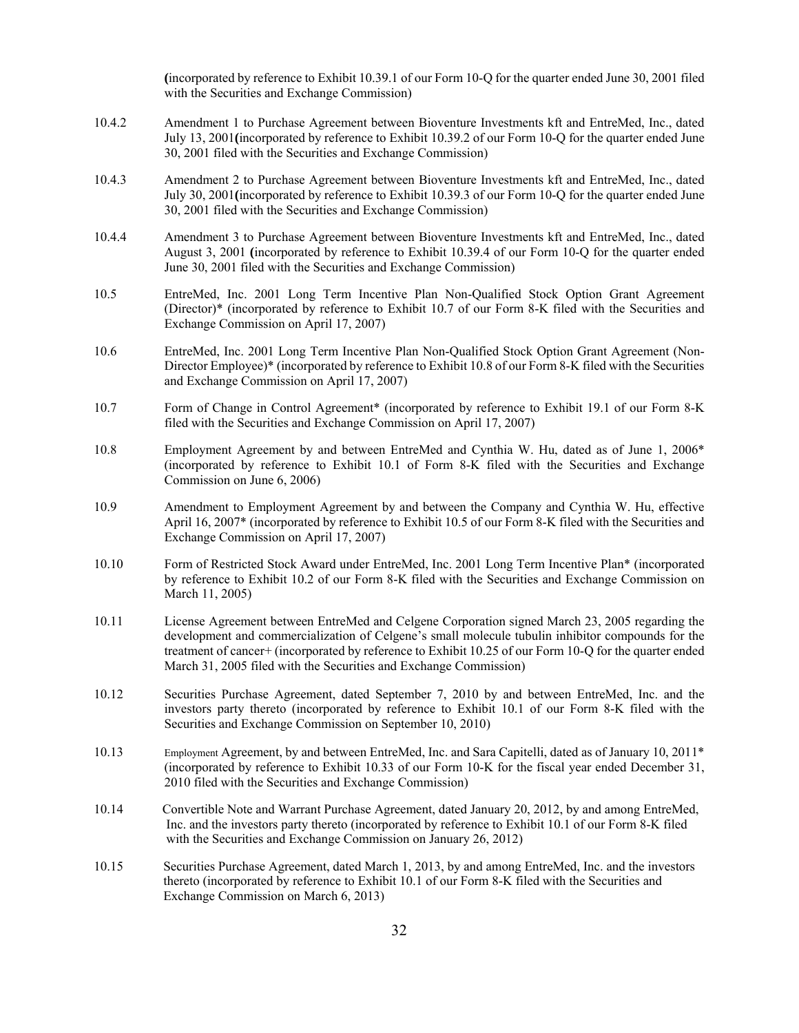(incorporated by reference to Exhibit 10.39.1 of our Form 10-Q for the quarter ended June 30, 2001 filed with the Securities and Exchange Commission)

10.4.2 Amendment 1 to Purchase Agreement between Bioventure Investments kft and EntreMed, Inc., dated July 13, 2001(incorporated by reference to Exhibit 10.39.2 of our Form 10-Q for the quarter ended June 30, 2001 filed with the Securities and Exchange Commission)

10.4.3 Amendment 2 to Purchase Agreement between Bioventure Investments kft and EntreMed, Inc., dated July 30, 2001(incorporated by reference to Exhibit 10.39.3 of our Form 10-Q for the quarter ended June 30, 2001 filed with the Securities and Exchange Commission)

10.4.4 Amendment 3 to Purchase Agreement between Bioventure Investments kft and EntreMed, Inc., dated August 3, 2001 (incorporated by reference to Exhibit 10.39.4 of our Form 10-Q for the quarter ended June 30, 2001 filed with the Securities and Exchange Commission)

10.5 EntreMed, Inc. 2001 Long Term Incentive Plan Non-Qualified Stock Option Grant Agreement (Director)* (incorporated by reference to Exhibit 10.7 of our Form 8-K filed with the Securities and Exchange Commission on April 17, 2007)

10.6 EntreMed, Inc. 2001 Long Term Incentive Plan Non-Qualified Stock Option Grant Agreement (Non-Director Employee)* (incorporated by reference to Exhibit 10.8 of our Form 8-K filed with the Securities and Exchange Commission on April 17, 2007)

10.7 Form of Change in Control Agreement* (incorporated by reference to Exhibit 19.1 of our Form 8-K filed with the Securities and Exchange Commission on April 17, 2007)

10.8 Employment Agreement by and between EntreMed and Cynthia W. Hu, dated as of June 1, 2006* (incorporated by reference to Exhibit 10.1 of Form 8-K filed with the Securities and Exchange Commission on June 6, 2006)

10.9 Amendment to Employment Agreement by and between the Company and Cynthia W. Hu, effective April 16, 2007* (incorporated by reference to Exhibit 10.5 of our Form 8-K filed with the Securities and Exchange Commission on April 17, 2007)

10.10 Form of Restricted Stock Award under EntreMed, Inc. 2001 Long Term Incentive Plan* (incorporated by reference to Exhibit 10.2 of our Form 8-K filed with the Securities and Exchange Commission on March 11, 2005)

10.11 License Agreement between EntreMed and Celgene Corporation signed March 23, 2005 regarding the development and commercialization of Celgene's small molecule tubulin inhibitor compounds for the treatment of cancer+ (incorporated by reference to Exhibit 10.25 of our Form 10-Q for the quarter ended March 31, 2005 filed with the Securities and Exchange Commission)

10.12 Securities Purchase Agreement, dated September 7, 2010 by and between EntreMed, Inc. and the investors party thereto (incorporated by reference to Exhibit 10.1 of our Form 8-K filed with the Securities and Exchange Commission on September 10, 2010)

10.13 Employment Agreement, by and between EntreMed, Inc. and Sara Capitelli, dated as of January 10, 2011* (incorporated by reference to Exhibit 10.33 of our Form 10-K for the fiscal year ended December 31, 2010 filed with the Securities and Exchange Commission)

10.14 Convertible Note and Warrant Purchase Agreement, dated January 20, 2012, by and among EntreMed, Inc. and the investors party thereto (incorporated by reference to Exhibit 10.1 of our Form 8-K filed with the Securities and Exchange Commission on January 26, 2012)

10.15 Securities Purchase Agreement, dated March 1, 2013, by and among EntreMed, Inc. and the investors thereto (incorporated by reference to Exhibit 10.1 of our Form 8-K filed with the Securities and Exchange Commission on March 6, 2013)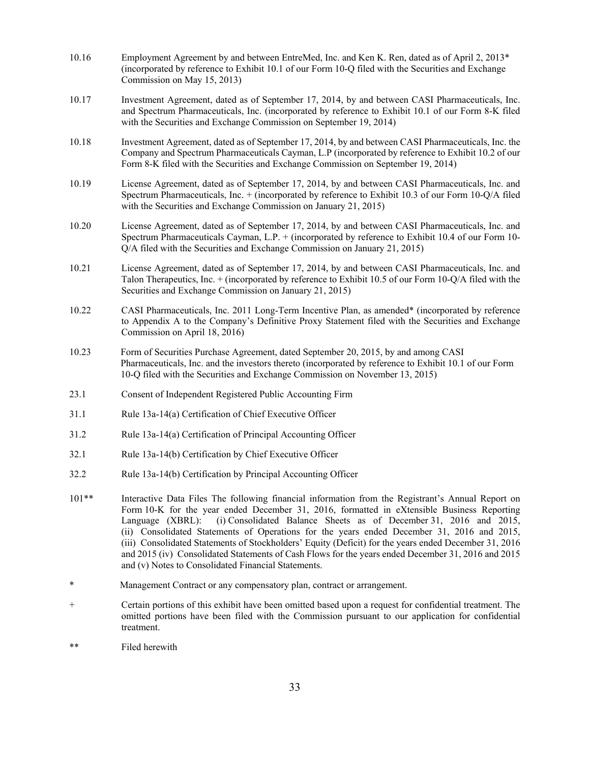| | |
|---|---|
| 10.16 | Employment Agreement by and between EntreMed, Inc. and Ken K. Ren, dated as of April 2, 2013* (incorporated by reference to Exhibit 10.1 of our Form 10-Q filed with the Securities and Exchange Commission on May 15, 2013) |
| 10.17 | Investment Agreement, dated as of September 17, 2014, by and between CASI Pharmaceuticals, Inc. and Spectrum Pharmaceuticals, Inc. (incorporated by reference to Exhibit 10.1 of our Form 8-K filed with the Securities and Exchange Commission on September 19, 2014) |
| 10.18 | Investment Agreement, dated as of September 17, 2014, by and between CASI Pharmaceuticals, Inc. the Company and Spectrum Pharmaceuticals Cayman, L.P (incorporated by reference to Exhibit 10.2 of our Form 8-K filed with the Securities and Exchange Commission on September 19, 2014) |
| 10.19 | License Agreement, dated as of September 17, 2014, by and between CASI Pharmaceuticals, Inc. and Spectrum Pharmaceuticals, Inc. + (incorporated by reference to Exhibit 10.3 of our Form 10-Q/A filed with the Securities and Exchange Commission on January 21, 2015) |
| 10.20 | License Agreement, dated as of September 17, 2014, by and between CASI Pharmaceuticals, Inc. and Spectrum Pharmaceuticals Cayman, L.P. + (incorporated by reference to Exhibit 10.4 of our Form 10-Q/A filed with the Securities and Exchange Commission on January 21, 2015) |
| 10.21 | License Agreement, dated as of September 17, 2014, by and between CASI Pharmaceuticals, Inc. and Talon Therapeutics, Inc. + (incorporated by reference to Exhibit 10.5 of our Form 10-Q/A filed with the Securities and Exchange Commission on January 21, 2015) |
| 10.22 | CASI Pharmaceuticals, Inc. 2011 Long-Term Incentive Plan, as amended* (incorporated by reference to Appendix A to the Company's Definitive Proxy Statement filed with the Securities and Exchange Commission on April 18, 2016) |
| 10.23 | Form of Securities Purchase Agreement, dated September 20, 2015, by and among CASI Pharmaceuticals, Inc. and the investors thereto (incorporated by reference to Exhibit 10.1 of our Form 10-Q filed with the Securities and Exchange Commission on November 13, 2015) |
| 23.1 | Consent of Independent Registered Public Accounting Firm |
| 31.1 | Rule 13a-14(a) Certification of Chief Executive Officer |
| 31.2 | Rule 13a-14(a) Certification of Principal Accounting Officer |
| 32.1 | Rule 13a-14(b) Certification by Chief Executive Officer |
| 32.2 | Rule 13a-14(b) Certification by Principal Accounting Officer |
| 101** | Interactive Data Files The following financial information from the Registrant's Annual Report on Form 10-K for the year ended December 31, 2016, formatted in eXtensible Business Reporting Language (XBRL): (i) Consolidated Balance Sheets as of December 31, 2016 and 2015, (ii) Consolidated Statements of Operations for the years ended December 31, 2016 and 2015, (iii) Consolidated Statements of Stockholders' Equity (Deficit) for the years ended December 31, 2016 and 2015 (iv) Consolidated Statements of Cash Flows for the years ended December 31, 2016 and 2015 and (v) Notes to Consolidated Financial Statements. |

\* Management Contract or any compensatory plan, contract or arrangement.

\+ Certain portions of this exhibit have been omitted based upon a request for confidential treatment. The omitted portions have been filed with the Commission pursuant to our application for confidential treatment.

\** Filed herewith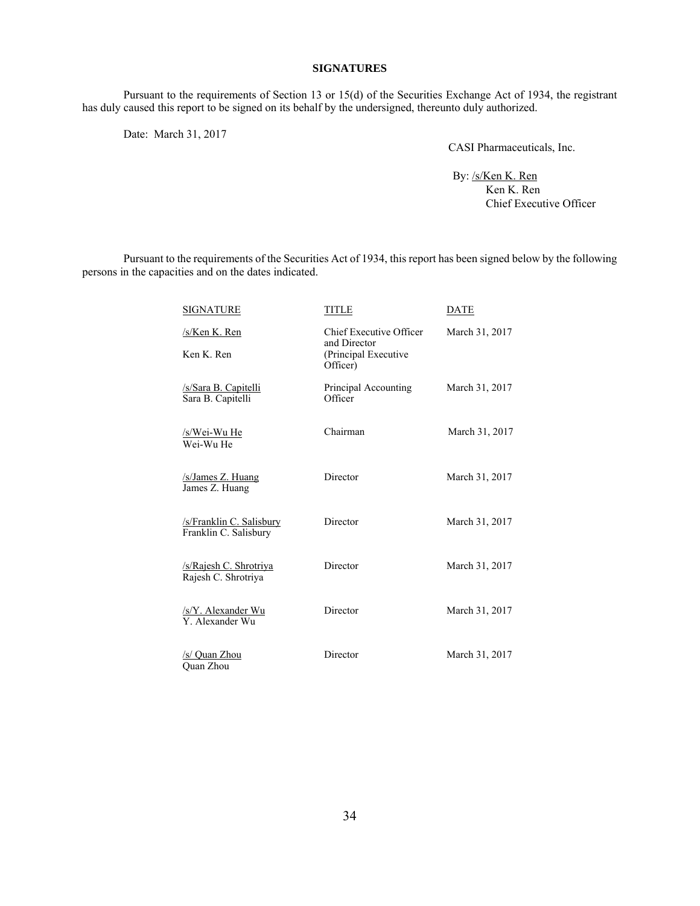## SIGNATURES

Pursuant to the requirements of Section 13 or 15(d) of the Securities Exchange Act of 1934, the registrant has duly caused this report to be signed on its behalf by the undersigned, thereunto duly authorized.

Date: March 31, 2017

CASI Pharmaceuticals, Inc.

By: /s/Ken K. Ren
Ken K. Ren
Chief Executive Officer

Pursuant to the requirements of the Securities Act of 1934, this report has been signed below by the following persons in the capacities and on the dates indicated.

| SIGNATURE | TITLE | DATE |
|---|---|---|
| /s/Ken K. Ren<br>Ken K. Ren | Chief Executive Officer and Director (Principal Executive Officer) | March 31, 2017 |
| /s/Sara B. Capitelli<br>Sara B. Capitelli | Principal Accounting Officer | March 31, 2017 |
| /s/Wei-Wu He<br>Wei-Wu He | Chairman | March 31, 2017 |
| /s/James Z. Huang<br>James Z. Huang | Director | March 31, 2017 |
| /s/Franklin C. Salisbury<br>Franklin C. Salisbury | Director | March 31, 2017 |
| /s/Rajesh C. Shrotriya<br>Rajesh C. Shrotriya | Director | March 31, 2017 |
| /s/Y. Alexander Wu<br>Y. Alexander Wu | Director | March 31, 2017 |
| /s/ Quan Zhou<br>Quan Zhou | Director | March 31, 2017 |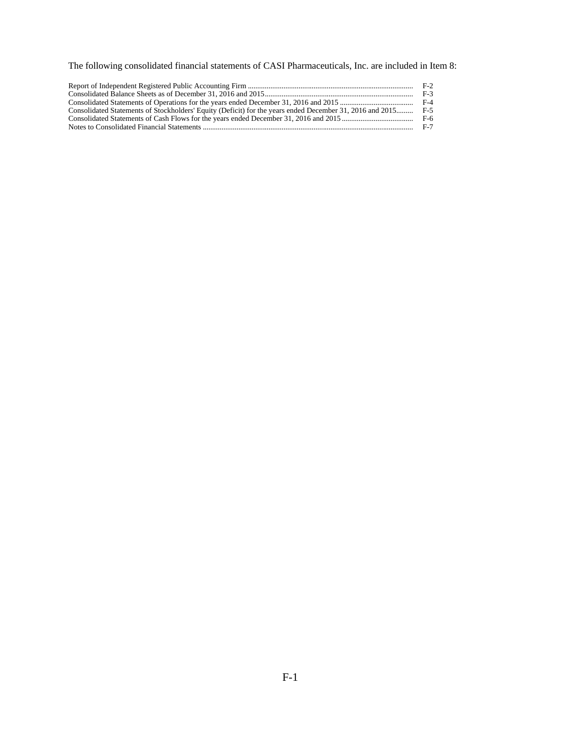The following consolidated financial statements of CASI Pharmaceuticals, Inc. are included in Item 8:

| | |
|---|---|
| Report of Independent Registered Public Accounting Firm | F-2 |
| Consolidated Balance Sheets as of December 31, 2016 and 2015 | F-3 |
| Consolidated Statements of Operations for the years ended December 31, 2016 and 2015 | F-4 |
| Consolidated Statements of Stockholders' Equity (Deficit) for the years ended December 31, 2016 and 2015 | F-5 |
| Consolidated Statements of Cash Flows for the years ended December 31, 2016 and 2015 | F-6 |
| Notes to Consolidated Financial Statements | F-7 |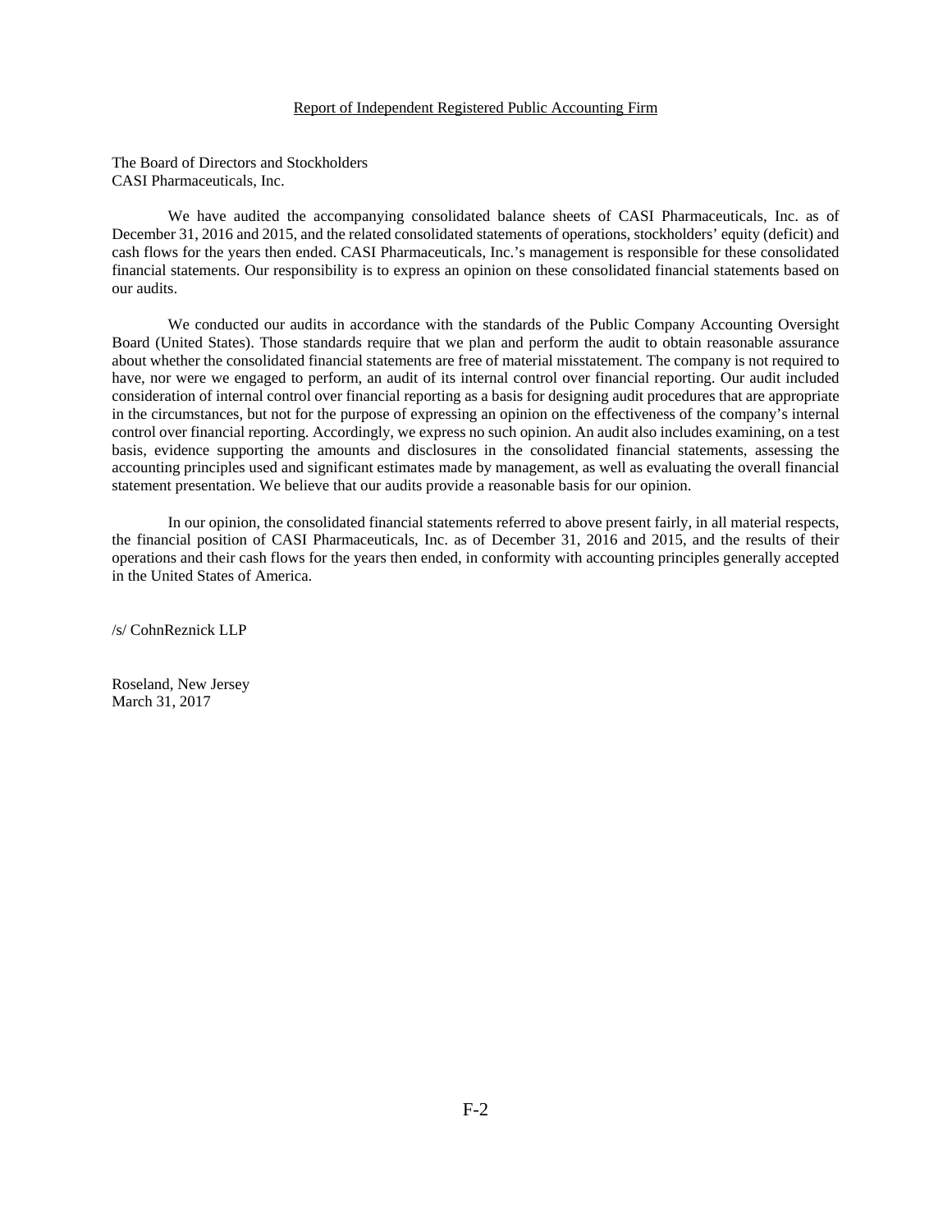## Report of Independent Registered Public Accounting Firm

The Board of Directors and Stockholders
CASI Pharmaceuticals, Inc.

We have audited the accompanying consolidated balance sheets of CASI Pharmaceuticals, Inc. as of December 31, 2016 and 2015, and the related consolidated statements of operations, stockholders' equity (deficit) and cash flows for the years then ended. CASI Pharmaceuticals, Inc.'s management is responsible for these consolidated financial statements. Our responsibility is to express an opinion on these consolidated financial statements based on our audits.

We conducted our audits in accordance with the standards of the Public Company Accounting Oversight Board (United States). Those standards require that we plan and perform the audit to obtain reasonable assurance about whether the consolidated financial statements are free of material misstatement. The company is not required to have, nor were we engaged to perform, an audit of its internal control over financial reporting. Our audit included consideration of internal control over financial reporting as a basis for designing audit procedures that are appropriate in the circumstances, but not for the purpose of expressing an opinion on the effectiveness of the company's internal control over financial reporting. Accordingly, we express no such opinion. An audit also includes examining, on a test basis, evidence supporting the amounts and disclosures in the consolidated financial statements, assessing the accounting principles used and significant estimates made by management, as well as evaluating the overall financial statement presentation. We believe that our audits provide a reasonable basis for our opinion.

In our opinion, the consolidated financial statements referred to above present fairly, in all material respects, the financial position of CASI Pharmaceuticals, Inc. as of December 31, 2016 and 2015, and the results of their operations and their cash flows for the years then ended, in conformity with accounting principles generally accepted in the United States of America.

/s/ CohnReznick LLP

Roseland, New Jersey
March 31, 2017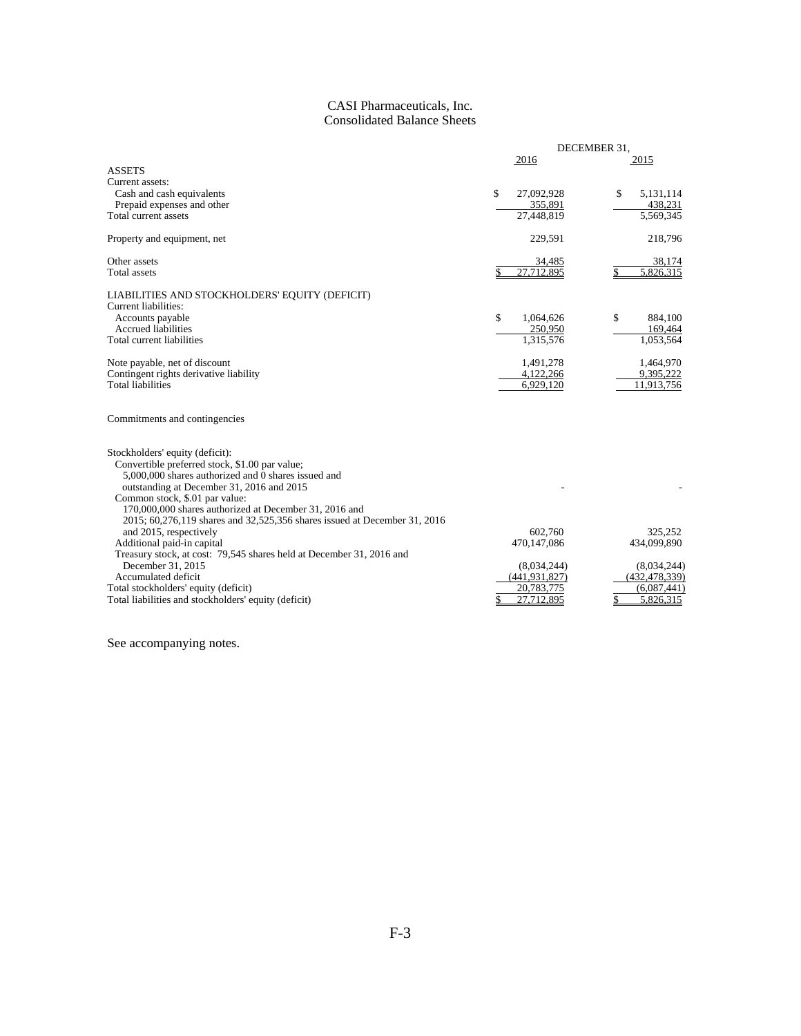# CASI Pharmaceuticals, Inc.
## Consolidated Balance Sheets

| | DECEMBER 31, | |
|---|---|---|
| | 2016 | 2015 |
| **ASSETS** | | |
| Current assets: | | |
| Cash and cash equivalents | $ 27,092,928 | $ 5,131,114 |
| Prepaid expenses and other | 355,891 | 438,231 |
| Total current assets | 27,448,819 | 5,569,345 |
| Property and equipment, net | 229,591 | 218,796 |
| Other assets | 34,485 | 38,174 |
| Total assets | $ 27,712,895 | $ 5,826,315 |
| **LIABILITIES AND STOCKHOLDERS' EQUITY (DEFICIT)** | | |
| Current liabilities: | | |
| Accounts payable | $ 1,064,626 | $ 884,100 |
| Accrued liabilities | 250,950 | 169,464 |
| Total current liabilities | 1,315,576 | 1,053,564 |
| Note payable, net of discount | 1,491,278 | 1,464,970 |
| Contingent rights derivative liability | 4,122,266 | 9,395,222 |
| Total liabilities | 6,929,120 | 11,913,756 |
| Commitments and contingencies | | |
| Stockholders' equity (deficit): | | |
| Convertible preferred stock, $1.00 par value; 5,000,000 shares authorized and 0 shares issued and outstanding at December 31, 2016 and 2015 | - | - |
| Common stock, $.01 par value: 170,000,000 shares authorized at December 31, 2016 and 2015; 60,276,119 shares and 32,525,356 shares issued at December 31, 2016 and 2015, respectively | 602,760 | 325,252 |
| Additional paid-in capital | 470,147,086 | 434,099,890 |
| Treasury stock, at cost: 79,545 shares held at December 31, 2016 and December 31, 2015 | (8,034,244) | (8,034,244) |
| Accumulated deficit | (441,931,827) | (432,478,339) |
| Total stockholders' equity (deficit) | 20,783,775 | (6,087,441) |
| Total liabilities and stockholders' equity (deficit) | $ 27,712,895 | $ 5,826,315 |

See accompanying notes.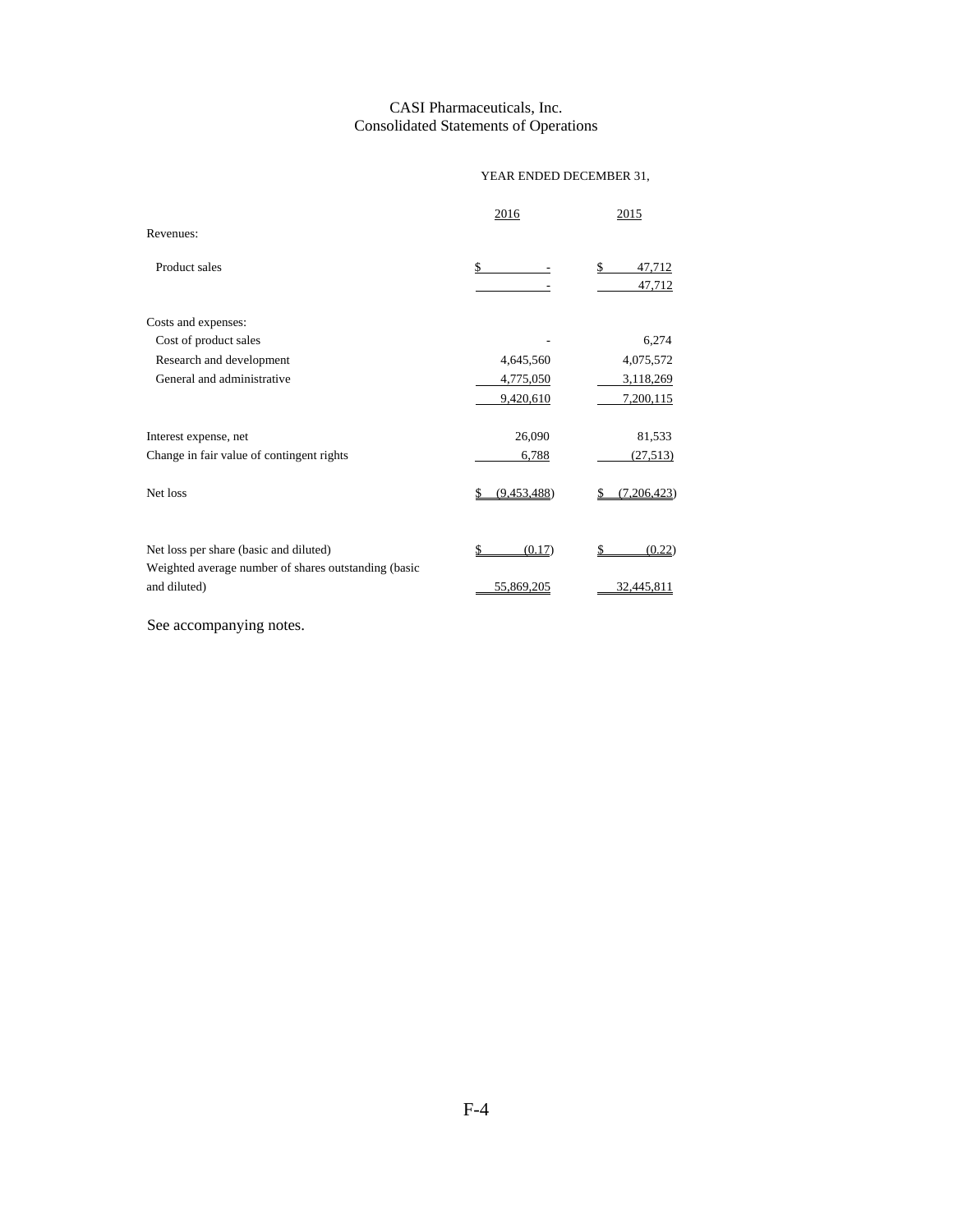# CASI Pharmaceuticals, Inc.
## Consolidated Statements of Operations

| | YEAR ENDED DECEMBER 31, | |
|---|---|---|
| | 2016 | 2015 |
| Revenues: | | |
| Product sales | $ - | $ 47,712 |
| | - | 47,712 |
| Costs and expenses: | | |
| Cost of product sales | - | 6,274 |
| Research and development | 4,645,560 | 4,075,572 |
| General and administrative | 4,775,050 | 3,118,269 |
| | 9,420,610 | 7,200,115 |
| Interest expense, net | 26,090 | 81,533 |
| Change in fair value of contingent rights | 6,788 | (27,513) |
| Net loss | $ (9,453,488) | $ (7,206,423) |
| Net loss per share (basic and diluted) | $ (0.17) | $ (0.22) |
| Weighted average number of shares outstanding (basic and diluted) | 55,869,205 | 32,445,811 |

See accompanying notes.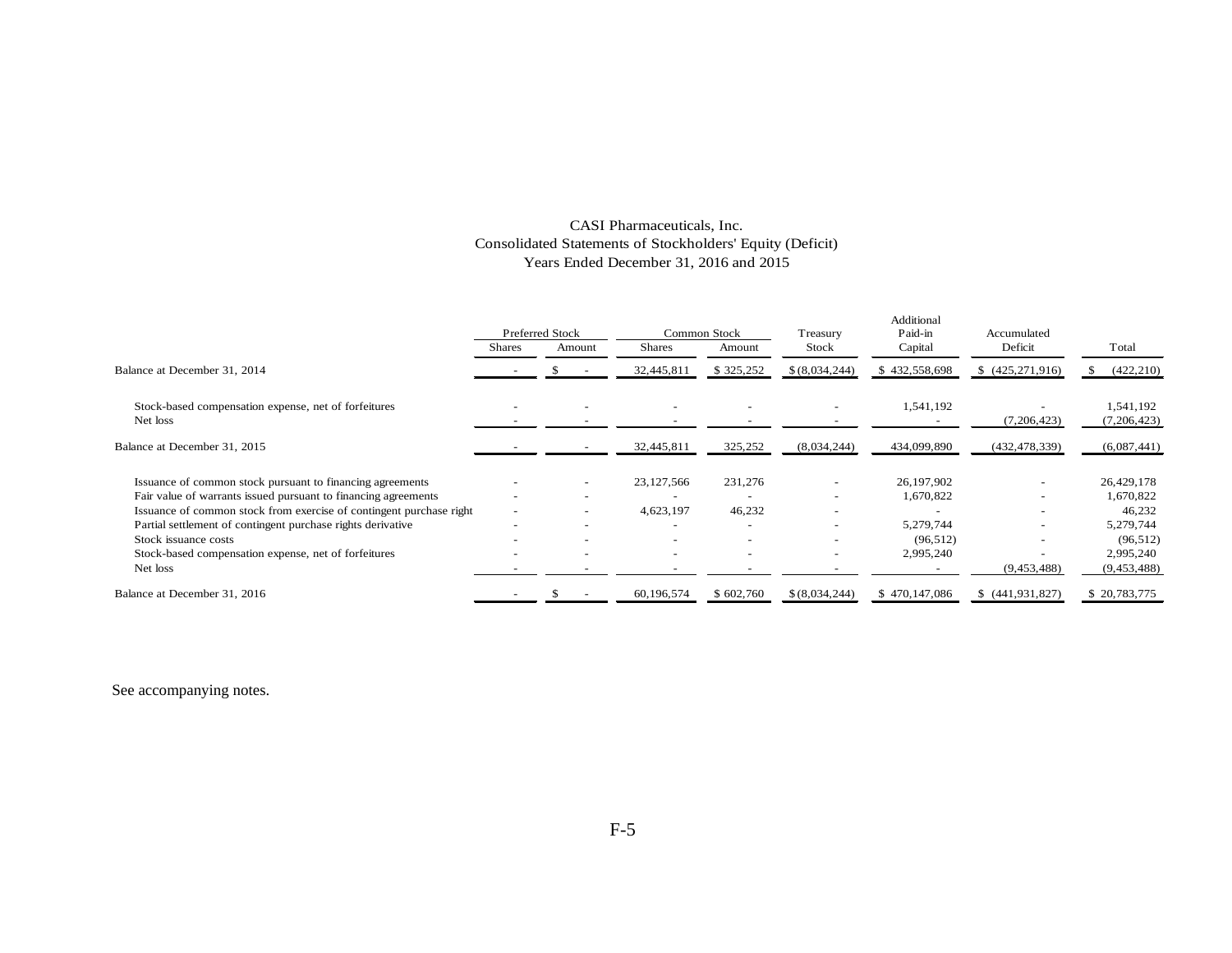# CASI Pharmaceuticals, Inc.
## Consolidated Statements of Stockholders' Equity (Deficit)
### Years Ended December 31, 2016 and 2015

| | Preferred Stock | | Common Stock | | Treasury | Additional Paid-in | Accumulated | |
|---|---|---|---|---|---|---|---|---|
| | Shares | Amount | Shares | Amount | Stock | Capital | Deficit | Total |
| Balance at December 31, 2014 | - | $ - | 32,445,811 | $ 325,252 | $ (8,034,244) | $ 432,558,698 | $ (425,271,916) | $ (422,210) |
| Stock-based compensation expense, net of forfeitures | - | - | - | - | - | 1,541,192 | - | 1,541,192 |
| Net loss | - | - | - | - | - | - | (7,206,423) | (7,206,423) |
| Balance at December 31, 2015 | - | - | 32,445,811 | 325,252 | (8,034,244) | 434,099,890 | (432,478,339) | (6,087,441) |
| Issuance of common stock pursuant to financing agreements | - | - | 23,127,566 | 231,276 | - | 26,197,902 | - | 26,429,178 |
| Fair value of warrants issued pursuant to financing agreements | - | - | - | - | - | 1,670,822 | - | 1,670,822 |
| Issuance of common stock from exercise of contingent purchase right | - | - | 4,623,197 | 46,232 | - | - | - | 46,232 |
| Partial settlement of contingent purchase rights derivative | - | - | - | - | - | 5,279,744 | - | 5,279,744 |
| Stock issuance costs | - | - | - | - | - | (96,512) | - | (96,512) |
| Stock-based compensation expense, net of forfeitures | - | - | - | - | - | 2,995,240 | - | 2,995,240 |
| Net loss | - | - | - | - | - | - | (9,453,488) | (9,453,488) |
| Balance at December 31, 2016 | - | $ - | 60,196,574 | $ 602,760 | $ (8,034,244) | $ 470,147,086 | $ (441,931,827) | $ 20,783,775 |

See accompanying notes.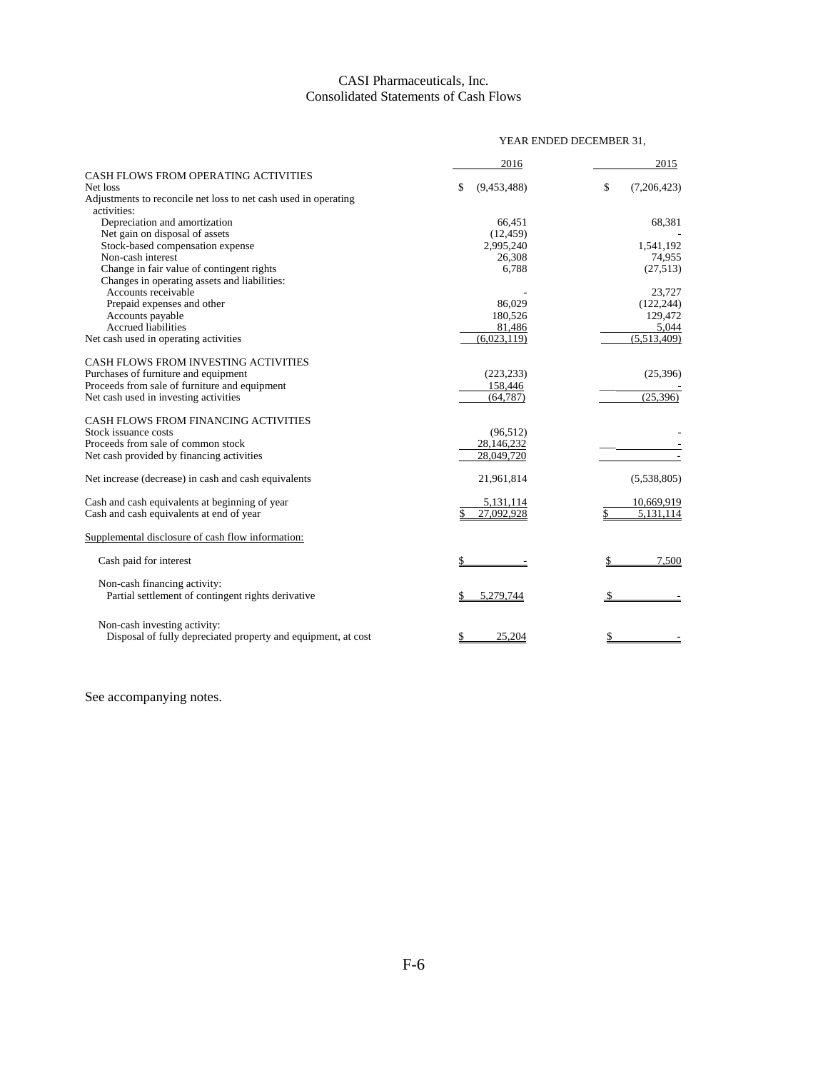# CASI Pharmaceuticals, Inc.
## Consolidated Statements of Cash Flows

| | YEAR ENDED DECEMBER 31, | |
|---|---|---|
| | 2016 | 2015 |
| **CASH FLOWS FROM OPERATING ACTIVITIES** | | |
| Net loss | $ (9,453,488) | $ (7,206,423) |
| Adjustments to reconcile net loss to net cash used in operating activities: | | |
| Depreciation and amortization | 66,451 | 68,381 |
| Net gain on disposal of assets | (12,459) | - |
| Stock-based compensation expense | 2,995,240 | 1,541,192 |
| Non-cash interest | 26,308 | 74,955 |
| Change in fair value of contingent rights | 6,788 | (27,513) |
| Changes in operating assets and liabilities: | | |
| Accounts receivable | - | 23,727 |
| Prepaid expenses and other | 86,029 | (122,244) |
| Accounts payable | 180,526 | 129,472 |
| Accrued liabilities | 81,486 | 5,044 |
| Net cash used in operating activities | (6,023,119) | (5,513,409) |
| **CASH FLOWS FROM INVESTING ACTIVITIES** | | |
| Purchases of furniture and equipment | (223,233) | (25,396) |
| Proceeds from sale of furniture and equipment | 158,446 | - |
| Net cash used in investing activities | (64,787) | (25,396) |
| **CASH FLOWS FROM FINANCING ACTIVITIES** | | |
| Stock issuance costs | (96,512) | - |
| Proceeds from sale of common stock | 28,146,232 | - |
| Net cash provided by financing activities | 28,049,720 | - |
| Net increase (decrease) in cash and cash equivalents | 21,961,814 | (5,538,805) |
| Cash and cash equivalents at beginning of year | 5,131,114 | 10,669,919 |
| Cash and cash equivalents at end of year | $ 27,092,928 | $ 5,131,114 |
| Supplemental disclosure of cash flow information: | | |
| Cash paid for interest | $ - | $ 7,500 |
| Non-cash financing activity: | | |
| Partial settlement of contingent rights derivative | $ 5,279,744 | $ - |
| Non-cash investing activity: | | |
| Disposal of fully depreciated property and equipment, at cost | $ 25,204 | $ - |

See accompanying notes.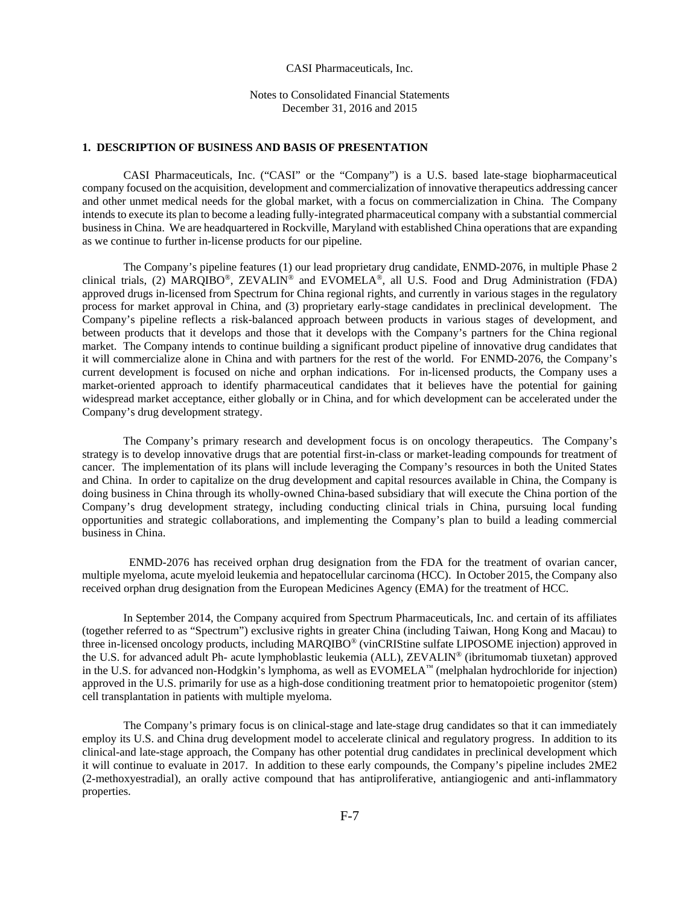CASI Pharmaceuticals, Inc.

Notes to Consolidated Financial Statements
December 31, 2016 and 2015

## 1. DESCRIPTION OF BUSINESS AND BASIS OF PRESENTATION

CASI Pharmaceuticals, Inc. ("CASI" or the "Company") is a U.S. based late-stage biopharmaceutical company focused on the acquisition, development and commercialization of innovative therapeutics addressing cancer and other unmet medical needs for the global market, with a focus on commercialization in China. The Company intends to execute its plan to become a leading fully-integrated pharmaceutical company with a substantial commercial business in China. We are headquartered in Rockville, Maryland with established China operations that are expanding as we continue to further in-license products for our pipeline.

The Company's pipeline features (1) our lead proprietary drug candidate, ENMD-2076, in multiple Phase 2 clinical trials, (2) MARQIBO®, ZEVALIN® and EVOMELA®, all U.S. Food and Drug Administration (FDA) approved drugs in-licensed from Spectrum for China regional rights, and currently in various stages in the regulatory process for market approval in China, and (3) proprietary early-stage candidates in preclinical development. The Company's pipeline reflects a risk-balanced approach between products in various stages of development, and between products that it develops and those that it develops with the Company's partners for the China regional market. The Company intends to continue building a significant product pipeline of innovative drug candidates that it will commercialize alone in China and with partners for the rest of the world. For ENMD-2076, the Company's current development is focused on niche and orphan indications. For in-licensed products, the Company uses a market-oriented approach to identify pharmaceutical candidates that it believes have the potential for gaining widespread market acceptance, either globally or in China, and for which development can be accelerated under the Company's drug development strategy.

The Company's primary research and development focus is on oncology therapeutics. The Company's strategy is to develop innovative drugs that are potential first-in-class or market-leading compounds for treatment of cancer. The implementation of its plans will include leveraging the Company's resources in both the United States and China. In order to capitalize on the drug development and capital resources available in China, the Company is doing business in China through its wholly-owned China-based subsidiary that will execute the China portion of the Company's drug development strategy, including conducting clinical trials in China, pursuing local funding opportunities and strategic collaborations, and implementing the Company's plan to build a leading commercial business in China.

ENMD-2076 has received orphan drug designation from the FDA for the treatment of ovarian cancer, multiple myeloma, acute myeloid leukemia and hepatocellular carcinoma (HCC). In October 2015, the Company also received orphan drug designation from the European Medicines Agency (EMA) for the treatment of HCC.

In September 2014, the Company acquired from Spectrum Pharmaceuticals, Inc. and certain of its affiliates (together referred to as "Spectrum") exclusive rights in greater China (including Taiwan, Hong Kong and Macau) to three in-licensed oncology products, including MARQIBO® (vinCRIStine sulfate LIPOSOME injection) approved in the U.S. for advanced adult Ph- acute lymphoblastic leukemia (ALL), ZEVALIN® (ibritumomab tiuxetan) approved in the U.S. for advanced non-Hodgkin's lymphoma, as well as EVOMELA™ (melphalan hydrochloride for injection) approved in the U.S. primarily for use as a high-dose conditioning treatment prior to hematopoietic progenitor (stem) cell transplantation in patients with multiple myeloma.

The Company's primary focus is on clinical-stage and late-stage drug candidates so that it can immediately employ its U.S. and China drug development model to accelerate clinical and regulatory progress. In addition to its clinical-and late-stage approach, the Company has other potential drug candidates in preclinical development which it will continue to evaluate in 2017. In addition to these early compounds, the Company's pipeline includes 2ME2 (2-methoxyestradial), an orally active compound that has antiproliferative, antiangiogenic and anti-inflammatory properties.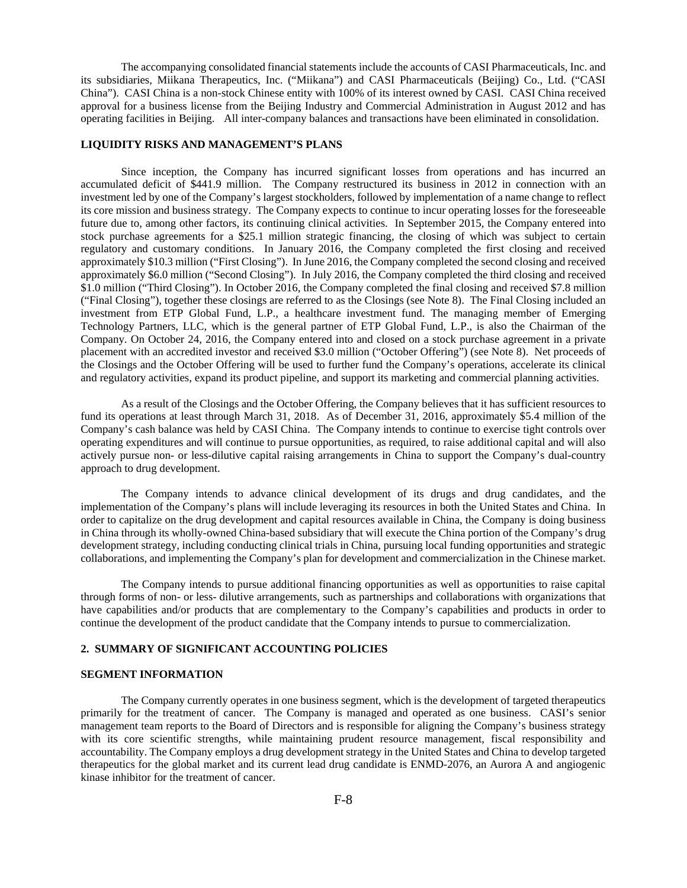The accompanying consolidated financial statements include the accounts of CASI Pharmaceuticals, Inc. and its subsidiaries, Miikana Therapeutics, Inc. ("Miikana") and CASI Pharmaceuticals (Beijing) Co., Ltd. ("CASI China"). CASI China is a non-stock Chinese entity with 100% of its interest owned by CASI. CASI China received approval for a business license from the Beijing Industry and Commercial Administration in August 2012 and has operating facilities in Beijing. All inter-company balances and transactions have been eliminated in consolidation.

**LIQUIDITY RISKS AND MANAGEMENT'S PLANS**

Since inception, the Company has incurred significant losses from operations and has incurred an accumulated deficit of $441.9 million. The Company restructured its business in 2012 in connection with an investment led by one of the Company's largest stockholders, followed by implementation of a name change to reflect its core mission and business strategy. The Company expects to continue to incur operating losses for the foreseeable future due to, among other factors, its continuing clinical activities. In September 2015, the Company entered into stock purchase agreements for a $25.1 million strategic financing, the closing of which was subject to certain regulatory and customary conditions. In January 2016, the Company completed the first closing and received approximately $10.3 million ("First Closing"). In June 2016, the Company completed the second closing and received approximately $6.0 million ("Second Closing"). In July 2016, the Company completed the third closing and received $1.0 million ("Third Closing"). In October 2016, the Company completed the final closing and received $7.8 million ("Final Closing"), together these closings are referred to as the Closings (see Note 8). The Final Closing included an investment from ETP Global Fund, L.P., a healthcare investment fund. The managing member of Emerging Technology Partners, LLC, which is the general partner of ETP Global Fund, L.P., is also the Chairman of the Company. On October 24, 2016, the Company entered into and closed on a stock purchase agreement in a private placement with an accredited investor and received $3.0 million ("October Offering") (see Note 8). Net proceeds of the Closings and the October Offering will be used to further fund the Company's operations, accelerate its clinical and regulatory activities, expand its product pipeline, and support its marketing and commercial planning activities.

As a result of the Closings and the October Offering, the Company believes that it has sufficient resources to fund its operations at least through March 31, 2018. As of December 31, 2016, approximately $5.4 million of the Company's cash balance was held by CASI China. The Company intends to continue to exercise tight controls over operating expenditures and will continue to pursue opportunities, as required, to raise additional capital and will also actively pursue non- or less-dilutive capital raising arrangements in China to support the Company's dual-country approach to drug development.

The Company intends to advance clinical development of its drugs and drug candidates, and the implementation of the Company's plans will include leveraging its resources in both the United States and China. In order to capitalize on the drug development and capital resources available in China, the Company is doing business in China through its wholly-owned China-based subsidiary that will execute the China portion of the Company's drug development strategy, including conducting clinical trials in China, pursuing local funding opportunities and strategic collaborations, and implementing the Company's plan for development and commercialization in the Chinese market.

The Company intends to pursue additional financing opportunities as well as opportunities to raise capital through forms of non- or less- dilutive arrangements, such as partnerships and collaborations with organizations that have capabilities and/or products that are complementary to the Company's capabilities and products in order to continue the development of the product candidate that the Company intends to pursue to commercialization.

## 2. SUMMARY OF SIGNIFICANT ACCOUNTING POLICIES

**SEGMENT INFORMATION**

The Company currently operates in one business segment, which is the development of targeted therapeutics primarily for the treatment of cancer. The Company is managed and operated as one business. CASI's senior management team reports to the Board of Directors and is responsible for aligning the Company's business strategy with its core scientific strengths, while maintaining prudent resource management, fiscal responsibility and accountability. The Company employs a drug development strategy in the United States and China to develop targeted therapeutics for the global market and its current lead drug candidate is ENMD-2076, an Aurora A and angiogenic kinase inhibitor for the treatment of cancer.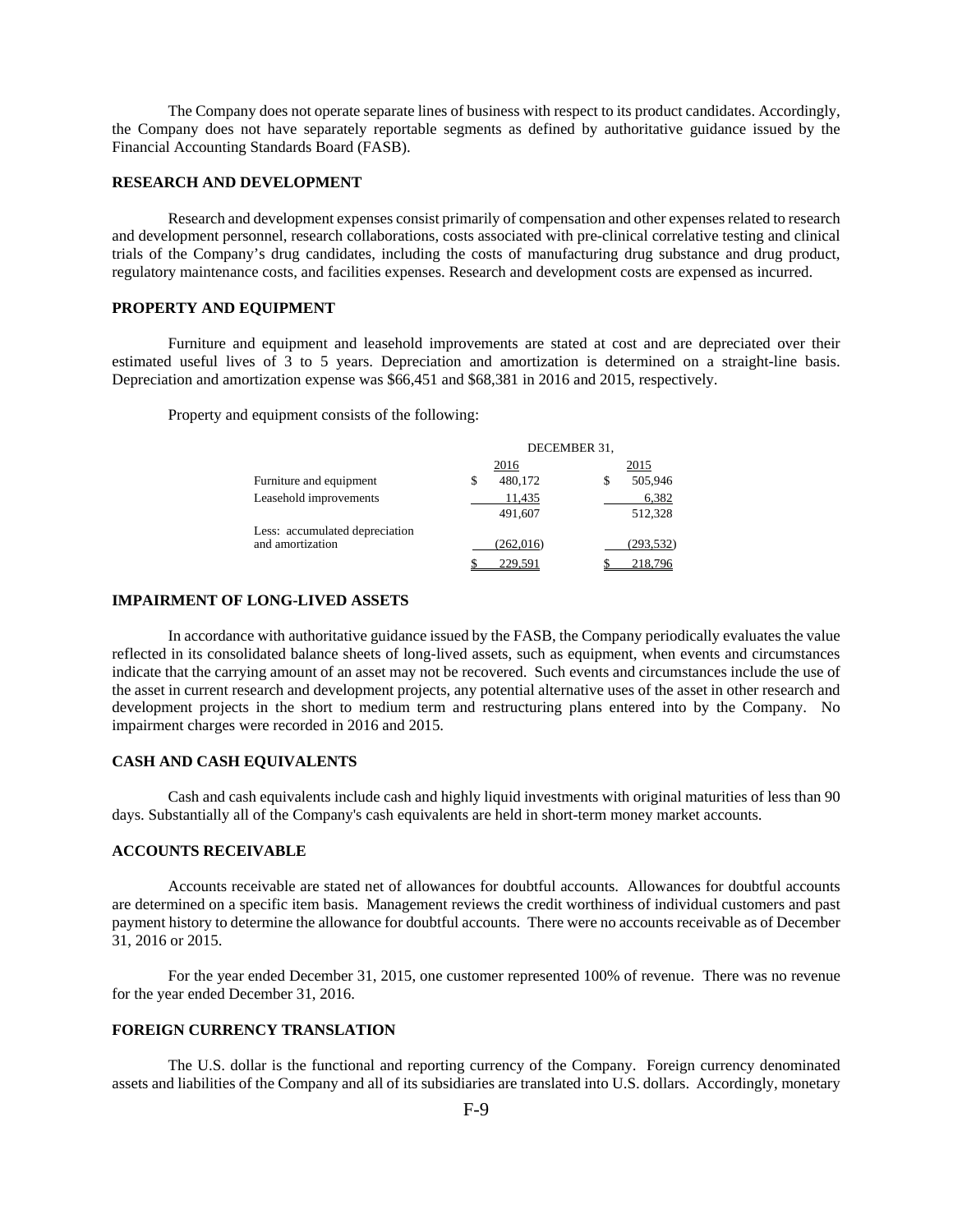The Company does not operate separate lines of business with respect to its product candidates. Accordingly, the Company does not have separately reportable segments as defined by authoritative guidance issued by the Financial Accounting Standards Board (FASB).

## RESEARCH AND DEVELOPMENT

Research and development expenses consist primarily of compensation and other expenses related to research and development personnel, research collaborations, costs associated with pre-clinical correlative testing and clinical trials of the Company's drug candidates, including the costs of manufacturing drug substance and drug product, regulatory maintenance costs, and facilities expenses. Research and development costs are expensed as incurred.

## PROPERTY AND EQUIPMENT

Furniture and equipment and leasehold improvements are stated at cost and are depreciated over their estimated useful lives of 3 to 5 years. Depreciation and amortization is determined on a straight-line basis. Depreciation and amortization expense was $66,451 and $68,381 in 2016 and 2015, respectively.

Property and equipment consists of the following:

| | DECEMBER 31, | |
|---|---|---|
| | 2016 | 2015 |
| Furniture and equipment | $ 480,172 | $ 505,946 |
| Leasehold improvements | 11,435 | 6,382 |
| | 491,607 | 512,328 |
| Less: accumulated depreciation and amortization | (262,016) | (293,532) |
| | $ 229,591 | $ 218,796 |

## IMPAIRMENT OF LONG-LIVED ASSETS

In accordance with authoritative guidance issued by the FASB, the Company periodically evaluates the value reflected in its consolidated balance sheets of long-lived assets, such as equipment, when events and circumstances indicate that the carrying amount of an asset may not be recovered. Such events and circumstances include the use of the asset in current research and development projects, any potential alternative uses of the asset in other research and development projects in the short to medium term and restructuring plans entered into by the Company. No impairment charges were recorded in 2016 and 2015.

## CASH AND CASH EQUIVALENTS

Cash and cash equivalents include cash and highly liquid investments with original maturities of less than 90 days. Substantially all of the Company's cash equivalents are held in short-term money market accounts.

## ACCOUNTS RECEIVABLE

Accounts receivable are stated net of allowances for doubtful accounts. Allowances for doubtful accounts are determined on a specific item basis. Management reviews the credit worthiness of individual customers and past payment history to determine the allowance for doubtful accounts. There were no accounts receivable as of December 31, 2016 or 2015.

For the year ended December 31, 2015, one customer represented 100% of revenue. There was no revenue for the year ended December 31, 2016.

## FOREIGN CURRENCY TRANSLATION

The U.S. dollar is the functional and reporting currency of the Company. Foreign currency denominated assets and liabilities of the Company and all of its subsidiaries are translated into U.S. dollars. Accordingly, monetary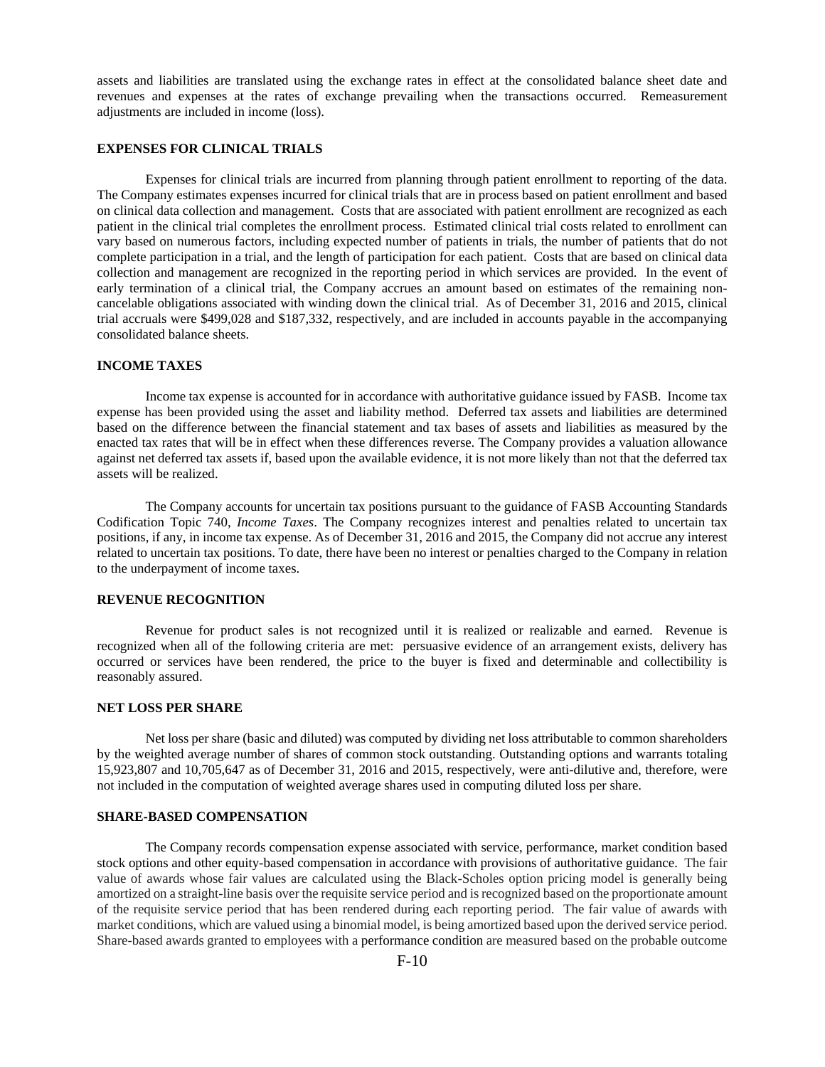assets and liabilities are translated using the exchange rates in effect at the consolidated balance sheet date and revenues and expenses at the rates of exchange prevailing when the transactions occurred. Remeasurement adjustments are included in income (loss).

**EXPENSES FOR CLINICAL TRIALS**

Expenses for clinical trials are incurred from planning through patient enrollment to reporting of the data. The Company estimates expenses incurred for clinical trials that are in process based on patient enrollment and based on clinical data collection and management. Costs that are associated with patient enrollment are recognized as each patient in the clinical trial completes the enrollment process. Estimated clinical trial costs related to enrollment can vary based on numerous factors, including expected number of patients in trials, the number of patients that do not complete participation in a trial, and the length of participation for each patient. Costs that are based on clinical data collection and management are recognized in the reporting period in which services are provided. In the event of early termination of a clinical trial, the Company accrues an amount based on estimates of the remaining non-cancelable obligations associated with winding down the clinical trial. As of December 31, 2016 and 2015, clinical trial accruals were $499,028 and $187,332, respectively, and are included in accounts payable in the accompanying consolidated balance sheets.

**INCOME TAXES**

Income tax expense is accounted for in accordance with authoritative guidance issued by FASB. Income tax expense has been provided using the asset and liability method. Deferred tax assets and liabilities are determined based on the difference between the financial statement and tax bases of assets and liabilities as measured by the enacted tax rates that will be in effect when these differences reverse. The Company provides a valuation allowance against net deferred tax assets if, based upon the available evidence, it is not more likely than not that the deferred tax assets will be realized.

The Company accounts for uncertain tax positions pursuant to the guidance of FASB Accounting Standards Codification Topic 740, *Income Taxes*. The Company recognizes interest and penalties related to uncertain tax positions, if any, in income tax expense. As of December 31, 2016 and 2015, the Company did not accrue any interest related to uncertain tax positions. To date, there have been no interest or penalties charged to the Company in relation to the underpayment of income taxes.

**REVENUE RECOGNITION**

Revenue for product sales is not recognized until it is realized or realizable and earned. Revenue is recognized when all of the following criteria are met: persuasive evidence of an arrangement exists, delivery has occurred or services have been rendered, the price to the buyer is fixed and determinable and collectibility is reasonably assured.

**NET LOSS PER SHARE**

Net loss per share (basic and diluted) was computed by dividing net loss attributable to common shareholders by the weighted average number of shares of common stock outstanding. Outstanding options and warrants totaling 15,923,807 and 10,705,647 as of December 31, 2016 and 2015, respectively, were anti-dilutive and, therefore, were not included in the computation of weighted average shares used in computing diluted loss per share.

**SHARE-BASED COMPENSATION**

The Company records compensation expense associated with service, performance, market condition based stock options and other equity-based compensation in accordance with provisions of authoritative guidance. The fair value of awards whose fair values are calculated using the Black-Scholes option pricing model is generally being amortized on a straight-line basis over the requisite service period and is recognized based on the proportionate amount of the requisite service period that has been rendered during each reporting period. The fair value of awards with market conditions, which are valued using a binomial model, is being amortized based upon the derived service period. Share-based awards granted to employees with a performance condition are measured based on the probable outcome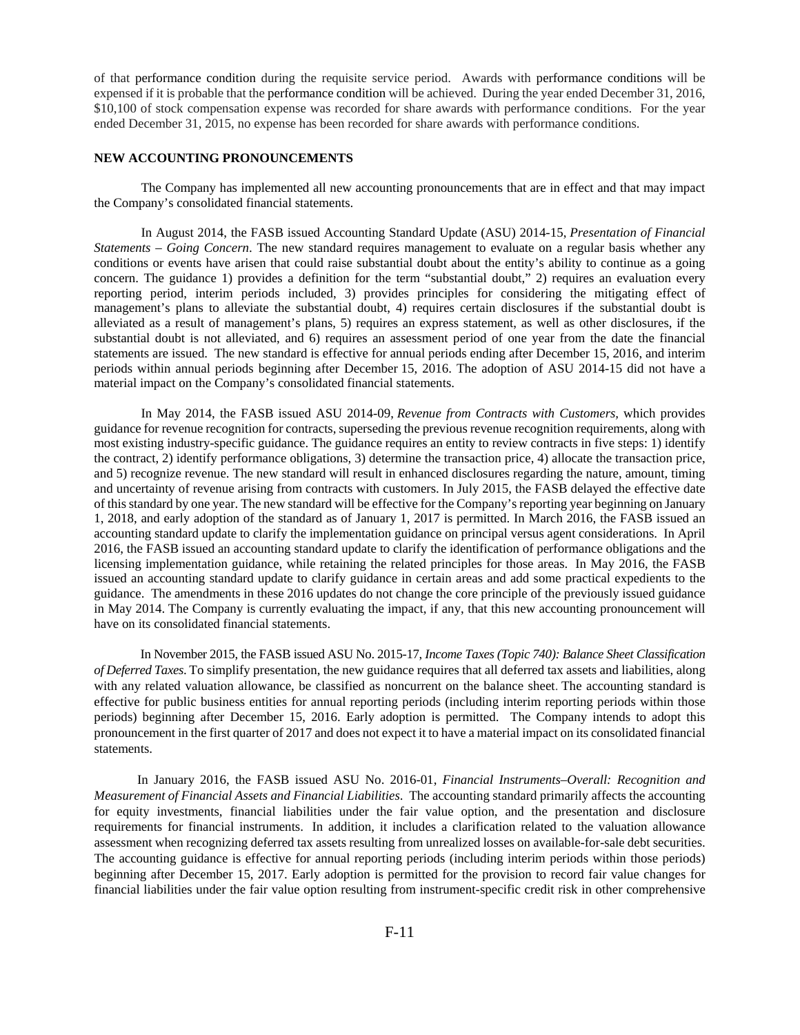of that performance condition during the requisite service period. Awards with performance conditions will be expensed if it is probable that the performance condition will be achieved. During the year ended December 31, 2016, $10,100 of stock compensation expense was recorded for share awards with performance conditions. For the year ended December 31, 2015, no expense has been recorded for share awards with performance conditions.

**NEW ACCOUNTING PRONOUNCEMENTS**

The Company has implemented all new accounting pronouncements that are in effect and that may impact the Company's consolidated financial statements.

In August 2014, the FASB issued Accounting Standard Update (ASU) 2014-15, *Presentation of Financial Statements – Going Concern*. The new standard requires management to evaluate on a regular basis whether any conditions or events have arisen that could raise substantial doubt about the entity's ability to continue as a going concern. The guidance 1) provides a definition for the term "substantial doubt," 2) requires an evaluation every reporting period, interim periods included, 3) provides principles for considering the mitigating effect of management's plans to alleviate the substantial doubt, 4) requires certain disclosures if the substantial doubt is alleviated as a result of management's plans, 5) requires an express statement, as well as other disclosures, if the substantial doubt is not alleviated, and 6) requires an assessment period of one year from the date the financial statements are issued. The new standard is effective for annual periods ending after December 15, 2016, and interim periods within annual periods beginning after December 15, 2016. The adoption of ASU 2014-15 did not have a material impact on the Company's consolidated financial statements.

In May 2014, the FASB issued ASU 2014-09, *Revenue from Contracts with Customers,* which provides guidance for revenue recognition for contracts, superseding the previous revenue recognition requirements, along with most existing industry-specific guidance. The guidance requires an entity to review contracts in five steps: 1) identify the contract, 2) identify performance obligations, 3) determine the transaction price, 4) allocate the transaction price, and 5) recognize revenue. The new standard will result in enhanced disclosures regarding the nature, amount, timing and uncertainty of revenue arising from contracts with customers. In July 2015, the FASB delayed the effective date of this standard by one year. The new standard will be effective for the Company's reporting year beginning on January 1, 2018, and early adoption of the standard as of January 1, 2017 is permitted. In March 2016, the FASB issued an accounting standard update to clarify the implementation guidance on principal versus agent considerations. In April 2016, the FASB issued an accounting standard update to clarify the identification of performance obligations and the licensing implementation guidance, while retaining the related principles for those areas. In May 2016, the FASB issued an accounting standard update to clarify guidance in certain areas and add some practical expedients to the guidance. The amendments in these 2016 updates do not change the core principle of the previously issued guidance in May 2014. The Company is currently evaluating the impact, if any, that this new accounting pronouncement will have on its consolidated financial statements.

In November 2015, the FASB issued ASU No. 2015-17, *Income Taxes (Topic 740): Balance Sheet Classification of Deferred Taxes.* To simplify presentation, the new guidance requires that all deferred tax assets and liabilities, along with any related valuation allowance, be classified as noncurrent on the balance sheet. The accounting standard is effective for public business entities for annual reporting periods (including interim reporting periods within those periods) beginning after December 15, 2016. Early adoption is permitted. The Company intends to adopt this pronouncement in the first quarter of 2017 and does not expect it to have a material impact on its consolidated financial statements.

In January 2016, the FASB issued ASU No. 2016-01, *Financial Instruments–Overall: Recognition and Measurement of Financial Assets and Financial Liabilities*. The accounting standard primarily affects the accounting for equity investments, financial liabilities under the fair value option, and the presentation and disclosure requirements for financial instruments. In addition, it includes a clarification related to the valuation allowance assessment when recognizing deferred tax assets resulting from unrealized losses on available-for-sale debt securities. The accounting guidance is effective for annual reporting periods (including interim periods within those periods) beginning after December 15, 2017. Early adoption is permitted for the provision to record fair value changes for financial liabilities under the fair value option resulting from instrument-specific credit risk in other comprehensive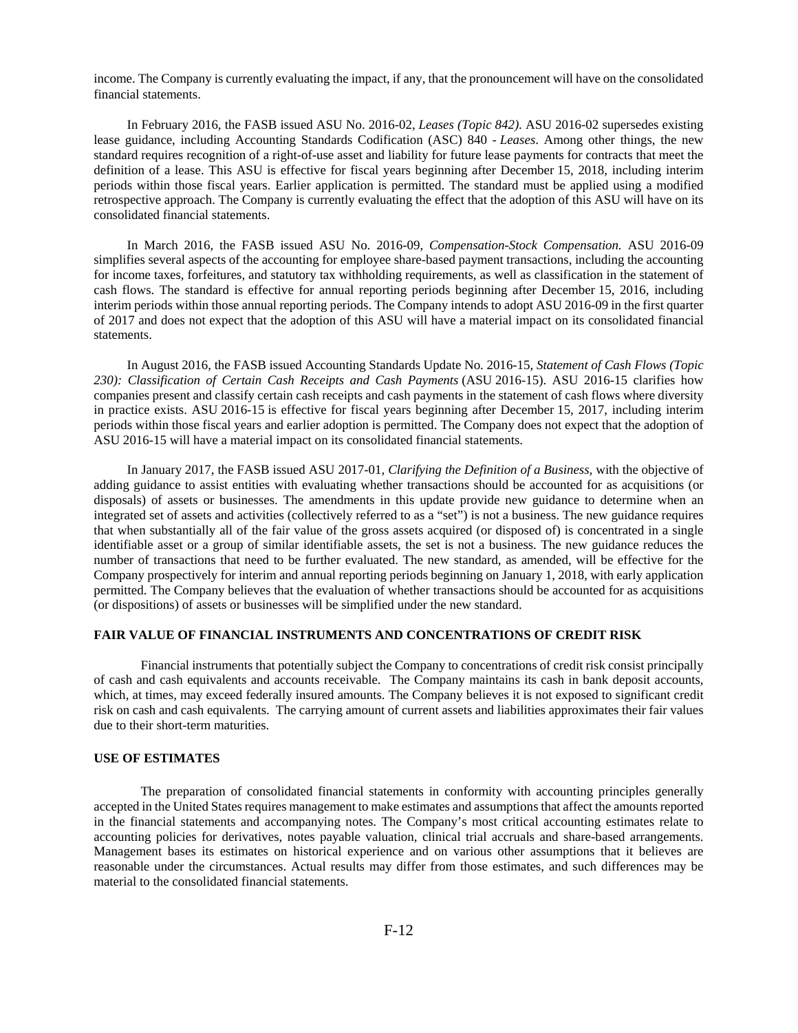income. The Company is currently evaluating the impact, if any, that the pronouncement will have on the consolidated financial statements.

In February 2016, the FASB issued ASU No. 2016-02, *Leases (Topic 842)*. ASU 2016-02 supersedes existing lease guidance, including Accounting Standards Codification (ASC) 840 - *Leases*. Among other things, the new standard requires recognition of a right-of-use asset and liability for future lease payments for contracts that meet the definition of a lease. This ASU is effective for fiscal years beginning after December 15, 2018, including interim periods within those fiscal years. Earlier application is permitted. The standard must be applied using a modified retrospective approach. The Company is currently evaluating the effect that the adoption of this ASU will have on its consolidated financial statements.

In March 2016, the FASB issued ASU No. 2016-09, *Compensation-Stock Compensation.* ASU 2016-09 simplifies several aspects of the accounting for employee share-based payment transactions, including the accounting for income taxes, forfeitures, and statutory tax withholding requirements, as well as classification in the statement of cash flows. The standard is effective for annual reporting periods beginning after December 15, 2016, including interim periods within those annual reporting periods. The Company intends to adopt ASU 2016-09 in the first quarter of 2017 and does not expect that the adoption of this ASU will have a material impact on its consolidated financial statements.

In August 2016, the FASB issued Accounting Standards Update No. 2016-15, *Statement of Cash Flows (Topic 230): Classification of Certain Cash Receipts and Cash Payments* (ASU 2016-15). ASU 2016-15 clarifies how companies present and classify certain cash receipts and cash payments in the statement of cash flows where diversity in practice exists. ASU 2016-15 is effective for fiscal years beginning after December 15, 2017, including interim periods within those fiscal years and earlier adoption is permitted. The Company does not expect that the adoption of ASU 2016-15 will have a material impact on its consolidated financial statements.

In January 2017, the FASB issued ASU 2017-01, *Clarifying the Definition of a Business*, with the objective of adding guidance to assist entities with evaluating whether transactions should be accounted for as acquisitions (or disposals) of assets or businesses. The amendments in this update provide new guidance to determine when an integrated set of assets and activities (collectively referred to as a "set") is not a business. The new guidance requires that when substantially all of the fair value of the gross assets acquired (or disposed of) is concentrated in a single identifiable asset or a group of similar identifiable assets, the set is not a business. The new guidance reduces the number of transactions that need to be further evaluated. The new standard, as amended, will be effective for the Company prospectively for interim and annual reporting periods beginning on January 1, 2018, with early application permitted. The Company believes that the evaluation of whether transactions should be accounted for as acquisitions (or dispositions) of assets or businesses will be simplified under the new standard.

**FAIR VALUE OF FINANCIAL INSTRUMENTS AND CONCENTRATIONS OF CREDIT RISK**

Financial instruments that potentially subject the Company to concentrations of credit risk consist principally of cash and cash equivalents and accounts receivable. The Company maintains its cash in bank deposit accounts, which, at times, may exceed federally insured amounts. The Company believes it is not exposed to significant credit risk on cash and cash equivalents. The carrying amount of current assets and liabilities approximates their fair values due to their short-term maturities.

**USE OF ESTIMATES**

The preparation of consolidated financial statements in conformity with accounting principles generally accepted in the United States requires management to make estimates and assumptions that affect the amounts reported in the financial statements and accompanying notes. The Company's most critical accounting estimates relate to accounting policies for derivatives, notes payable valuation, clinical trial accruals and share-based arrangements. Management bases its estimates on historical experience and on various other assumptions that it believes are reasonable under the circumstances. Actual results may differ from those estimates, and such differences may be material to the consolidated financial statements.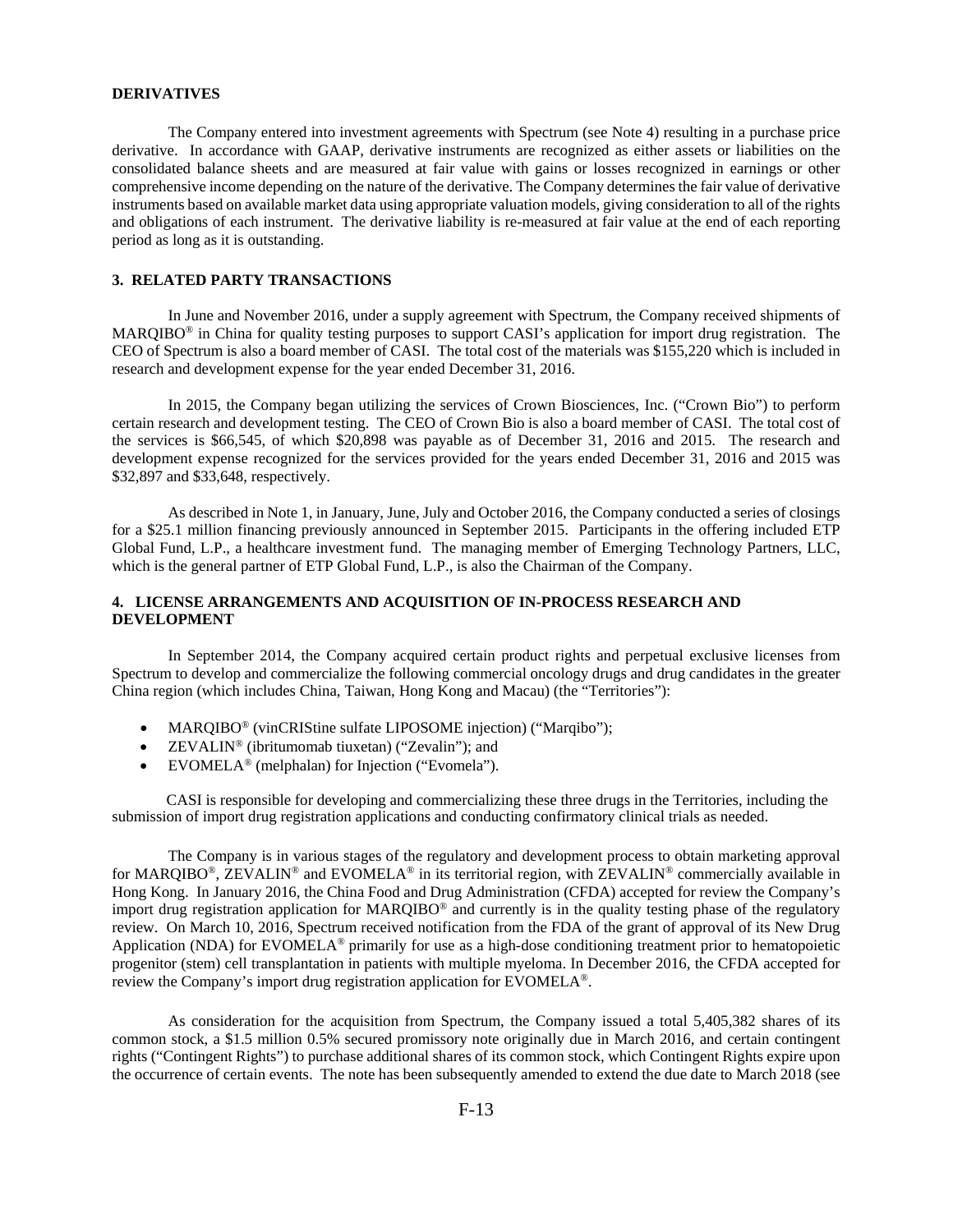**DERIVATIVES**

The Company entered into investment agreements with Spectrum (see Note 4) resulting in a purchase price derivative. In accordance with GAAP, derivative instruments are recognized as either assets or liabilities on the consolidated balance sheets and are measured at fair value with gains or losses recognized in earnings or other comprehensive income depending on the nature of the derivative. The Company determines the fair value of derivative instruments based on available market data using appropriate valuation models, giving consideration to all of the rights and obligations of each instrument. The derivative liability is re-measured at fair value at the end of each reporting period as long as it is outstanding.

## 3. RELATED PARTY TRANSACTIONS

In June and November 2016, under a supply agreement with Spectrum, the Company received shipments of MARQIBO® in China for quality testing purposes to support CASI's application for import drug registration. The CEO of Spectrum is also a board member of CASI. The total cost of the materials was $155,220 which is included in research and development expense for the year ended December 31, 2016.

In 2015, the Company began utilizing the services of Crown Biosciences, Inc. ("Crown Bio") to perform certain research and development testing. The CEO of Crown Bio is also a board member of CASI. The total cost of the services is $66,545, of which $20,898 was payable as of December 31, 2016 and 2015. The research and development expense recognized for the services provided for the years ended December 31, 2016 and 2015 was $32,897 and $33,648, respectively.

As described in Note 1, in January, June, July and October 2016, the Company conducted a series of closings for a $25.1 million financing previously announced in September 2015. Participants in the offering included ETP Global Fund, L.P., a healthcare investment fund. The managing member of Emerging Technology Partners, LLC, which is the general partner of ETP Global Fund, L.P., is also the Chairman of the Company.

## 4. LICENSE ARRANGEMENTS AND ACQUISITION OF IN-PROCESS RESEARCH AND DEVELOPMENT

In September 2014, the Company acquired certain product rights and perpetual exclusive licenses from Spectrum to develop and commercialize the following commercial oncology drugs and drug candidates in the greater China region (which includes China, Taiwan, Hong Kong and Macau) (the "Territories"):

- MARQIBO® (vinCRIStine sulfate LIPOSOME injection) ("Marqibo");
- ZEVALIN® (ibritumomab tiuxetan) ("Zevalin"); and
- EVOMELA® (melphalan) for Injection ("Evomela").

CASI is responsible for developing and commercializing these three drugs in the Territories, including the submission of import drug registration applications and conducting confirmatory clinical trials as needed.

The Company is in various stages of the regulatory and development process to obtain marketing approval for MARQIBO®, ZEVALIN® and EVOMELA® in its territorial region, with ZEVALIN® commercially available in Hong Kong. In January 2016, the China Food and Drug Administration (CFDA) accepted for review the Company's import drug registration application for MARQIBO® and currently is in the quality testing phase of the regulatory review. On March 10, 2016, Spectrum received notification from the FDA of the grant of approval of its New Drug Application (NDA) for EVOMELA® primarily for use as a high-dose conditioning treatment prior to hematopoietic progenitor (stem) cell transplantation in patients with multiple myeloma. In December 2016, the CFDA accepted for review the Company's import drug registration application for EVOMELA®.

As consideration for the acquisition from Spectrum, the Company issued a total 5,405,382 shares of its common stock, a $1.5 million 0.5% secured promissory note originally due in March 2016, and certain contingent rights ("Contingent Rights") to purchase additional shares of its common stock, which Contingent Rights expire upon the occurrence of certain events. The note has been subsequently amended to extend the due date to March 2018 (see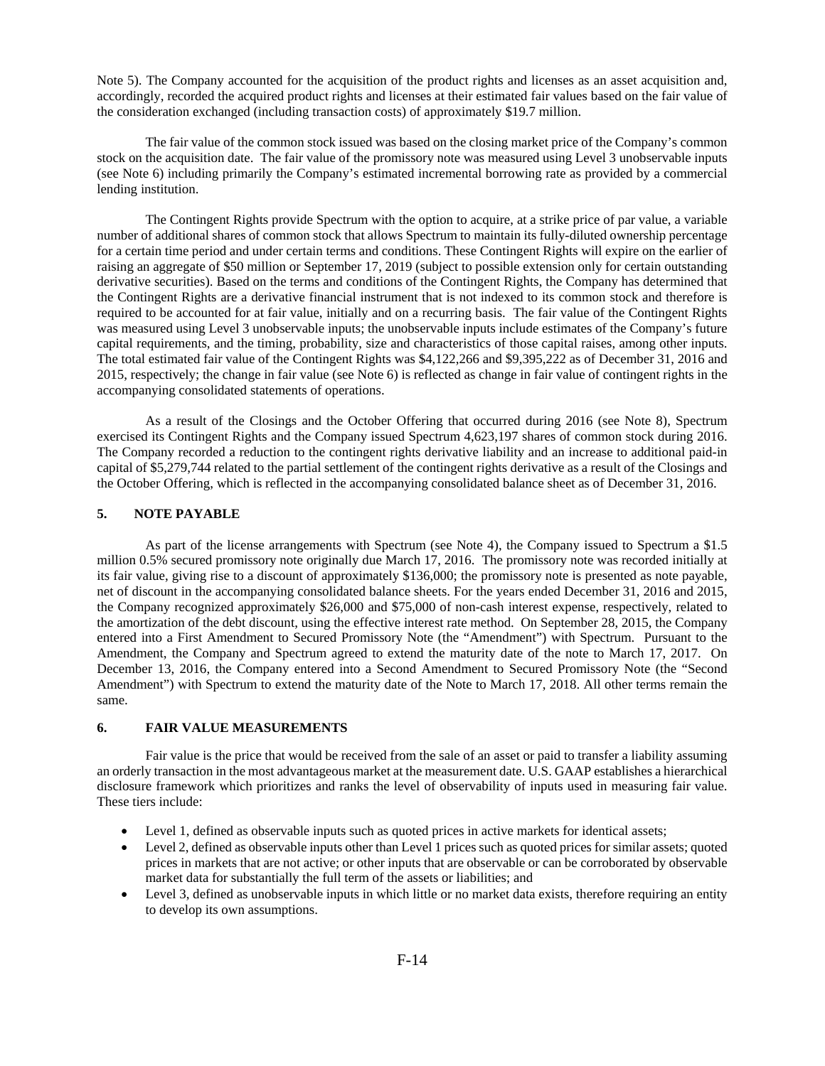Note 5). The Company accounted for the acquisition of the product rights and licenses as an asset acquisition and, accordingly, recorded the acquired product rights and licenses at their estimated fair values based on the fair value of the consideration exchanged (including transaction costs) of approximately $19.7 million.

The fair value of the common stock issued was based on the closing market price of the Company's common stock on the acquisition date. The fair value of the promissory note was measured using Level 3 unobservable inputs (see Note 6) including primarily the Company's estimated incremental borrowing rate as provided by a commercial lending institution.

The Contingent Rights provide Spectrum with the option to acquire, at a strike price of par value, a variable number of additional shares of common stock that allows Spectrum to maintain its fully-diluted ownership percentage for a certain time period and under certain terms and conditions. These Contingent Rights will expire on the earlier of raising an aggregate of $50 million or September 17, 2019 (subject to possible extension only for certain outstanding derivative securities). Based on the terms and conditions of the Contingent Rights, the Company has determined that the Contingent Rights are a derivative financial instrument that is not indexed to its common stock and therefore is required to be accounted for at fair value, initially and on a recurring basis. The fair value of the Contingent Rights was measured using Level 3 unobservable inputs; the unobservable inputs include estimates of the Company's future capital requirements, and the timing, probability, size and characteristics of those capital raises, among other inputs. The total estimated fair value of the Contingent Rights was $4,122,266 and $9,395,222 as of December 31, 2016 and 2015, respectively; the change in fair value (see Note 6) is reflected as change in fair value of contingent rights in the accompanying consolidated statements of operations.

As a result of the Closings and the October Offering that occurred during 2016 (see Note 8), Spectrum exercised its Contingent Rights and the Company issued Spectrum 4,623,197 shares of common stock during 2016. The Company recorded a reduction to the contingent rights derivative liability and an increase to additional paid-in capital of $5,279,744 related to the partial settlement of the contingent rights derivative as a result of the Closings and the October Offering, which is reflected in the accompanying consolidated balance sheet as of December 31, 2016.

## 5. NOTE PAYABLE

As part of the license arrangements with Spectrum (see Note 4), the Company issued to Spectrum a $1.5 million 0.5% secured promissory note originally due March 17, 2016. The promissory note was recorded initially at its fair value, giving rise to a discount of approximately $136,000; the promissory note is presented as note payable, net of discount in the accompanying consolidated balance sheets. For the years ended December 31, 2016 and 2015, the Company recognized approximately $26,000 and $75,000 of non-cash interest expense, respectively, related to the amortization of the debt discount, using the effective interest rate method. On September 28, 2015, the Company entered into a First Amendment to Secured Promissory Note (the "Amendment") with Spectrum. Pursuant to the Amendment, the Company and Spectrum agreed to extend the maturity date of the note to March 17, 2017. On December 13, 2016, the Company entered into a Second Amendment to Secured Promissory Note (the "Second Amendment") with Spectrum to extend the maturity date of the Note to March 17, 2018. All other terms remain the same.

## 6. FAIR VALUE MEASUREMENTS

Fair value is the price that would be received from the sale of an asset or paid to transfer a liability assuming an orderly transaction in the most advantageous market at the measurement date. U.S. GAAP establishes a hierarchical disclosure framework which prioritizes and ranks the level of observability of inputs used in measuring fair value. These tiers include:

- Level 1, defined as observable inputs such as quoted prices in active markets for identical assets;
- Level 2, defined as observable inputs other than Level 1 prices such as quoted prices for similar assets; quoted prices in markets that are not active; or other inputs that are observable or can be corroborated by observable market data for substantially the full term of the assets or liabilities; and
- Level 3, defined as unobservable inputs in which little or no market data exists, therefore requiring an entity to develop its own assumptions.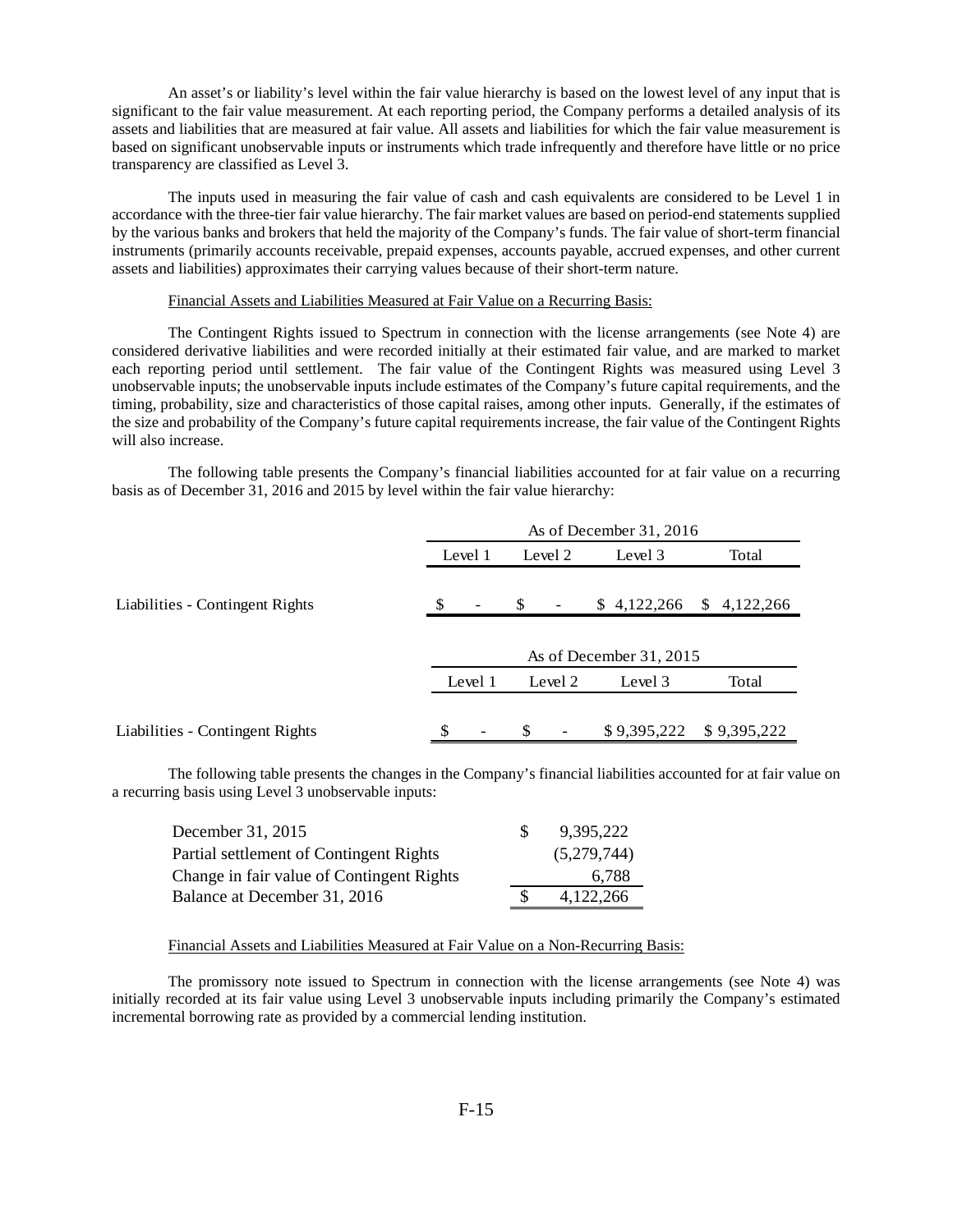An asset's or liability's level within the fair value hierarchy is based on the lowest level of any input that is significant to the fair value measurement. At each reporting period, the Company performs a detailed analysis of its assets and liabilities that are measured at fair value. All assets and liabilities for which the fair value measurement is based on significant unobservable inputs or instruments which trade infrequently and therefore have little or no price transparency are classified as Level 3.

The inputs used in measuring the fair value of cash and cash equivalents are considered to be Level 1 in accordance with the three-tier fair value hierarchy. The fair market values are based on period-end statements supplied by the various banks and brokers that held the majority of the Company's funds. The fair value of short-term financial instruments (primarily accounts receivable, prepaid expenses, accounts payable, accrued expenses, and other current assets and liabilities) approximates their carrying values because of their short-term nature.

Financial Assets and Liabilities Measured at Fair Value on a Recurring Basis:

The Contingent Rights issued to Spectrum in connection with the license arrangements (see Note 4) are considered derivative liabilities and were recorded initially at their estimated fair value, and are marked to market each reporting period until settlement. The fair value of the Contingent Rights was measured using Level 3 unobservable inputs; the unobservable inputs include estimates of the Company's future capital requirements, and the timing, probability, size and characteristics of those capital raises, among other inputs. Generally, if the estimates of the size and probability of the Company's future capital requirements increase, the fair value of the Contingent Rights will also increase.

The following table presents the Company's financial liabilities accounted for at fair value on a recurring basis as of December 31, 2016 and 2015 by level within the fair value hierarchy:

| | As of December 31, 2016 | | | |
|---|---|---|---|---|
| | Level 1 | Level 2 | Level 3 | Total |
| Liabilities - Contingent Rights | $ - | $ - | $ 4,122,266 | $ 4,122,266 |

| | As of December 31, 2015 | | | |
|---|---|---|---|---|
| | Level 1 | Level 2 | Level 3 | Total |
| Liabilities - Contingent Rights | $ - | $ - | $ 9,395,222 | $ 9,395,222 |

The following table presents the changes in the Company's financial liabilities accounted for at fair value on a recurring basis using Level 3 unobservable inputs:

| | |
|---|---|
| December 31, 2015 | $ 9,395,222 |
| Partial settlement of Contingent Rights | (5,279,744) |
| Change in fair value of Contingent Rights | 6,788 |
| Balance at December 31, 2016 | $ 4,122,266 |

Financial Assets and Liabilities Measured at Fair Value on a Non-Recurring Basis:

The promissory note issued to Spectrum in connection with the license arrangements (see Note 4) was initially recorded at its fair value using Level 3 unobservable inputs including primarily the Company's estimated incremental borrowing rate as provided by a commercial lending institution.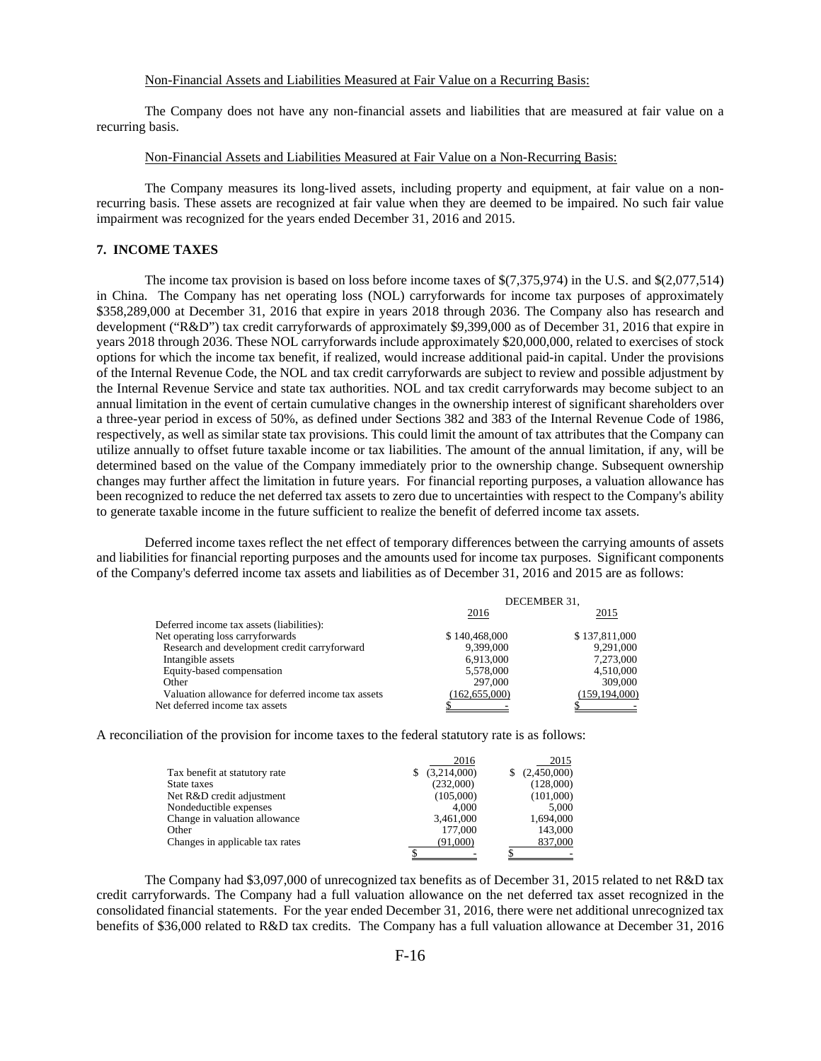Non-Financial Assets and Liabilities Measured at Fair Value on a Recurring Basis:

The Company does not have any non-financial assets and liabilities that are measured at fair value on a recurring basis.

Non-Financial Assets and Liabilities Measured at Fair Value on a Non-Recurring Basis:

The Company measures its long-lived assets, including property and equipment, at fair value on a non-recurring basis. These assets are recognized at fair value when they are deemed to be impaired. No such fair value impairment was recognized for the years ended December 31, 2016 and 2015.

**7. INCOME TAXES**

The income tax provision is based on loss before income taxes of $(7,375,974) in the U.S. and $(2,077,514) in China. The Company has net operating loss (NOL) carryforwards for income tax purposes of approximately $358,289,000 at December 31, 2016 that expire in years 2018 through 2036. The Company also has research and development ("R&D") tax credit carryforwards of approximately $9,399,000 as of December 31, 2016 that expire in years 2018 through 2036. These NOL carryforwards include approximately $20,000,000, related to exercises of stock options for which the income tax benefit, if realized, would increase additional paid-in capital. Under the provisions of the Internal Revenue Code, the NOL and tax credit carryforwards are subject to review and possible adjustment by the Internal Revenue Service and state tax authorities. NOL and tax credit carryforwards may become subject to an annual limitation in the event of certain cumulative changes in the ownership interest of significant shareholders over a three-year period in excess of 50%, as defined under Sections 382 and 383 of the Internal Revenue Code of 1986, respectively, as well as similar state tax provisions. This could limit the amount of tax attributes that the Company can utilize annually to offset future taxable income or tax liabilities. The amount of the annual limitation, if any, will be determined based on the value of the Company immediately prior to the ownership change. Subsequent ownership changes may further affect the limitation in future years. For financial reporting purposes, a valuation allowance has been recognized to reduce the net deferred tax assets to zero due to uncertainties with respect to the Company's ability to generate taxable income in the future sufficient to realize the benefit of deferred income tax assets.

Deferred income taxes reflect the net effect of temporary differences between the carrying amounts of assets and liabilities for financial reporting purposes and the amounts used for income tax purposes. Significant components of the Company's deferred income tax assets and liabilities as of December 31, 2016 and 2015 are as follows:

| | DECEMBER 31, | |
|---|---|---|
| | 2016 | 2015 |
| Deferred income tax assets (liabilities): | | |
| Net operating loss carryforwards | $ 140,468,000 | $ 137,811,000 |
| Research and development credit carryforward | 9,399,000 | 9,291,000 |
| Intangible assets | 6,913,000 | 7,273,000 |
| Equity-based compensation | 5,578,000 | 4,510,000 |
| Other | 297,000 | 309,000 |
| Valuation allowance for deferred income tax assets | (162,655,000) | (159,194,000) |
| Net deferred income tax assets | $ - | $ - |

A reconciliation of the provision for income taxes to the federal statutory rate is as follows:

| | 2016 | 2015 |
|---|---|---|
| Tax benefit at statutory rate | $ (3,214,000) | $ (2,450,000) |
| State taxes | (232,000) | (128,000) |
| Net R&D credit adjustment | (105,000) | (101,000) |
| Nondeductible expenses | 4,000 | 5,000 |
| Change in valuation allowance | 3,461,000 | 1,694,000 |
| Other | 177,000 | 143,000 |
| Changes in applicable tax rates | (91,000) | 837,000 |
| | $ - | $ - |

The Company had $3,097,000 of unrecognized tax benefits as of December 31, 2015 related to net R&D tax credit carryforwards. The Company had a full valuation allowance on the net deferred tax asset recognized in the consolidated financial statements. For the year ended December 31, 2016, there were net additional unrecognized tax benefits of $36,000 related to R&D tax credits. The Company has a full valuation allowance at December 31, 2016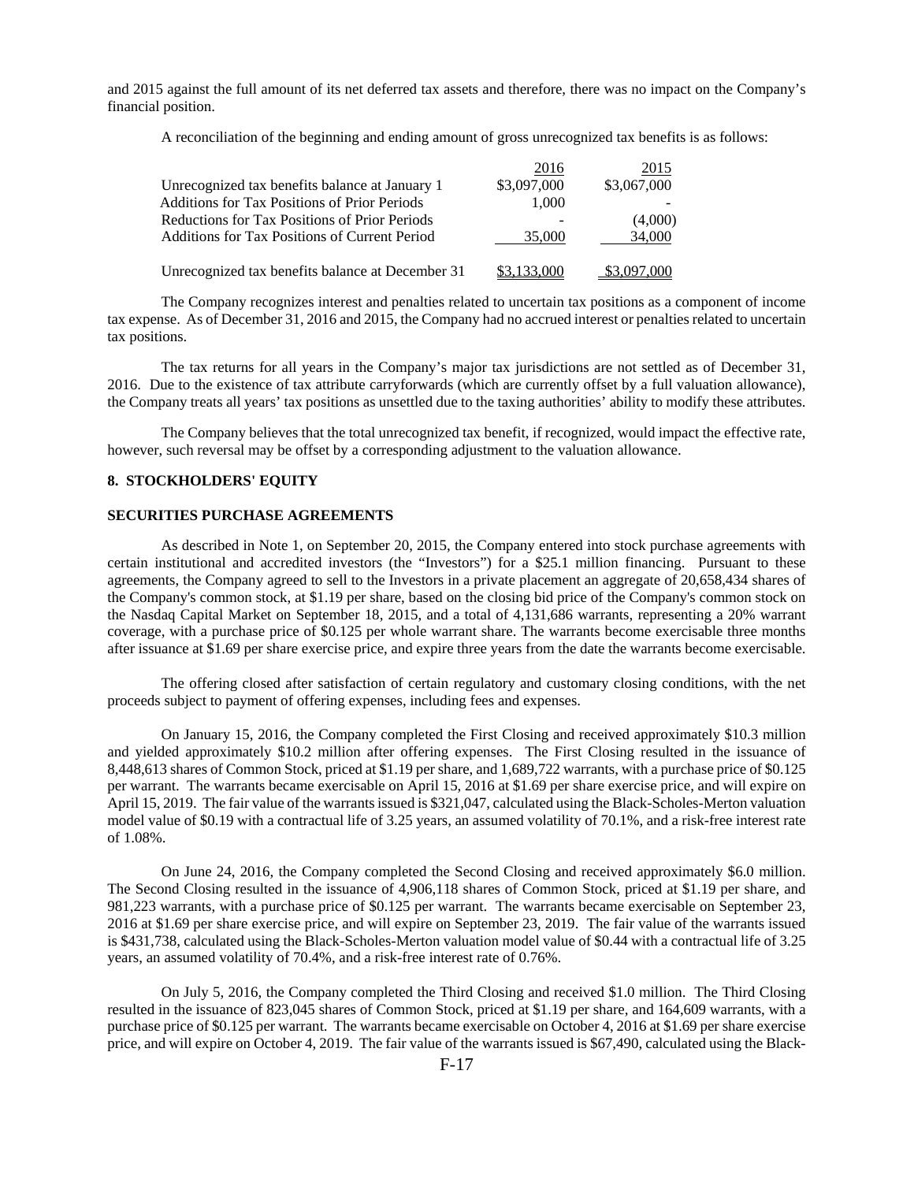and 2015 against the full amount of its net deferred tax assets and therefore, there was no impact on the Company's financial position.

A reconciliation of the beginning and ending amount of gross unrecognized tax benefits is as follows:

| | 2016 | 2015 |
|---|---|---|
| Unrecognized tax benefits balance at January 1 | $3,097,000 | $3,067,000 |
| Additions for Tax Positions of Prior Periods | 1,000 | - |
| Reductions for Tax Positions of Prior Periods | - | (4,000) |
| Additions for Tax Positions of Current Period | 35,000 | 34,000 |
| Unrecognized tax benefits balance at December 31 | $3,133,000 | $3,097,000 |

The Company recognizes interest and penalties related to uncertain tax positions as a component of income tax expense. As of December 31, 2016 and 2015, the Company had no accrued interest or penalties related to uncertain tax positions.

The tax returns for all years in the Company's major tax jurisdictions are not settled as of December 31, 2016. Due to the existence of tax attribute carryforwards (which are currently offset by a full valuation allowance), the Company treats all years' tax positions as unsettled due to the taxing authorities' ability to modify these attributes.

The Company believes that the total unrecognized tax benefit, if recognized, would impact the effective rate, however, such reversal may be offset by a corresponding adjustment to the valuation allowance.

## 8. STOCKHOLDERS' EQUITY

### SECURITIES PURCHASE AGREEMENTS

As described in Note 1, on September 20, 2015, the Company entered into stock purchase agreements with certain institutional and accredited investors (the "Investors") for a $25.1 million financing. Pursuant to these agreements, the Company agreed to sell to the Investors in a private placement an aggregate of 20,658,434 shares of the Company's common stock, at $1.19 per share, based on the closing bid price of the Company's common stock on the Nasdaq Capital Market on September 18, 2015, and a total of 4,131,686 warrants, representing a 20% warrant coverage, with a purchase price of $0.125 per whole warrant share. The warrants become exercisable three months after issuance at $1.69 per share exercise price, and expire three years from the date the warrants become exercisable.

The offering closed after satisfaction of certain regulatory and customary closing conditions, with the net proceeds subject to payment of offering expenses, including fees and expenses.

On January 15, 2016, the Company completed the First Closing and received approximately $10.3 million and yielded approximately $10.2 million after offering expenses. The First Closing resulted in the issuance of 8,448,613 shares of Common Stock, priced at $1.19 per share, and 1,689,722 warrants, with a purchase price of $0.125 per warrant. The warrants became exercisable on April 15, 2016 at $1.69 per share exercise price, and will expire on April 15, 2019. The fair value of the warrants issued is $321,047, calculated using the Black-Scholes-Merton valuation model value of $0.19 with a contractual life of 3.25 years, an assumed volatility of 70.1%, and a risk-free interest rate of 1.08%.

On June 24, 2016, the Company completed the Second Closing and received approximately $6.0 million. The Second Closing resulted in the issuance of 4,906,118 shares of Common Stock, priced at $1.19 per share, and 981,223 warrants, with a purchase price of $0.125 per warrant. The warrants became exercisable on September 23, 2016 at $1.69 per share exercise price, and will expire on September 23, 2019. The fair value of the warrants issued is $431,738, calculated using the Black-Scholes-Merton valuation model value of $0.44 with a contractual life of 3.25 years, an assumed volatility of 70.4%, and a risk-free interest rate of 0.76%.

On July 5, 2016, the Company completed the Third Closing and received $1.0 million. The Third Closing resulted in the issuance of 823,045 shares of Common Stock, priced at $1.19 per share, and 164,609 warrants, with a purchase price of $0.125 per warrant. The warrants became exercisable on October 4, 2016 at $1.69 per share exercise price, and will expire on October 4, 2019. The fair value of the warrants issued is $67,490, calculated using the Black-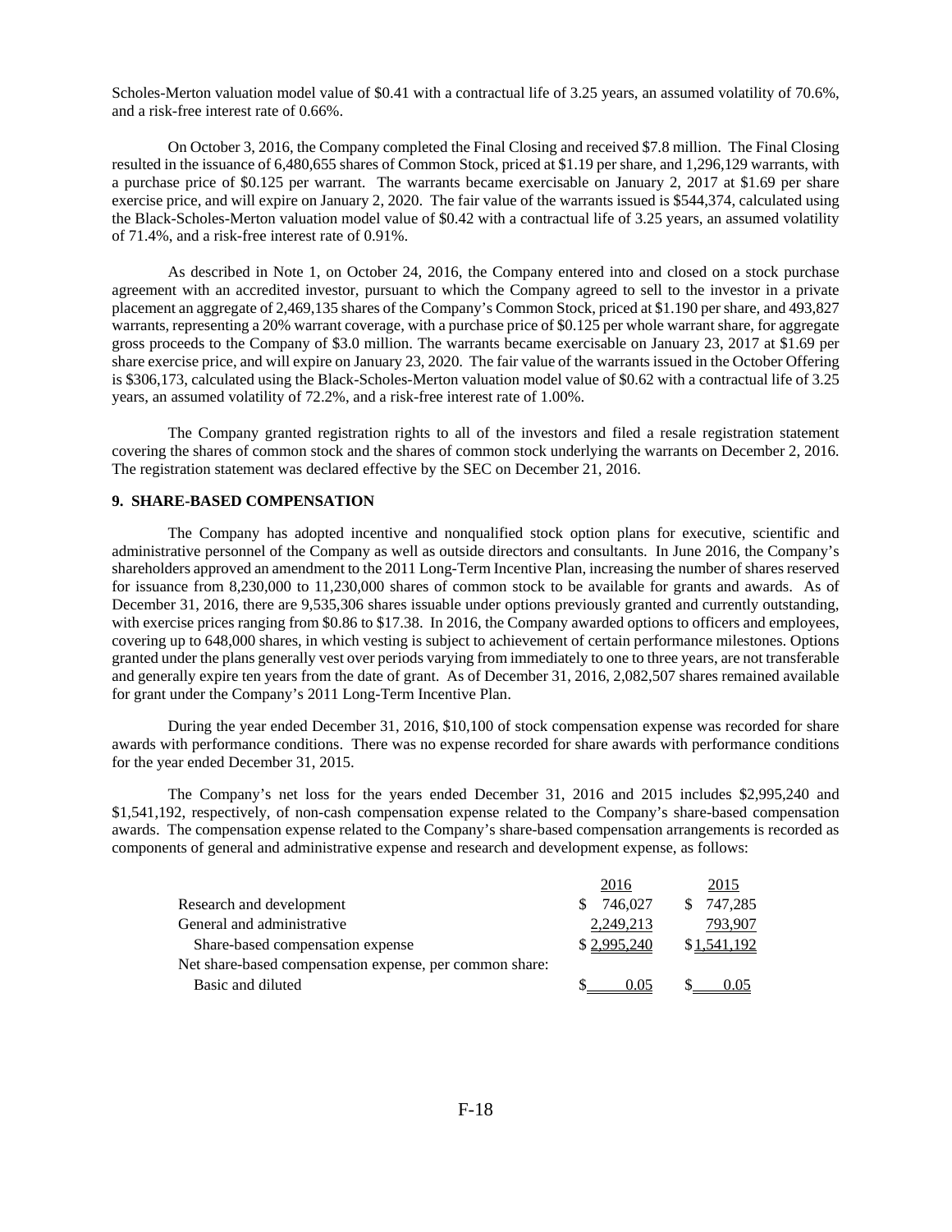Scholes-Merton valuation model value of $0.41 with a contractual life of 3.25 years, an assumed volatility of 70.6%, and a risk-free interest rate of 0.66%.

On October 3, 2016, the Company completed the Final Closing and received $7.8 million. The Final Closing resulted in the issuance of 6,480,655 shares of Common Stock, priced at $1.19 per share, and 1,296,129 warrants, with a purchase price of $0.125 per warrant. The warrants became exercisable on January 2, 2017 at $1.69 per share exercise price, and will expire on January 2, 2020. The fair value of the warrants issued is $544,374, calculated using the Black-Scholes-Merton valuation model value of $0.42 with a contractual life of 3.25 years, an assumed volatility of 71.4%, and a risk-free interest rate of 0.91%.

As described in Note 1, on October 24, 2016, the Company entered into and closed on a stock purchase agreement with an accredited investor, pursuant to which the Company agreed to sell to the investor in a private placement an aggregate of 2,469,135 shares of the Company's Common Stock, priced at $1.190 per share, and 493,827 warrants, representing a 20% warrant coverage, with a purchase price of $0.125 per whole warrant share, for aggregate gross proceeds to the Company of $3.0 million. The warrants became exercisable on January 23, 2017 at $1.69 per share exercise price, and will expire on January 23, 2020. The fair value of the warrants issued in the October Offering is $306,173, calculated using the Black-Scholes-Merton valuation model value of $0.62 with a contractual life of 3.25 years, an assumed volatility of 72.2%, and a risk-free interest rate of 1.00%.

The Company granted registration rights to all of the investors and filed a resale registration statement covering the shares of common stock and the shares of common stock underlying the warrants on December 2, 2016. The registration statement was declared effective by the SEC on December 21, 2016.

## 9. SHARE-BASED COMPENSATION

The Company has adopted incentive and nonqualified stock option plans for executive, scientific and administrative personnel of the Company as well as outside directors and consultants. In June 2016, the Company's shareholders approved an amendment to the 2011 Long-Term Incentive Plan, increasing the number of shares reserved for issuance from 8,230,000 to 11,230,000 shares of common stock to be available for grants and awards. As of December 31, 2016, there are 9,535,306 shares issuable under options previously granted and currently outstanding, with exercise prices ranging from $0.86 to $17.38. In 2016, the Company awarded options to officers and employees, covering up to 648,000 shares, in which vesting is subject to achievement of certain performance milestones. Options granted under the plans generally vest over periods varying from immediately to one to three years, are not transferable and generally expire ten years from the date of grant. As of December 31, 2016, 2,082,507 shares remained available for grant under the Company's 2011 Long-Term Incentive Plan.

During the year ended December 31, 2016, $10,100 of stock compensation expense was recorded for share awards with performance conditions. There was no expense recorded for share awards with performance conditions for the year ended December 31, 2015.

The Company's net loss for the years ended December 31, 2016 and 2015 includes $2,995,240 and $1,541,192, respectively, of non-cash compensation expense related to the Company's share-based compensation awards. The compensation expense related to the Company's share-based compensation arrangements is recorded as components of general and administrative expense and research and development expense, as follows:

| | 2016 | 2015 |
|---|---|---|
| Research and development | $ 746,027 | $ 747,285 |
| General and administrative | 2,249,213 | 793,907 |
| Share-based compensation expense | $ 2,995,240 | $ 1,541,192 |
| Net share-based compensation expense, per common share: | | |
| Basic and diluted | $ 0.05 | $ 0.05 |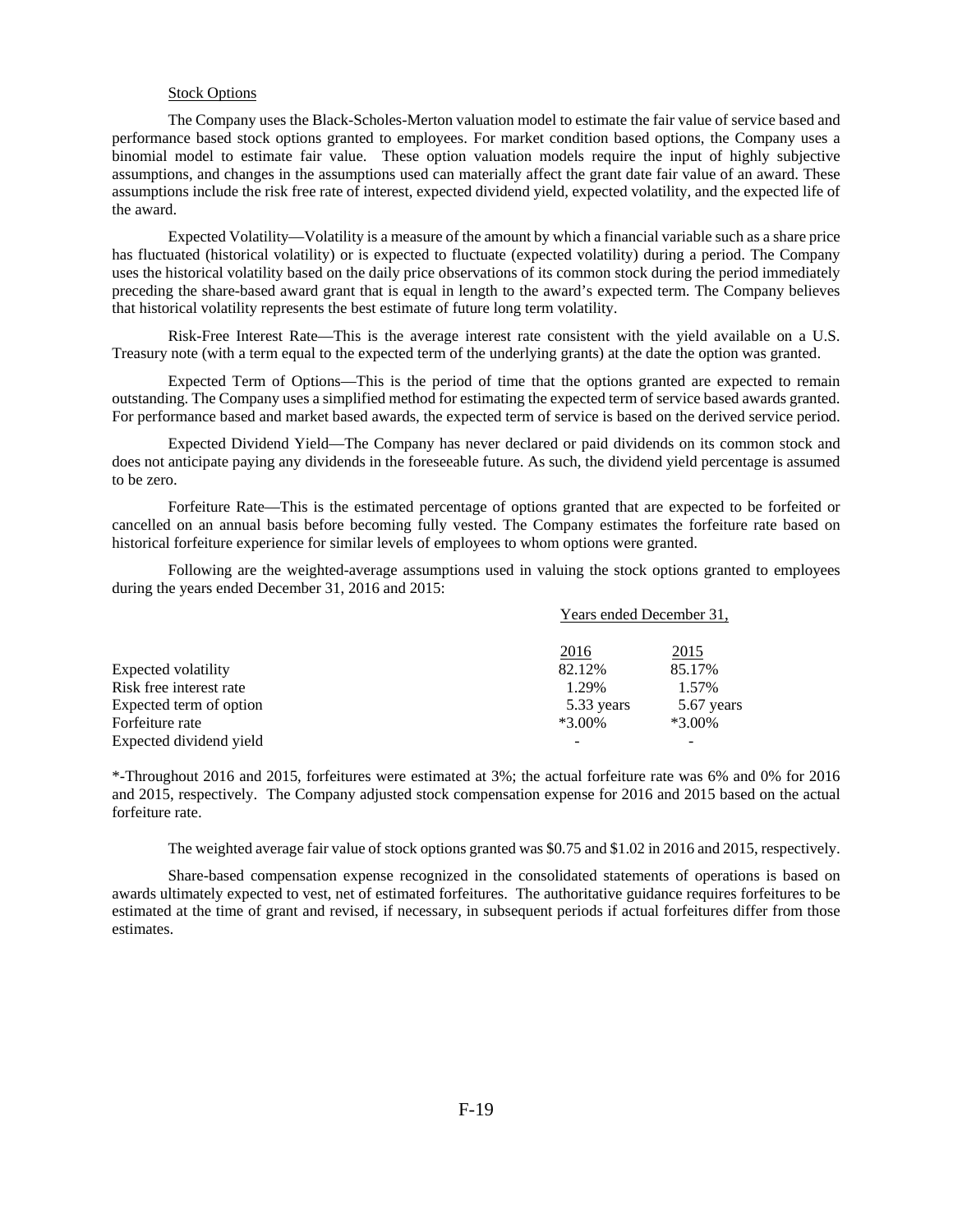Stock Options

The Company uses the Black-Scholes-Merton valuation model to estimate the fair value of service based and performance based stock options granted to employees. For market condition based options, the Company uses a binomial model to estimate fair value. These option valuation models require the input of highly subjective assumptions, and changes in the assumptions used can materially affect the grant date fair value of an award. These assumptions include the risk free rate of interest, expected dividend yield, expected volatility, and the expected life of the award.

Expected Volatility—Volatility is a measure of the amount by which a financial variable such as a share price has fluctuated (historical volatility) or is expected to fluctuate (expected volatility) during a period. The Company uses the historical volatility based on the daily price observations of its common stock during the period immediately preceding the share-based award grant that is equal in length to the award's expected term. The Company believes that historical volatility represents the best estimate of future long term volatility.

Risk-Free Interest Rate—This is the average interest rate consistent with the yield available on a U.S. Treasury note (with a term equal to the expected term of the underlying grants) at the date the option was granted.

Expected Term of Options—This is the period of time that the options granted are expected to remain outstanding. The Company uses a simplified method for estimating the expected term of service based awards granted. For performance based and market based awards, the expected term of service is based on the derived service period.

Expected Dividend Yield—The Company has never declared or paid dividends on its common stock and does not anticipate paying any dividends in the foreseeable future. As such, the dividend yield percentage is assumed to be zero.

Forfeiture Rate—This is the estimated percentage of options granted that are expected to be forfeited or cancelled on an annual basis before becoming fully vested. The Company estimates the forfeiture rate based on historical forfeiture experience for similar levels of employees to whom options were granted.

Following are the weighted-average assumptions used in valuing the stock options granted to employees during the years ended December 31, 2016 and 2015:

| | Years ended December 31, | |
|---|---|---|
| | 2016 | 2015 |
| Expected volatility | 82.12% | 85.17% |
| Risk free interest rate | 1.29% | 1.57% |
| Expected term of option | 5.33 years | 5.67 years |
| Forfeiture rate | *3.00% | *3.00% |
| Expected dividend yield | - | - |

*-Throughout 2016 and 2015, forfeitures were estimated at 3%; the actual forfeiture rate was 6% and 0% for 2016 and 2015, respectively. The Company adjusted stock compensation expense for 2016 and 2015 based on the actual forfeiture rate.

The weighted average fair value of stock options granted was $0.75 and $1.02 in 2016 and 2015, respectively.

Share-based compensation expense recognized in the consolidated statements of operations is based on awards ultimately expected to vest, net of estimated forfeitures. The authoritative guidance requires forfeitures to be estimated at the time of grant and revised, if necessary, in subsequent periods if actual forfeitures differ from those estimates.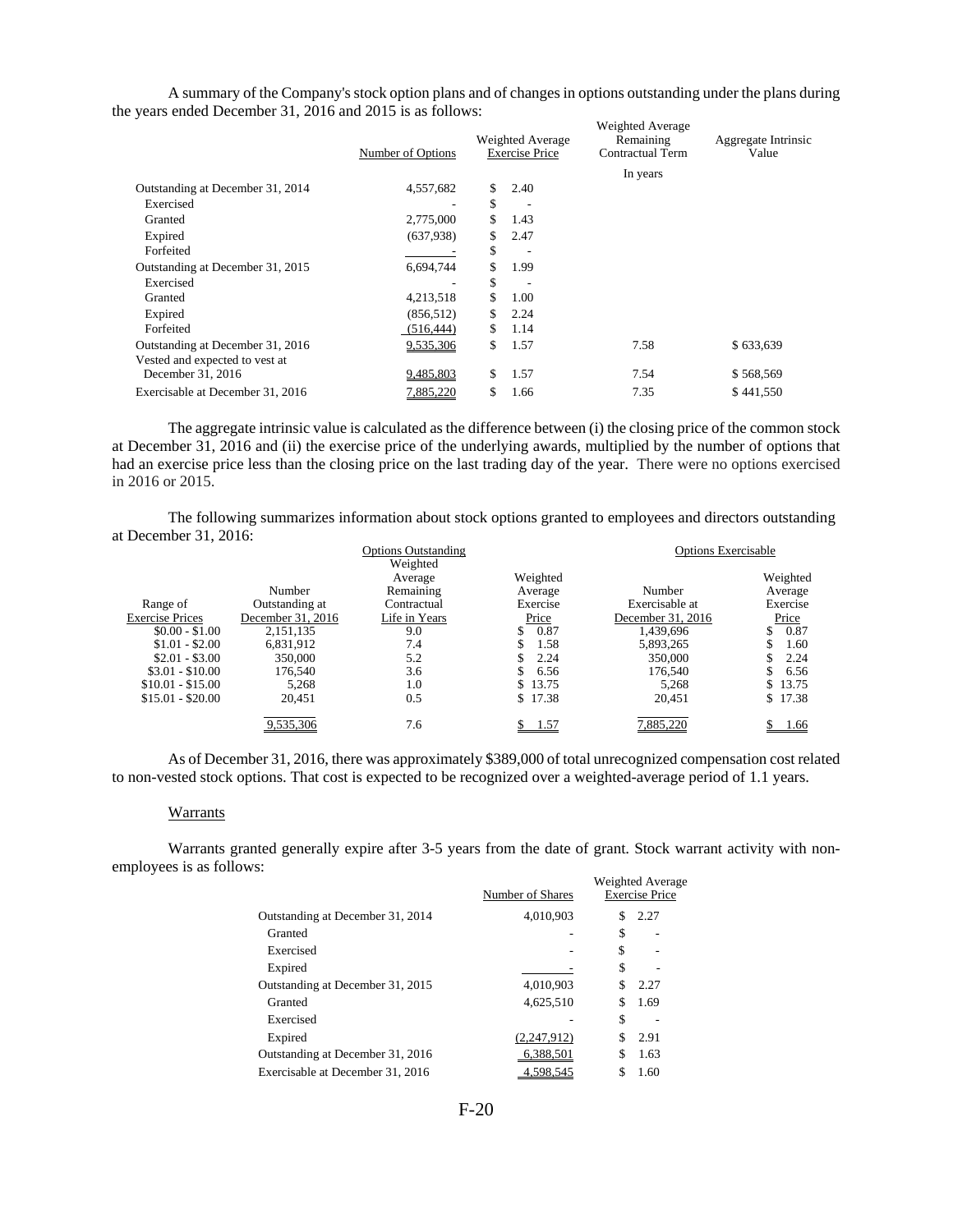A summary of the Company's stock option plans and of changes in options outstanding under the plans during the years ended December 31, 2016 and 2015 is as follows:

| | Number of Options | Weighted Average Exercise Price | Weighted Average Remaining Contractual Term | Aggregate Intrinsic Value |
|---|---|---|---|---|
| | | | In years | |
| Outstanding at December 31, 2014 | 4,557,682 | $ 2.40 | | |
| Exercised | - | $ - | | |
| Granted | 2,775,000 | $ 1.43 | | |
| Expired | (637,938) | $ 2.47 | | |
| Forfeited | - | $ - | | |
| Outstanding at December 31, 2015 | 6,694,744 | $ 1.99 | | |
| Exercised | - | $ - | | |
| Granted | 4,213,518 | $ 1.00 | | |
| Expired | (856,512) | $ 2.24 | | |
| Forfeited | (516,444) | $ 1.14 | | |
| Outstanding at December 31, 2016 | 9,535,306 | $ 1.57 | 7.58 | $ 633,639 |
| Vested and expected to vest at December 31, 2016 | 9,485,803 | $ 1.57 | 7.54 | $ 568,569 |
| Exercisable at December 31, 2016 | 7,885,220 | $ 1.66 | 7.35 | $ 441,550 |

The aggregate intrinsic value is calculated as the difference between (i) the closing price of the common stock at December 31, 2016 and (ii) the exercise price of the underlying awards, multiplied by the number of options that had an exercise price less than the closing price on the last trading day of the year. There were no options exercised in 2016 or 2015.

The following summarizes information about stock options granted to employees and directors outstanding at December 31, 2016:

| | Options Outstanding | | | Options Exercisable | |
|---|---|---|---|---|---|
| Range of Exercise Prices | Number Outstanding at December 31, 2016 | Weighted Average Remaining Contractual Life in Years | Weighted Average Exercise Price | Number Exercisable at December 31, 2016 | Weighted Average Exercise Price |
| $0.00 - $1.00 | 2,151,135 | 9.0 | $ 0.87 | 1,439,696 | $ 0.87 |
| $1.01 - $2.00 | 6,831,912 | 7.4 | $ 1.58 | 5,893,265 | $ 1.60 |
| $2.01 - $3.00 | 350,000 | 5.2 | $ 2.24 | 350,000 | $ 2.24 |
| $3.01 - $10.00 | 176,540 | 3.6 | $ 6.56 | 176,540 | $ 6.56 |
| $10.01 - $15.00 | 5,268 | 1.0 | $ 13.75 | 5,268 | $ 13.75 |
| $15.01 - $20.00 | 20,451 | 0.5 | $ 17.38 | 20,451 | $ 17.38 |
| | 9,535,306 | 7.6 | $ 1.57 | 7,885,220 | $ 1.66 |

As of December 31, 2016, there was approximately $389,000 of total unrecognized compensation cost related to non-vested stock options. That cost is expected to be recognized over a weighted-average period of 1.1 years.

### Warrants

Warrants granted generally expire after 3-5 years from the date of grant. Stock warrant activity with non-employees is as follows:

| | Number of Shares | Weighted Average Exercise Price |
|---|---|---|
| Outstanding at December 31, 2014 | 4,010,903 | $ 2.27 |
| Granted | - | $ - |
| Exercised | - | $ - |
| Expired | - | $ - |
| Outstanding at December 31, 2015 | 4,010,903 | $ 2.27 |
| Granted | 4,625,510 | $ 1.69 |
| Exercised | - | $ - |
| Expired | (2,247,912) | $ 2.91 |
| Outstanding at December 31, 2016 | 6,388,501 | $ 1.63 |
| Exercisable at December 31, 2016 | 4,598,545 | $ 1.60 |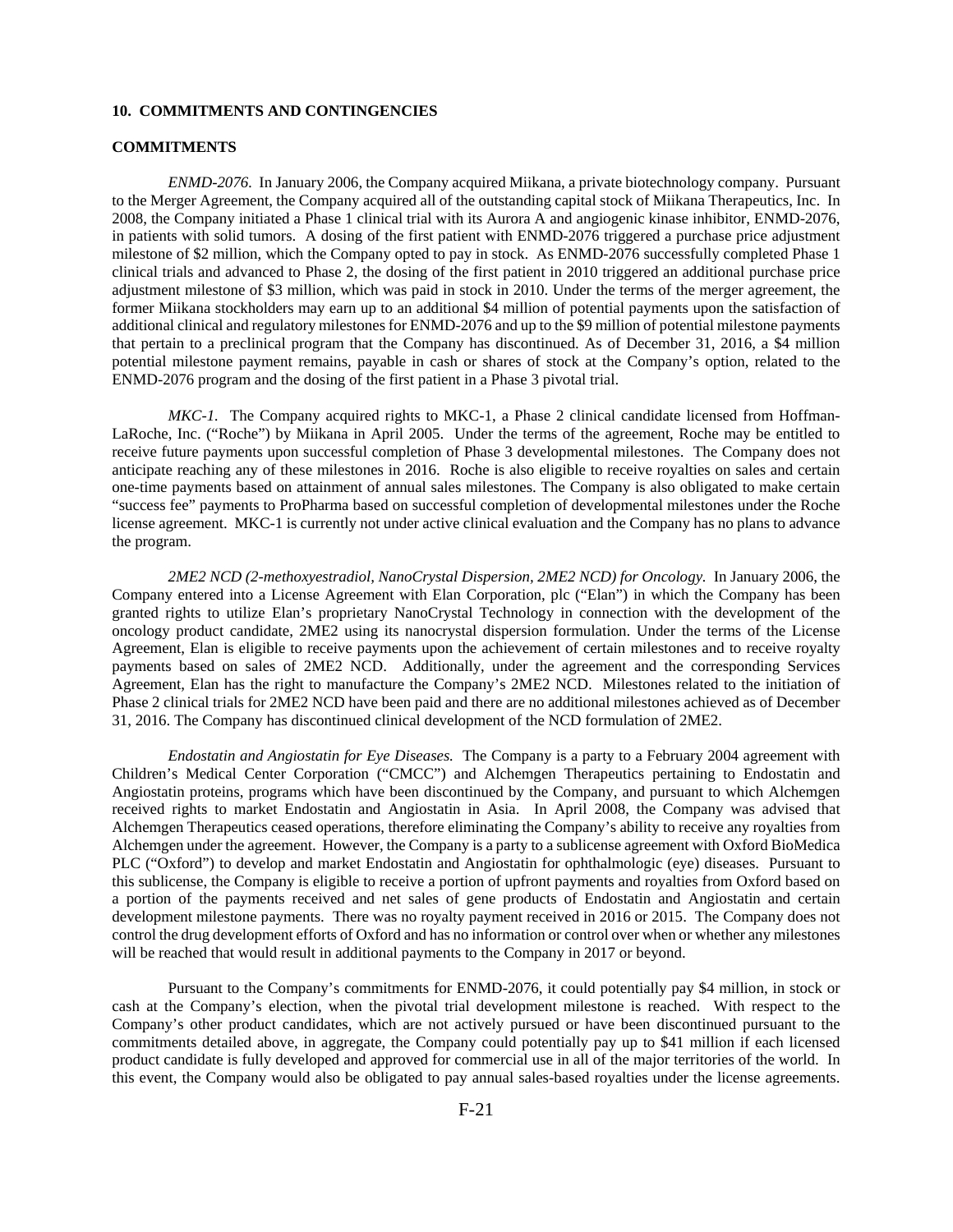## 10. COMMITMENTS AND CONTINGENCIES

### COMMITMENTS

*ENMD-2076.* In January 2006, the Company acquired Miikana, a private biotechnology company. Pursuant to the Merger Agreement, the Company acquired all of the outstanding capital stock of Miikana Therapeutics, Inc. In 2008, the Company initiated a Phase 1 clinical trial with its Aurora A and angiogenic kinase inhibitor, ENMD-2076, in patients with solid tumors. A dosing of the first patient with ENMD-2076 triggered a purchase price adjustment milestone of $2 million, which the Company opted to pay in stock. As ENMD-2076 successfully completed Phase 1 clinical trials and advanced to Phase 2, the dosing of the first patient in 2010 triggered an additional purchase price adjustment milestone of $3 million, which was paid in stock in 2010. Under the terms of the merger agreement, the former Miikana stockholders may earn up to an additional $4 million of potential payments upon the satisfaction of additional clinical and regulatory milestones for ENMD-2076 and up to the $9 million of potential milestone payments that pertain to a preclinical program that the Company has discontinued. As of December 31, 2016, a $4 million potential milestone payment remains, payable in cash or shares of stock at the Company's option, related to the ENMD-2076 program and the dosing of the first patient in a Phase 3 pivotal trial.

*MKC-1.* The Company acquired rights to MKC-1, a Phase 2 clinical candidate licensed from Hoffman-LaRoche, Inc. ("Roche") by Miikana in April 2005. Under the terms of the agreement, Roche may be entitled to receive future payments upon successful completion of Phase 3 developmental milestones. The Company does not anticipate reaching any of these milestones in 2016. Roche is also eligible to receive royalties on sales and certain one-time payments based on attainment of annual sales milestones. The Company is also obligated to make certain "success fee" payments to ProPharma based on successful completion of developmental milestones under the Roche license agreement. MKC-1 is currently not under active clinical evaluation and the Company has no plans to advance the program.

*2ME2 NCD (2-methoxyestradiol, NanoCrystal Dispersion, 2ME2 NCD) for Oncology.* In January 2006, the Company entered into a License Agreement with Elan Corporation, plc ("Elan") in which the Company has been granted rights to utilize Elan's proprietary NanoCrystal Technology in connection with the development of the oncology product candidate, 2ME2 using its nanocrystal dispersion formulation. Under the terms of the License Agreement, Elan is eligible to receive payments upon the achievement of certain milestones and to receive royalty payments based on sales of 2ME2 NCD. Additionally, under the agreement and the corresponding Services Agreement, Elan has the right to manufacture the Company's 2ME2 NCD. Milestones related to the initiation of Phase 2 clinical trials for 2ME2 NCD have been paid and there are no additional milestones achieved as of December 31, 2016. The Company has discontinued clinical development of the NCD formulation of 2ME2.

*Endostatin and Angiostatin for Eye Diseases.* The Company is a party to a February 2004 agreement with Children's Medical Center Corporation ("CMCC") and Alchemgen Therapeutics pertaining to Endostatin and Angiostatin proteins, programs which have been discontinued by the Company, and pursuant to which Alchemgen received rights to market Endostatin and Angiostatin in Asia. In April 2008, the Company was advised that Alchemgen Therapeutics ceased operations, therefore eliminating the Company's ability to receive any royalties from Alchemgen under the agreement. However, the Company is a party to a sublicense agreement with Oxford BioMedica PLC ("Oxford") to develop and market Endostatin and Angiostatin for ophthalmologic (eye) diseases. Pursuant to this sublicense, the Company is eligible to receive a portion of upfront payments and royalties from Oxford based on a portion of the payments received and net sales of gene products of Endostatin and Angiostatin and certain development milestone payments. There was no royalty payment received in 2016 or 2015. The Company does not control the drug development efforts of Oxford and has no information or control over when or whether any milestones will be reached that would result in additional payments to the Company in 2017 or beyond.

Pursuant to the Company's commitments for ENMD-2076, it could potentially pay $4 million, in stock or cash at the Company's election, when the pivotal trial development milestone is reached. With respect to the Company's other product candidates, which are not actively pursued or have been discontinued pursuant to the commitments detailed above, in aggregate, the Company could potentially pay up to $41 million if each licensed product candidate is fully developed and approved for commercial use in all of the major territories of the world. In this event, the Company would also be obligated to pay annual sales-based royalties under the license agreements.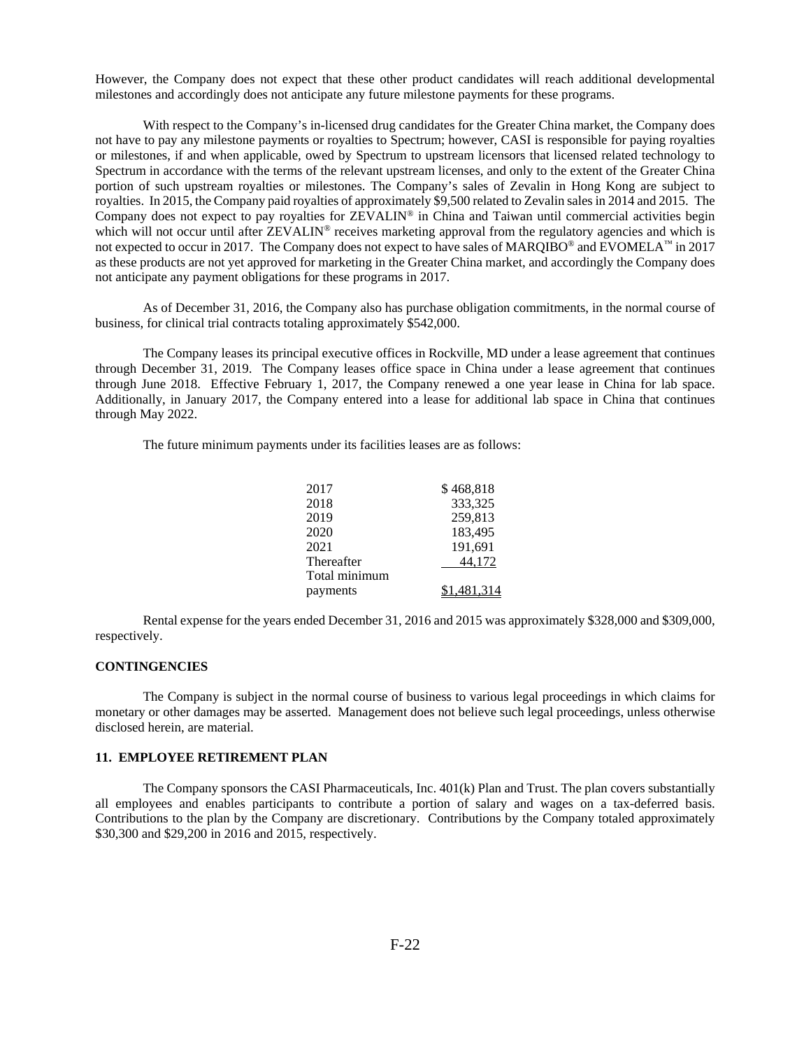However, the Company does not expect that these other product candidates will reach additional developmental milestones and accordingly does not anticipate any future milestone payments for these programs.

With respect to the Company's in-licensed drug candidates for the Greater China market, the Company does not have to pay any milestone payments or royalties to Spectrum; however, CASI is responsible for paying royalties or milestones, if and when applicable, owed by Spectrum to upstream licensors that licensed related technology to Spectrum in accordance with the terms of the relevant upstream licenses, and only to the extent of the Greater China portion of such upstream royalties or milestones. The Company's sales of Zevalin in Hong Kong are subject to royalties. In 2015, the Company paid royalties of approximately $9,500 related to Zevalin sales in 2014 and 2015. The Company does not expect to pay royalties for ZEVALIN® in China and Taiwan until commercial activities begin which will not occur until after ZEVALIN® receives marketing approval from the regulatory agencies and which is not expected to occur in 2017. The Company does not expect to have sales of MARQIBO® and EVOMELA™ in 2017 as these products are not yet approved for marketing in the Greater China market, and accordingly the Company does not anticipate any payment obligations for these programs in 2017.

As of December 31, 2016, the Company also has purchase obligation commitments, in the normal course of business, for clinical trial contracts totaling approximately $542,000.

The Company leases its principal executive offices in Rockville, MD under a lease agreement that continues through December 31, 2019. The Company leases office space in China under a lease agreement that continues through June 2018. Effective February 1, 2017, the Company renewed a one year lease in China for lab space. Additionally, in January 2017, the Company entered into a lease for additional lab space in China that continues through May 2022.

The future minimum payments under its facilities leases are as follows:

| | |
|---|---|
| 2017 | $ 468,818 |
| 2018 | 333,325 |
| 2019 | 259,813 |
| 2020 | 183,495 |
| 2021 | 191,691 |
| Thereafter | 44,172 |
| Total minimum payments | $1,481,314 |

Rental expense for the years ended December 31, 2016 and 2015 was approximately $328,000 and $309,000, respectively.

**CONTINGENCIES**

The Company is subject in the normal course of business to various legal proceedings in which claims for monetary or other damages may be asserted. Management does not believe such legal proceedings, unless otherwise disclosed herein, are material.

**11. EMPLOYEE RETIREMENT PLAN**

The Company sponsors the CASI Pharmaceuticals, Inc. 401(k) Plan and Trust. The plan covers substantially all employees and enables participants to contribute a portion of salary and wages on a tax-deferred basis. Contributions to the plan by the Company are discretionary. Contributions by the Company totaled approximately $30,300 and $29,200 in 2016 and 2015, respectively.